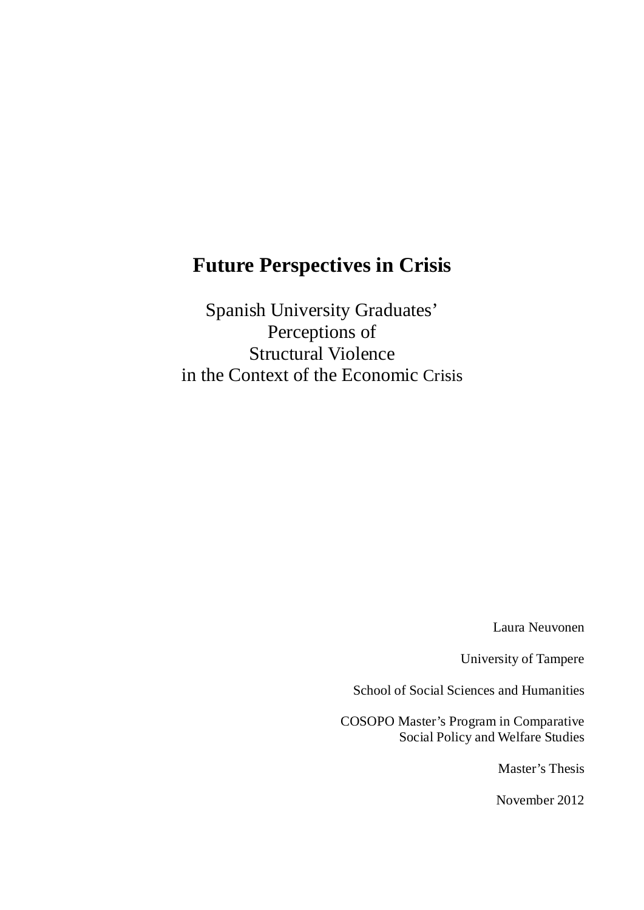# Future Perspectives in Crisis

Spanish University Graduates'
Perceptions of
Structural Violence
in the Context of the Economic Crisis

Laura Neuvonen

University of Tampere

School of Social Sciences and Humanities

COSOPO Master's Program in Comparative
Social Policy and Welfare Studies

Master's Thesis

November 2012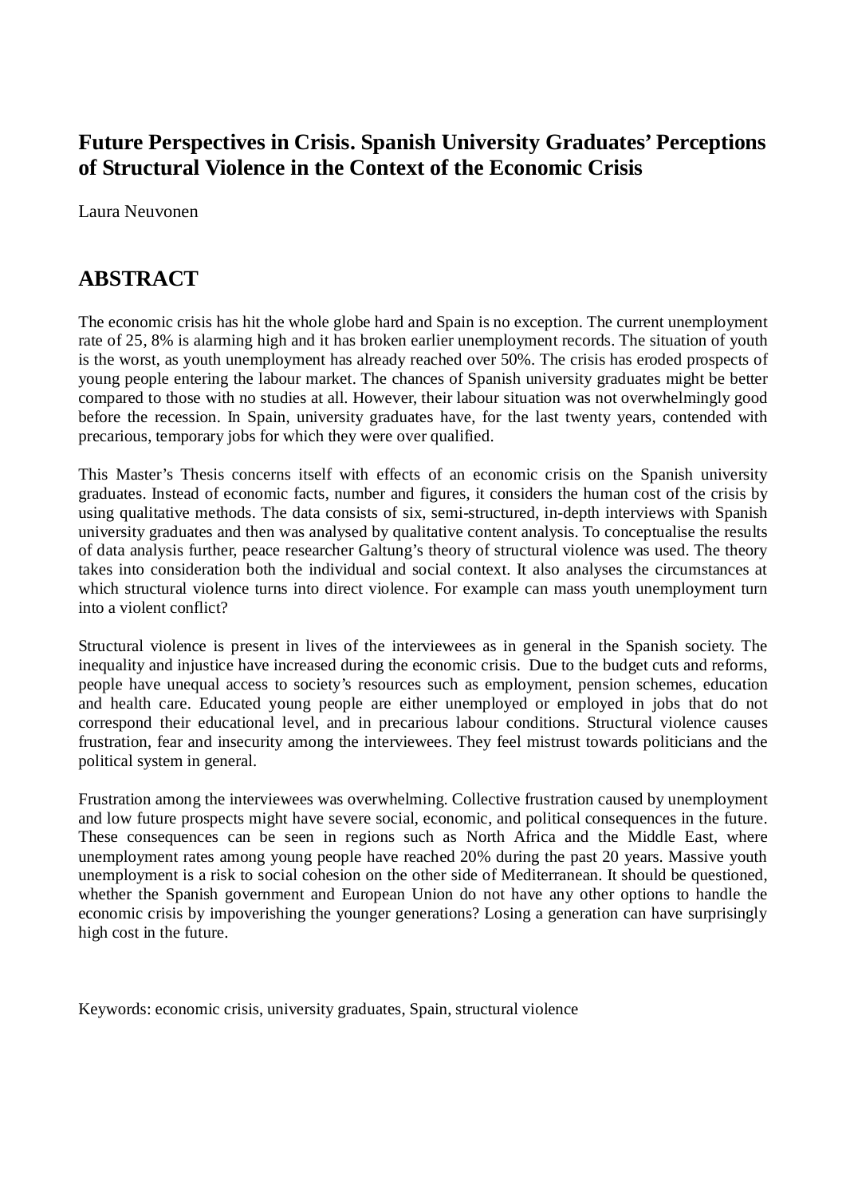# Future Perspectives in Crisis. Spanish University Graduates' Perceptions of Structural Violence in the Context of the Economic Crisis

Laura Neuvonen

## ABSTRACT

The economic crisis has hit the whole globe hard and Spain is no exception. The current unemployment rate of 25, 8% is alarming high and it has broken earlier unemployment records. The situation of youth is the worst, as youth unemployment has already reached over 50%. The crisis has eroded prospects of young people entering the labour market. The chances of Spanish university graduates might be better compared to those with no studies at all. However, their labour situation was not overwhelmingly good before the recession. In Spain, university graduates have, for the last twenty years, contended with precarious, temporary jobs for which they were over qualified.

This Master's Thesis concerns itself with effects of an economic crisis on the Spanish university graduates. Instead of economic facts, number and figures, it considers the human cost of the crisis by using qualitative methods. The data consists of six, semi-structured, in-depth interviews with Spanish university graduates and then was analysed by qualitative content analysis. To conceptualise the results of data analysis further, peace researcher Galtung's theory of structural violence was used. The theory takes into consideration both the individual and social context. It also analyses the circumstances at which structural violence turns into direct violence. For example can mass youth unemployment turn into a violent conflict?

Structural violence is present in lives of the interviewees as in general in the Spanish society. The inequality and injustice have increased during the economic crisis. Due to the budget cuts and reforms, people have unequal access to society's resources such as employment, pension schemes, education and health care. Educated young people are either unemployed or employed in jobs that do not correspond their educational level, and in precarious labour conditions. Structural violence causes frustration, fear and insecurity among the interviewees. They feel mistrust towards politicians and the political system in general.

Frustration among the interviewees was overwhelming. Collective frustration caused by unemployment and low future prospects might have severe social, economic, and political consequences in the future. These consequences can be seen in regions such as North Africa and the Middle East, where unemployment rates among young people have reached 20% during the past 20 years. Massive youth unemployment is a risk to social cohesion on the other side of Mediterranean. It should be questioned, whether the Spanish government and European Union do not have any other options to handle the economic crisis by impoverishing the younger generations? Losing a generation can have surprisingly high cost in the future.

Keywords: economic crisis, university graduates, Spain, structural violence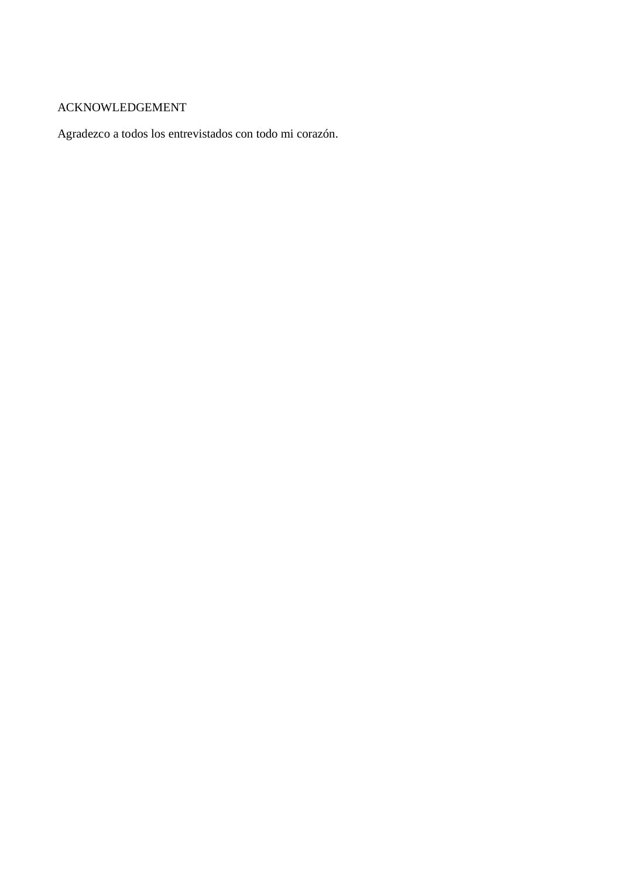## ACKNOWLEDGEMENT

Agradezco a todos los entrevistados con todo mi corazón.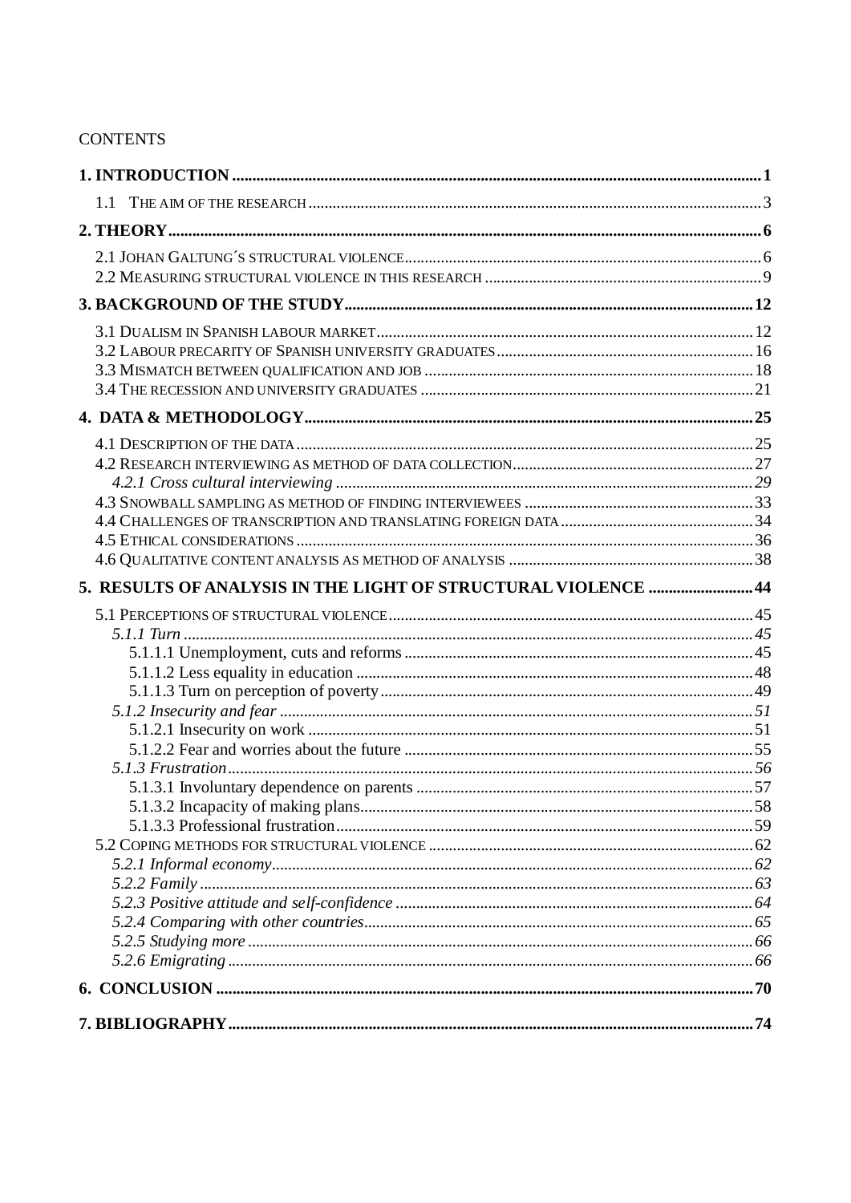CONTENTS

**1. INTRODUCTION** .......... **1**

1.1 THE AIM OF THE RESEARCH .......... 3

**2. THEORY** .......... **6**

2.1 JOHAN GALTUNG´S STRUCTURAL VIOLENCE .......... 6
2.2 MEASURING STRUCTURAL VIOLENCE IN THIS RESEARCH .......... 9

**3. BACKGROUND OF THE STUDY** .......... **12**

3.1 DUALISM IN SPANISH LABOUR MARKET .......... 12
3.2 LABOUR PRECARITY OF SPANISH UNIVERSITY GRADUATES .......... 16
3.3 MISMATCH BETWEEN QUALIFICATION AND JOB .......... 18
3.4 THE RECESSION AND UNIVERSITY GRADUATES .......... 21

**4. DATA & METHODOLOGY** .......... **25**

4.1 DESCRIPTION OF THE DATA .......... 25
4.2 RESEARCH INTERVIEWING AS METHOD OF DATA COLLECTION .......... 27
*4.2.1 Cross cultural interviewing* .......... *29*
4.3 SNOWBALL SAMPLING AS METHOD OF FINDING INTERVIEWEES .......... 33
4.4 CHALLENGES OF TRANSCRIPTION AND TRANSLATING FOREIGN DATA .......... 34
4.5 ETHICAL CONSIDERATIONS .......... 36
4.6 QUALITATIVE CONTENT ANALYSIS AS METHOD OF ANALYSIS .......... 38

**5. RESULTS OF ANALYSIS IN THE LIGHT OF STRUCTURAL VIOLENCE** .......... **44**

5.1 PERCEPTIONS OF STRUCTURAL VIOLENCE .......... 45
*5.1.1 Turn* .......... *45*
5.1.1.1 Unemployment, cuts and reforms .......... 45
5.1.1.2 Less equality in education .......... 48
5.1.1.3 Turn on perception of poverty .......... 49
*5.1.2 Insecurity and fear* .......... *51*
5.1.2.1 Insecurity on work .......... 51
5.1.2.2 Fear and worries about the future .......... 55
*5.1.3 Frustration* .......... *56*
5.1.3.1 Involuntary dependence on parents .......... 57
5.1.3.2 Incapacity of making plans .......... 58
5.1.3.3 Professional frustration .......... 59
5.2 COPING METHODS FOR STRUCTURAL VIOLENCE .......... 62
*5.2.1 Informal economy* .......... *62*
*5.2.2 Family* .......... *63*
*5.2.3 Positive attitude and self-confidence* .......... *64*
*5.2.4 Comparing with other countries* .......... *65*
*5.2.5 Studying more* .......... *66*
*5.2.6 Emigrating* .......... *66*

**6. CONCLUSION** .......... **70**

**7. BIBLIOGRAPHY** .......... **74**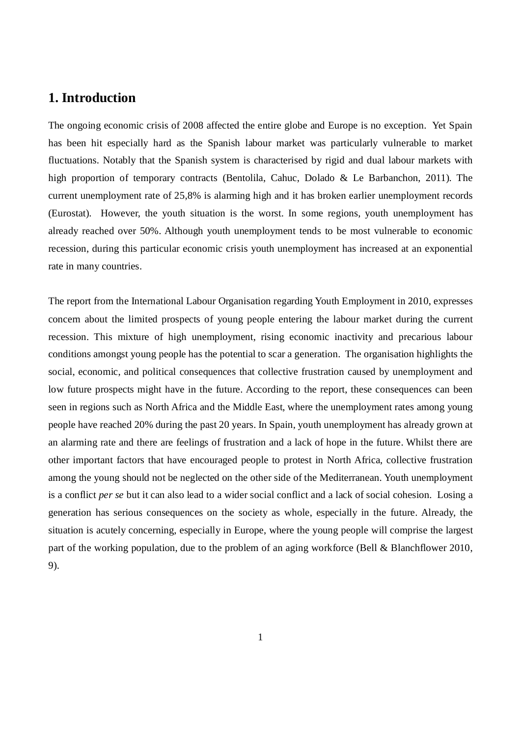# 1. Introduction

The ongoing economic crisis of 2008 affected the entire globe and Europe is no exception. Yet Spain has been hit especially hard as the Spanish labour market was particularly vulnerable to market fluctuations. Notably that the Spanish system is characterised by rigid and dual labour markets with high proportion of temporary contracts (Bentolila, Cahuc, Dolado & Le Barbanchon, 2011). The current unemployment rate of 25,8% is alarming high and it has broken earlier unemployment records (Eurostat). However, the youth situation is the worst. In some regions, youth unemployment has already reached over 50%. Although youth unemployment tends to be most vulnerable to economic recession, during this particular economic crisis youth unemployment has increased at an exponential rate in many countries.

The report from the International Labour Organisation regarding Youth Employment in 2010, expresses concern about the limited prospects of young people entering the labour market during the current recession. This mixture of high unemployment, rising economic inactivity and precarious labour conditions amongst young people has the potential to scar a generation. The organisation highlights the social, economic, and political consequences that collective frustration caused by unemployment and low future prospects might have in the future. According to the report, these consequences can been seen in regions such as North Africa and the Middle East, where the unemployment rates among young people have reached 20% during the past 20 years. In Spain, youth unemployment has already grown at an alarming rate and there are feelings of frustration and a lack of hope in the future. Whilst there are other important factors that have encouraged people to protest in North Africa, collective frustration among the young should not be neglected on the other side of the Mediterranean. Youth unemployment is a conflict *per se* but it can also lead to a wider social conflict and a lack of social cohesion. Losing a generation has serious consequences on the society as whole, especially in the future. Already, the situation is acutely concerning, especially in Europe, where the young people will comprise the largest part of the working population, due to the problem of an aging workforce (Bell & Blanchflower 2010, 9).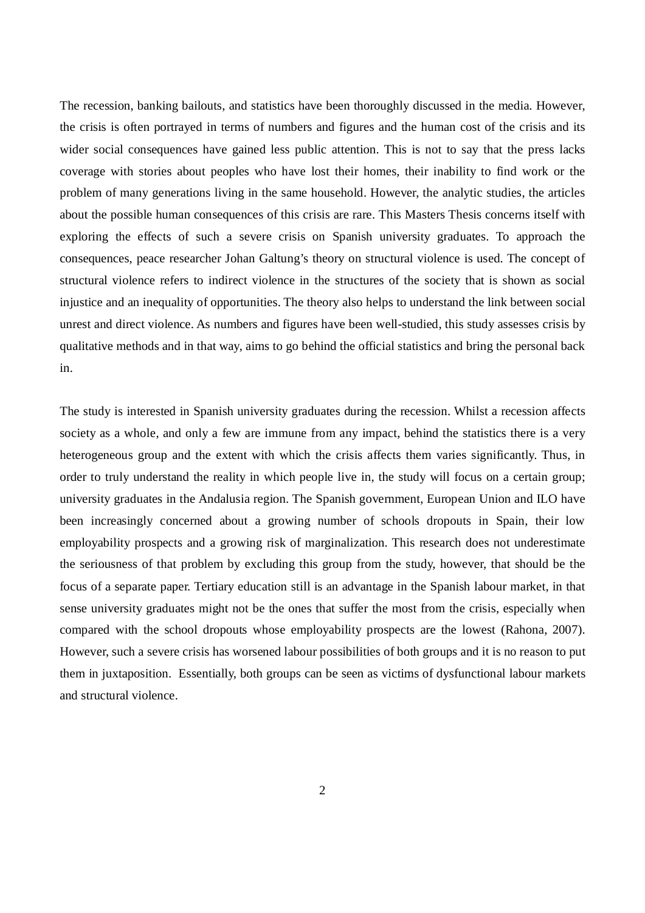The recession, banking bailouts, and statistics have been thoroughly discussed in the media. However, the crisis is often portrayed in terms of numbers and figures and the human cost of the crisis and its wider social consequences have gained less public attention. This is not to say that the press lacks coverage with stories about peoples who have lost their homes, their inability to find work or the problem of many generations living in the same household. However, the analytic studies, the articles about the possible human consequences of this crisis are rare. This Masters Thesis concerns itself with exploring the effects of such a severe crisis on Spanish university graduates. To approach the consequences, peace researcher Johan Galtung's theory on structural violence is used. The concept of structural violence refers to indirect violence in the structures of the society that is shown as social injustice and an inequality of opportunities. The theory also helps to understand the link between social unrest and direct violence. As numbers and figures have been well-studied, this study assesses crisis by qualitative methods and in that way, aims to go behind the official statistics and bring the personal back in.

The study is interested in Spanish university graduates during the recession. Whilst a recession affects society as a whole, and only a few are immune from any impact, behind the statistics there is a very heterogeneous group and the extent with which the crisis affects them varies significantly. Thus, in order to truly understand the reality in which people live in, the study will focus on a certain group; university graduates in the Andalusia region. The Spanish government, European Union and ILO have been increasingly concerned about a growing number of schools dropouts in Spain, their low employability prospects and a growing risk of marginalization. This research does not underestimate the seriousness of that problem by excluding this group from the study, however, that should be the focus of a separate paper. Tertiary education still is an advantage in the Spanish labour market, in that sense university graduates might not be the ones that suffer the most from the crisis, especially when compared with the school dropouts whose employability prospects are the lowest (Rahona, 2007). However, such a severe crisis has worsened labour possibilities of both groups and it is no reason to put them in juxtaposition. Essentially, both groups can be seen as victims of dysfunctional labour markets and structural violence.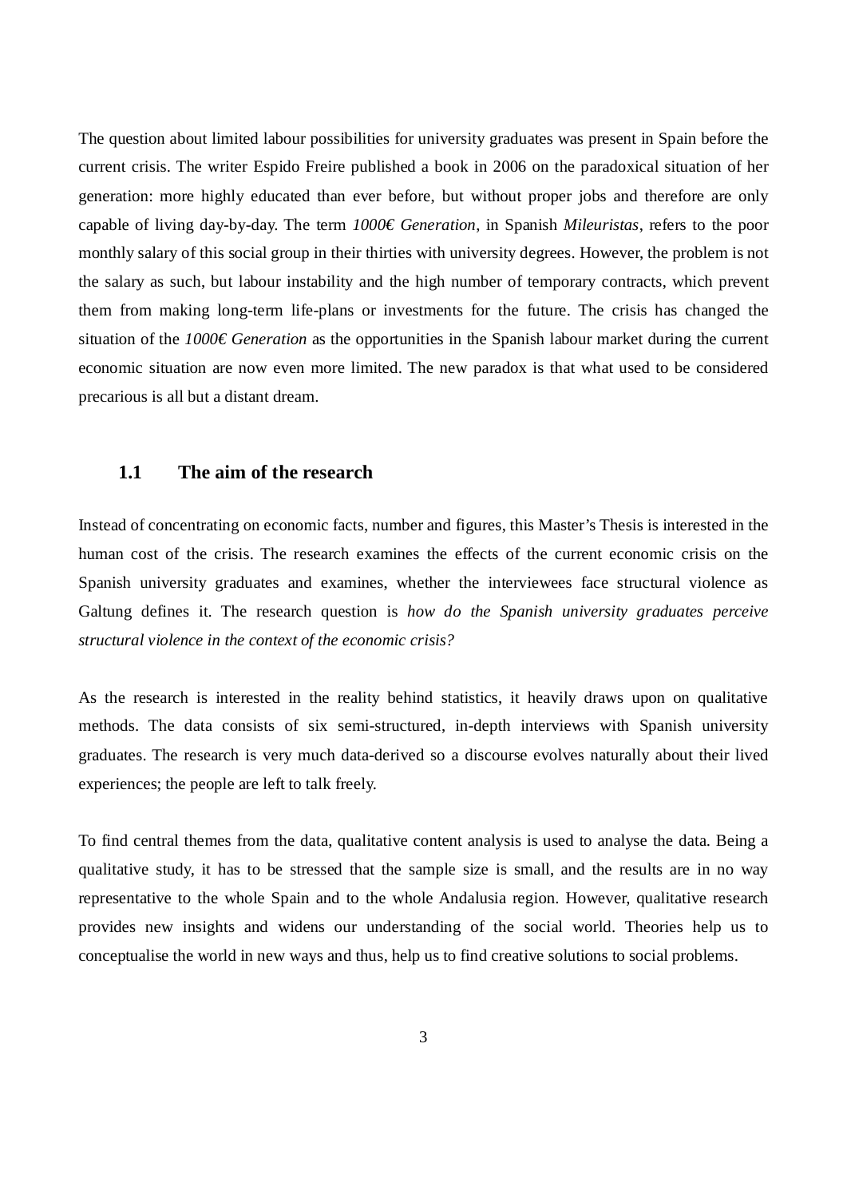The question about limited labour possibilities for university graduates was present in Spain before the current crisis. The writer Espido Freire published a book in 2006 on the paradoxical situation of her generation: more highly educated than ever before, but without proper jobs and therefore are only capable of living day-by-day. The term *1000€ Generation*, in Spanish *Mileuristas*, refers to the poor monthly salary of this social group in their thirties with university degrees. However, the problem is not the salary as such, but labour instability and the high number of temporary contracts, which prevent them from making long-term life-plans or investments for the future. The crisis has changed the situation of the *1000€ Generation* as the opportunities in the Spanish labour market during the current economic situation are now even more limited. The new paradox is that what used to be considered precarious is all but a distant dream.

## 1.1 The aim of the research

Instead of concentrating on economic facts, number and figures, this Master's Thesis is interested in the human cost of the crisis. The research examines the effects of the current economic crisis on the Spanish university graduates and examines, whether the interviewees face structural violence as Galtung defines it. The research question is *how do the Spanish university graduates perceive structural violence in the context of the economic crisis?*

As the research is interested in the reality behind statistics, it heavily draws upon on qualitative methods. The data consists of six semi-structured, in-depth interviews with Spanish university graduates. The research is very much data-derived so a discourse evolves naturally about their lived experiences; the people are left to talk freely.

To find central themes from the data, qualitative content analysis is used to analyse the data. Being a qualitative study, it has to be stressed that the sample size is small, and the results are in no way representative to the whole Spain and to the whole Andalusia region. However, qualitative research provides new insights and widens our understanding of the social world. Theories help us to conceptualise the world in new ways and thus, help us to find creative solutions to social problems.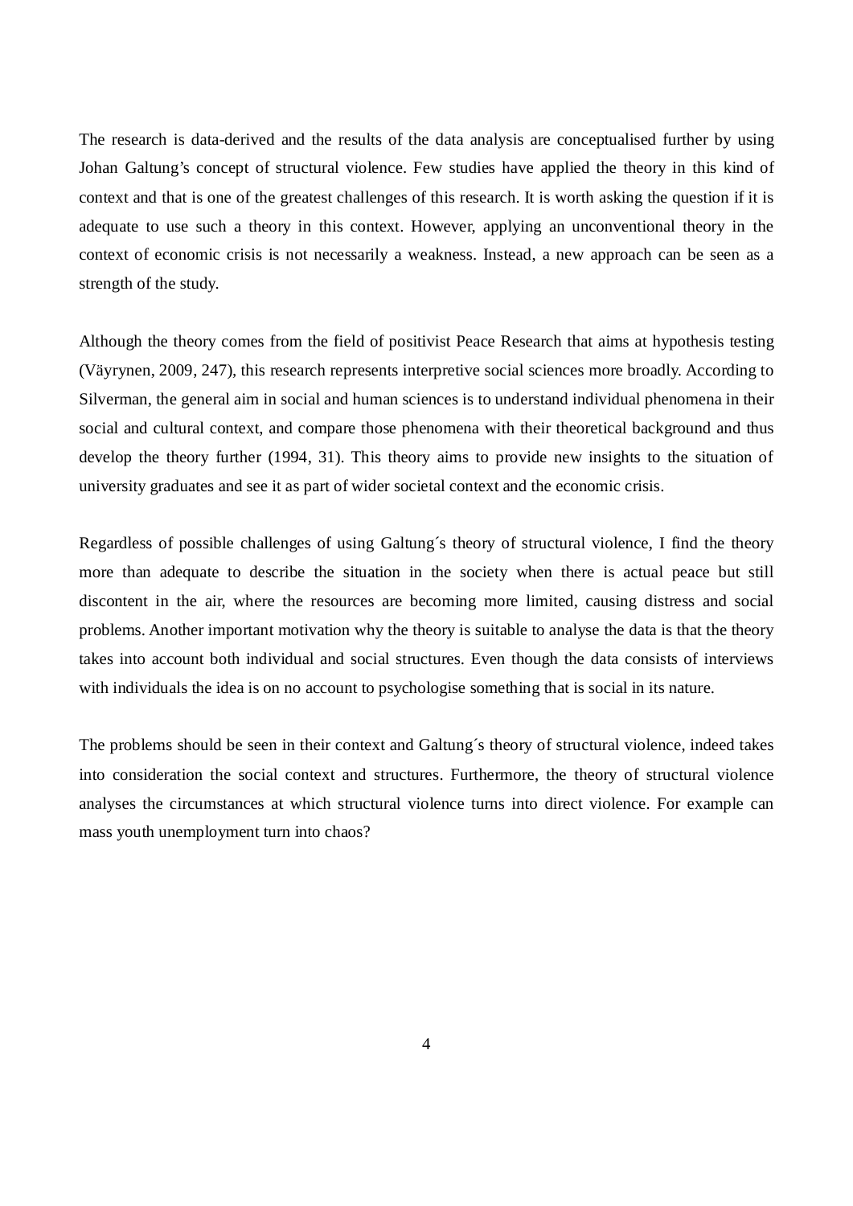The research is data-derived and the results of the data analysis are conceptualised further by using Johan Galtung's concept of structural violence. Few studies have applied the theory in this kind of context and that is one of the greatest challenges of this research. It is worth asking the question if it is adequate to use such a theory in this context. However, applying an unconventional theory in the context of economic crisis is not necessarily a weakness. Instead, a new approach can be seen as a strength of the study.

Although the theory comes from the field of positivist Peace Research that aims at hypothesis testing (Väyrynen, 2009, 247), this research represents interpretive social sciences more broadly. According to Silverman, the general aim in social and human sciences is to understand individual phenomena in their social and cultural context, and compare those phenomena with their theoretical background and thus develop the theory further (1994, 31). This theory aims to provide new insights to the situation of university graduates and see it as part of wider societal context and the economic crisis.

Regardless of possible challenges of using Galtung´s theory of structural violence, I find the theory more than adequate to describe the situation in the society when there is actual peace but still discontent in the air, where the resources are becoming more limited, causing distress and social problems. Another important motivation why the theory is suitable to analyse the data is that the theory takes into account both individual and social structures. Even though the data consists of interviews with individuals the idea is on no account to psychologise something that is social in its nature.

The problems should be seen in their context and Galtung´s theory of structural violence, indeed takes into consideration the social context and structures. Furthermore, the theory of structural violence analyses the circumstances at which structural violence turns into direct violence. For example can mass youth unemployment turn into chaos?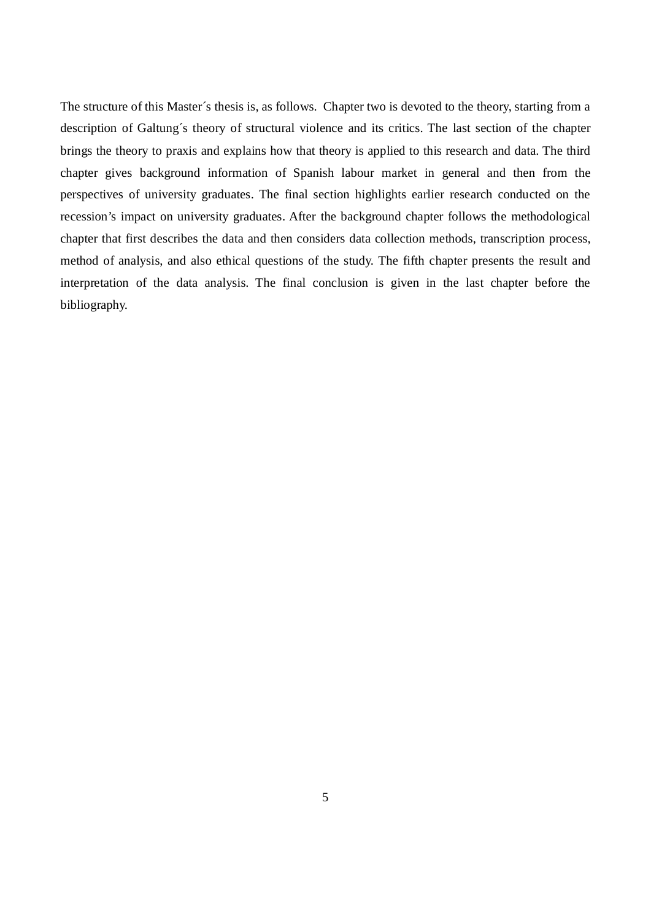The structure of this Master´s thesis is, as follows. Chapter two is devoted to the theory, starting from a description of Galtung´s theory of structural violence and its critics. The last section of the chapter brings the theory to praxis and explains how that theory is applied to this research and data. The third chapter gives background information of Spanish labour market in general and then from the perspectives of university graduates. The final section highlights earlier research conducted on the recession's impact on university graduates. After the background chapter follows the methodological chapter that first describes the data and then considers data collection methods, transcription process, method of analysis, and also ethical questions of the study. The fifth chapter presents the result and interpretation of the data analysis. The final conclusion is given in the last chapter before the bibliography.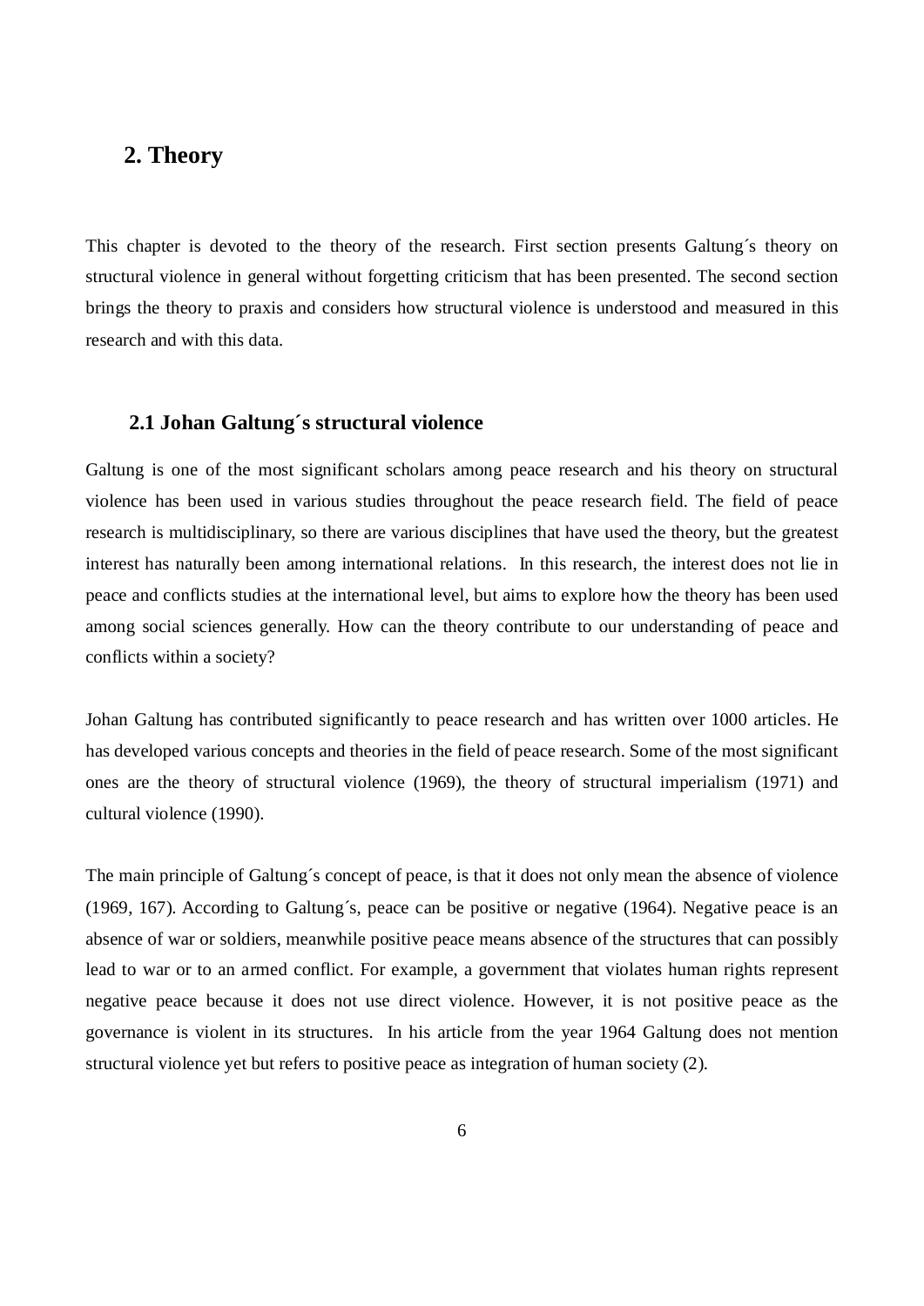## 2. Theory

This chapter is devoted to the theory of the research. First section presents Galtung´s theory on structural violence in general without forgetting criticism that has been presented. The second section brings the theory to praxis and considers how structural violence is understood and measured in this research and with this data.

### 2.1 Johan Galtung´s structural violence

Galtung is one of the most significant scholars among peace research and his theory on structural violence has been used in various studies throughout the peace research field. The field of peace research is multidisciplinary, so there are various disciplines that have used the theory, but the greatest interest has naturally been among international relations. In this research, the interest does not lie in peace and conflicts studies at the international level, but aims to explore how the theory has been used among social sciences generally. How can the theory contribute to our understanding of peace and conflicts within a society?

Johan Galtung has contributed significantly to peace research and has written over 1000 articles. He has developed various concepts and theories in the field of peace research. Some of the most significant ones are the theory of structural violence (1969), the theory of structural imperialism (1971) and cultural violence (1990).

The main principle of Galtung´s concept of peace, is that it does not only mean the absence of violence (1969, 167). According to Galtung´s, peace can be positive or negative (1964). Negative peace is an absence of war or soldiers, meanwhile positive peace means absence of the structures that can possibly lead to war or to an armed conflict. For example, a government that violates human rights represent negative peace because it does not use direct violence. However, it is not positive peace as the governance is violent in its structures. In his article from the year 1964 Galtung does not mention structural violence yet but refers to positive peace as integration of human society (2).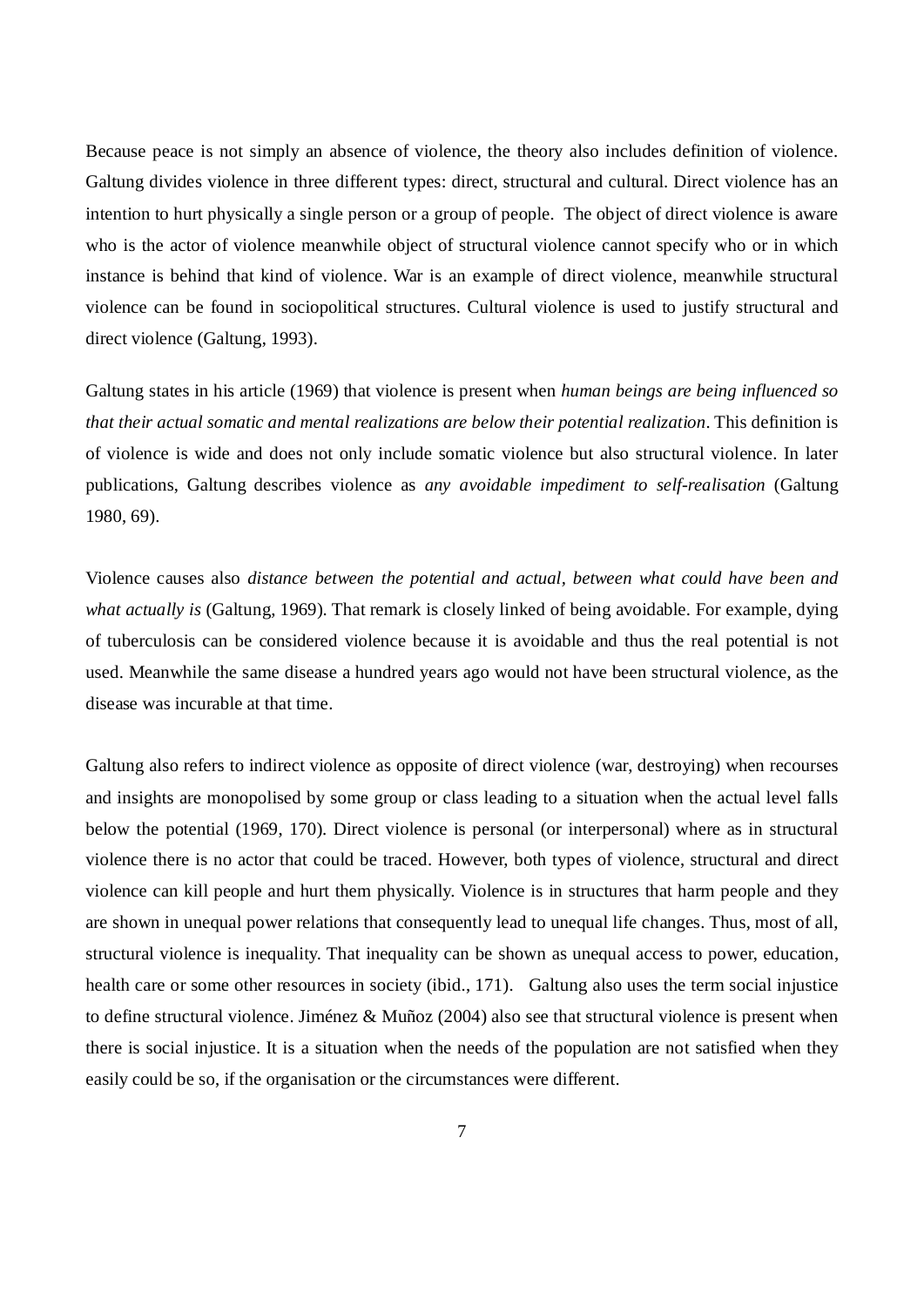Because peace is not simply an absence of violence, the theory also includes definition of violence. Galtung divides violence in three different types: direct, structural and cultural. Direct violence has an intention to hurt physically a single person or a group of people. The object of direct violence is aware who is the actor of violence meanwhile object of structural violence cannot specify who or in which instance is behind that kind of violence. War is an example of direct violence, meanwhile structural violence can be found in sociopolitical structures. Cultural violence is used to justify structural and direct violence (Galtung, 1993).

Galtung states in his article (1969) that violence is present when *human beings are being influenced so that their actual somatic and mental realizations are below their potential realization*. This definition is of violence is wide and does not only include somatic violence but also structural violence. In later publications, Galtung describes violence as *any avoidable impediment to self-realisation* (Galtung 1980, 69).

Violence causes also *distance between the potential and actual, between what could have been and what actually is* (Galtung, 1969). That remark is closely linked of being avoidable. For example, dying of tuberculosis can be considered violence because it is avoidable and thus the real potential is not used. Meanwhile the same disease a hundred years ago would not have been structural violence, as the disease was incurable at that time.

Galtung also refers to indirect violence as opposite of direct violence (war, destroying) when recourses and insights are monopolised by some group or class leading to a situation when the actual level falls below the potential (1969, 170). Direct violence is personal (or interpersonal) where as in structural violence there is no actor that could be traced. However, both types of violence, structural and direct violence can kill people and hurt them physically. Violence is in structures that harm people and they are shown in unequal power relations that consequently lead to unequal life changes. Thus, most of all, structural violence is inequality. That inequality can be shown as unequal access to power, education, health care or some other resources in society (ibid., 171). Galtung also uses the term social injustice to define structural violence. Jiménez & Muñoz (2004) also see that structural violence is present when there is social injustice. It is a situation when the needs of the population are not satisfied when they easily could be so, if the organisation or the circumstances were different.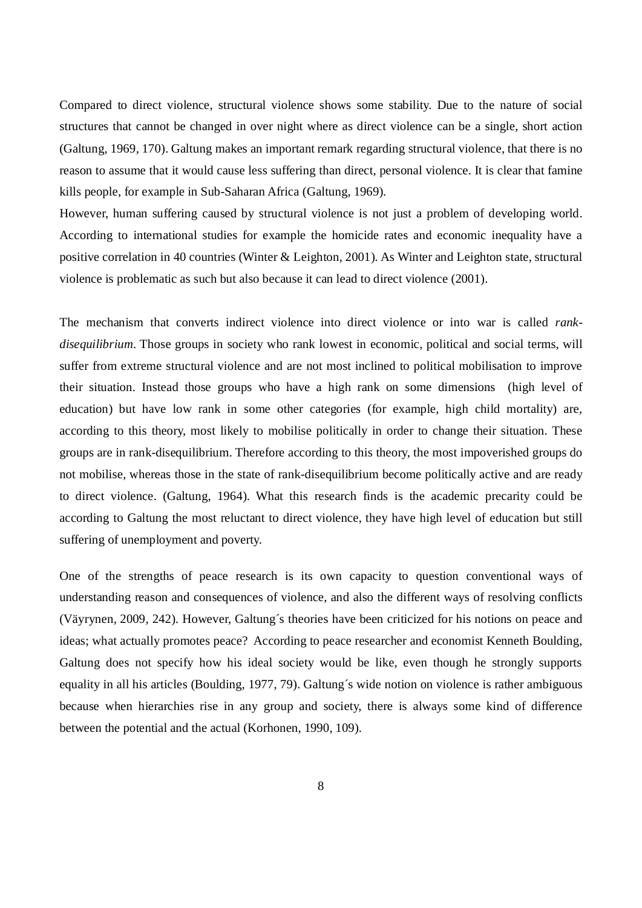Compared to direct violence, structural violence shows some stability. Due to the nature of social structures that cannot be changed in over night where as direct violence can be a single, short action (Galtung, 1969, 170). Galtung makes an important remark regarding structural violence, that there is no reason to assume that it would cause less suffering than direct, personal violence. It is clear that famine kills people, for example in Sub-Saharan Africa (Galtung, 1969).
However, human suffering caused by structural violence is not just a problem of developing world. According to international studies for example the homicide rates and economic inequality have a positive correlation in 40 countries (Winter & Leighton, 2001). As Winter and Leighton state, structural violence is problematic as such but also because it can lead to direct violence (2001).

The mechanism that converts indirect violence into direct violence or into war is called *rank-disequilibrium*. Those groups in society who rank lowest in economic, political and social terms, will suffer from extreme structural violence and are not most inclined to political mobilisation to improve their situation. Instead those groups who have a high rank on some dimensions (high level of education) but have low rank in some other categories (for example, high child mortality) are, according to this theory, most likely to mobilise politically in order to change their situation. These groups are in rank-disequilibrium. Therefore according to this theory, the most impoverished groups do not mobilise, whereas those in the state of rank-disequilibrium become politically active and are ready to direct violence. (Galtung, 1964). What this research finds is the academic precarity could be according to Galtung the most reluctant to direct violence, they have high level of education but still suffering of unemployment and poverty.

One of the strengths of peace research is its own capacity to question conventional ways of understanding reason and consequences of violence, and also the different ways of resolving conflicts (Väyrynen, 2009, 242). However, Galtung´s theories have been criticized for his notions on peace and ideas; what actually promotes peace? According to peace researcher and economist Kenneth Boulding, Galtung does not specify how his ideal society would be like, even though he strongly supports equality in all his articles (Boulding, 1977, 79). Galtung´s wide notion on violence is rather ambiguous because when hierarchies rise in any group and society, there is always some kind of difference between the potential and the actual (Korhonen, 1990, 109).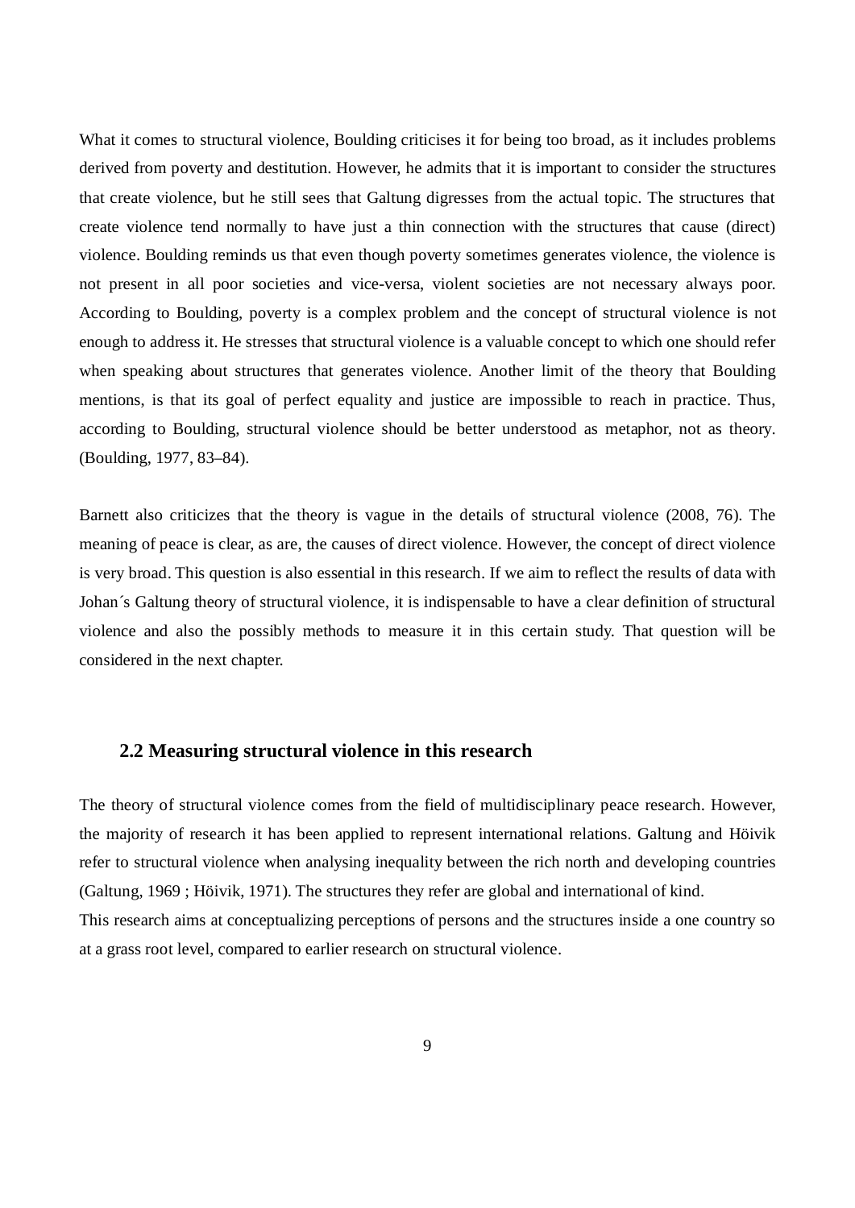What it comes to structural violence, Boulding criticises it for being too broad, as it includes problems derived from poverty and destitution. However, he admits that it is important to consider the structures that create violence, but he still sees that Galtung digresses from the actual topic. The structures that create violence tend normally to have just a thin connection with the structures that cause (direct) violence. Boulding reminds us that even though poverty sometimes generates violence, the violence is not present in all poor societies and vice-versa, violent societies are not necessary always poor. According to Boulding, poverty is a complex problem and the concept of structural violence is not enough to address it. He stresses that structural violence is a valuable concept to which one should refer when speaking about structures that generates violence. Another limit of the theory that Boulding mentions, is that its goal of perfect equality and justice are impossible to reach in practice. Thus, according to Boulding, structural violence should be better understood as metaphor, not as theory. (Boulding, 1977, 83–84).

Barnett also criticizes that the theory is vague in the details of structural violence (2008, 76). The meaning of peace is clear, as are, the causes of direct violence. However, the concept of direct violence is very broad. This question is also essential in this research. If we aim to reflect the results of data with Johan´s Galtung theory of structural violence, it is indispensable to have a clear definition of structural violence and also the possibly methods to measure it in this certain study. That question will be considered in the next chapter.

## 2.2 Measuring structural violence in this research

The theory of structural violence comes from the field of multidisciplinary peace research. However, the majority of research it has been applied to represent international relations. Galtung and Höivik refer to structural violence when analysing inequality between the rich north and developing countries (Galtung, 1969 ; Höivik, 1971). The structures they refer are global and international of kind.
This research aims at conceptualizing perceptions of persons and the structures inside a one country so at a grass root level, compared to earlier research on structural violence.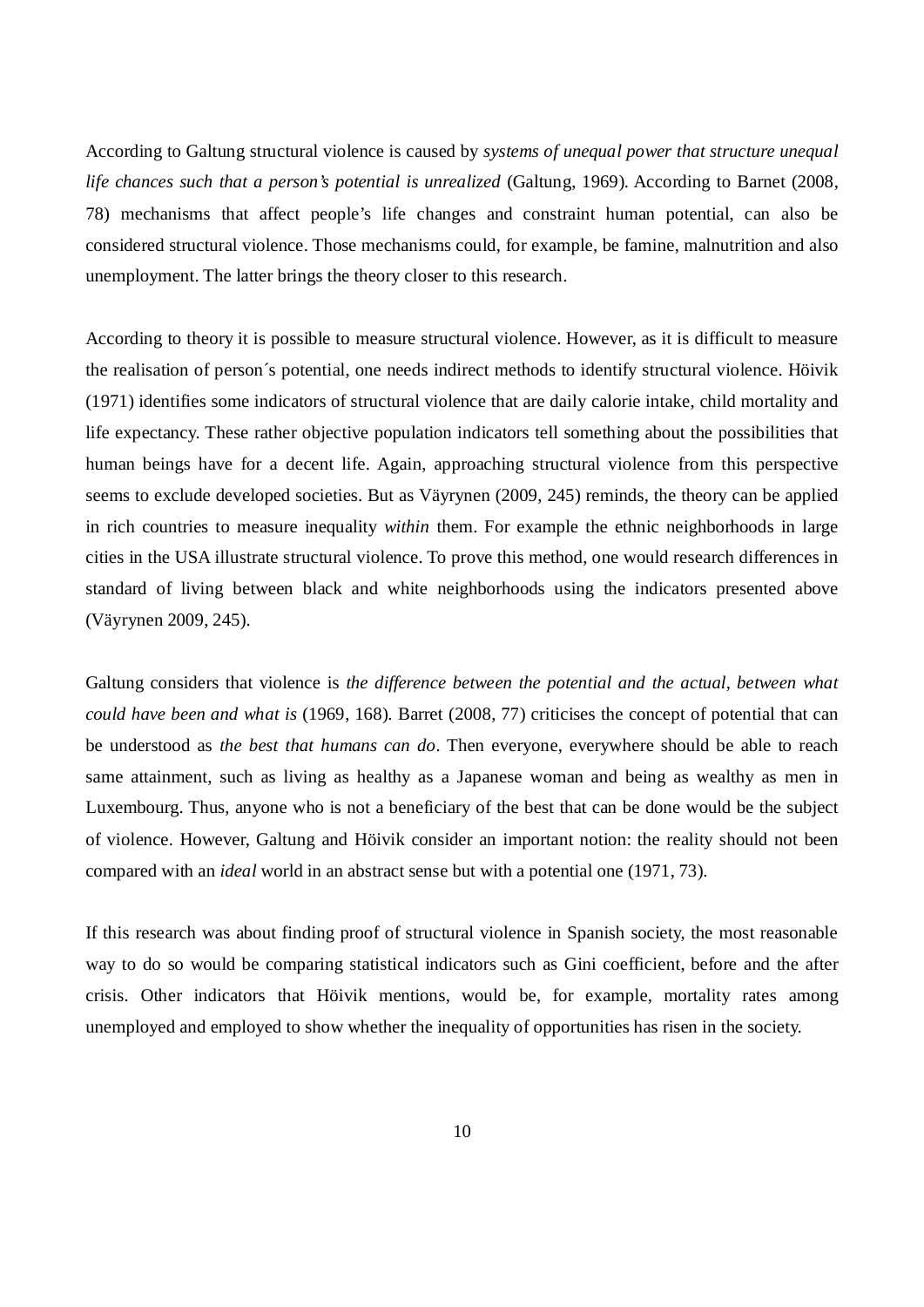According to Galtung structural violence is caused by *systems of unequal power that structure unequal life chances such that a person's potential is unrealized* (Galtung, 1969). According to Barnet (2008, 78) mechanisms that affect people's life changes and constraint human potential, can also be considered structural violence. Those mechanisms could, for example, be famine, malnutrition and also unemployment. The latter brings the theory closer to this research.

According to theory it is possible to measure structural violence. However, as it is difficult to measure the realisation of person´s potential, one needs indirect methods to identify structural violence. Höivik (1971) identifies some indicators of structural violence that are daily calorie intake, child mortality and life expectancy. These rather objective population indicators tell something about the possibilities that human beings have for a decent life. Again, approaching structural violence from this perspective seems to exclude developed societies. But as Väyrynen (2009, 245) reminds, the theory can be applied in rich countries to measure inequality *within* them. For example the ethnic neighborhoods in large cities in the USA illustrate structural violence. To prove this method, one would research differences in standard of living between black and white neighborhoods using the indicators presented above (Väyrynen 2009, 245).

Galtung considers that violence is *the difference between the potential and the actual, between what could have been and what is* (1969, 168). Barret (2008, 77) criticises the concept of potential that can be understood as *the best that humans can do*. Then everyone, everywhere should be able to reach same attainment, such as living as healthy as a Japanese woman and being as wealthy as men in Luxembourg. Thus, anyone who is not a beneficiary of the best that can be done would be the subject of violence. However, Galtung and Höivik consider an important notion: the reality should not been compared with an *ideal* world in an abstract sense but with a potential one (1971, 73).

If this research was about finding proof of structural violence in Spanish society, the most reasonable way to do so would be comparing statistical indicators such as Gini coefficient, before and the after crisis. Other indicators that Höivik mentions, would be, for example, mortality rates among unemployed and employed to show whether the inequality of opportunities has risen in the society.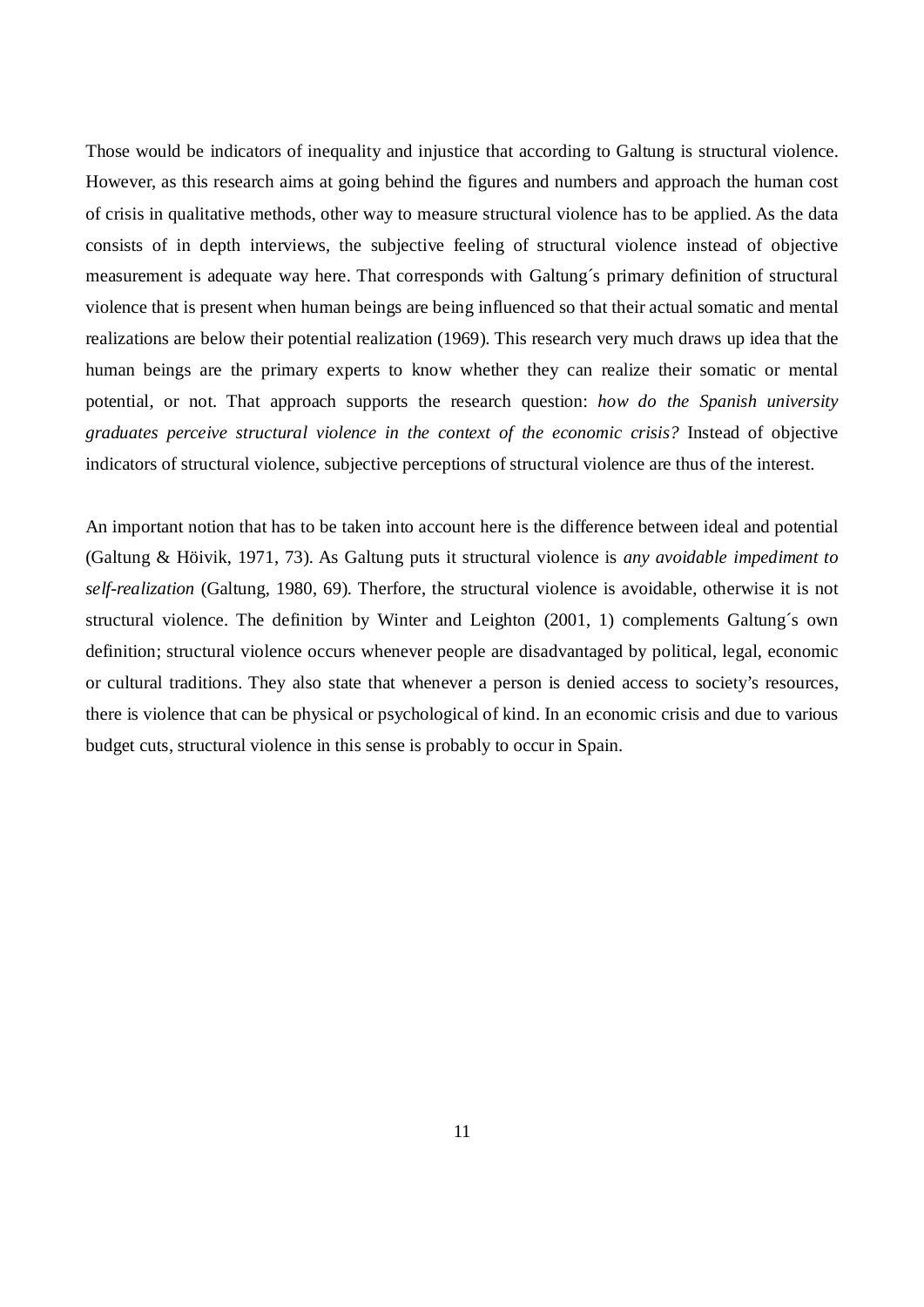Those would be indicators of inequality and injustice that according to Galtung is structural violence. However, as this research aims at going behind the figures and numbers and approach the human cost of crisis in qualitative methods, other way to measure structural violence has to be applied. As the data consists of in depth interviews, the subjective feeling of structural violence instead of objective measurement is adequate way here. That corresponds with Galtung´s primary definition of structural violence that is present when human beings are being influenced so that their actual somatic and mental realizations are below their potential realization (1969). This research very much draws up idea that the human beings are the primary experts to know whether they can realize their somatic or mental potential, or not. That approach supports the research question: *how do the Spanish university graduates perceive structural violence in the context of the economic crisis?* Instead of objective indicators of structural violence, subjective perceptions of structural violence are thus of the interest.

An important notion that has to be taken into account here is the difference between ideal and potential (Galtung & Höivik, 1971, 73). As Galtung puts it structural violence is *any avoidable impediment to self-realization* (Galtung, 1980, 69). Therfore, the structural violence is avoidable, otherwise it is not structural violence. The definition by Winter and Leighton (2001, 1) complements Galtung´s own definition; structural violence occurs whenever people are disadvantaged by political, legal, economic or cultural traditions. They also state that whenever a person is denied access to society's resources, there is violence that can be physical or psychological of kind. In an economic crisis and due to various budget cuts, structural violence in this sense is probably to occur in Spain.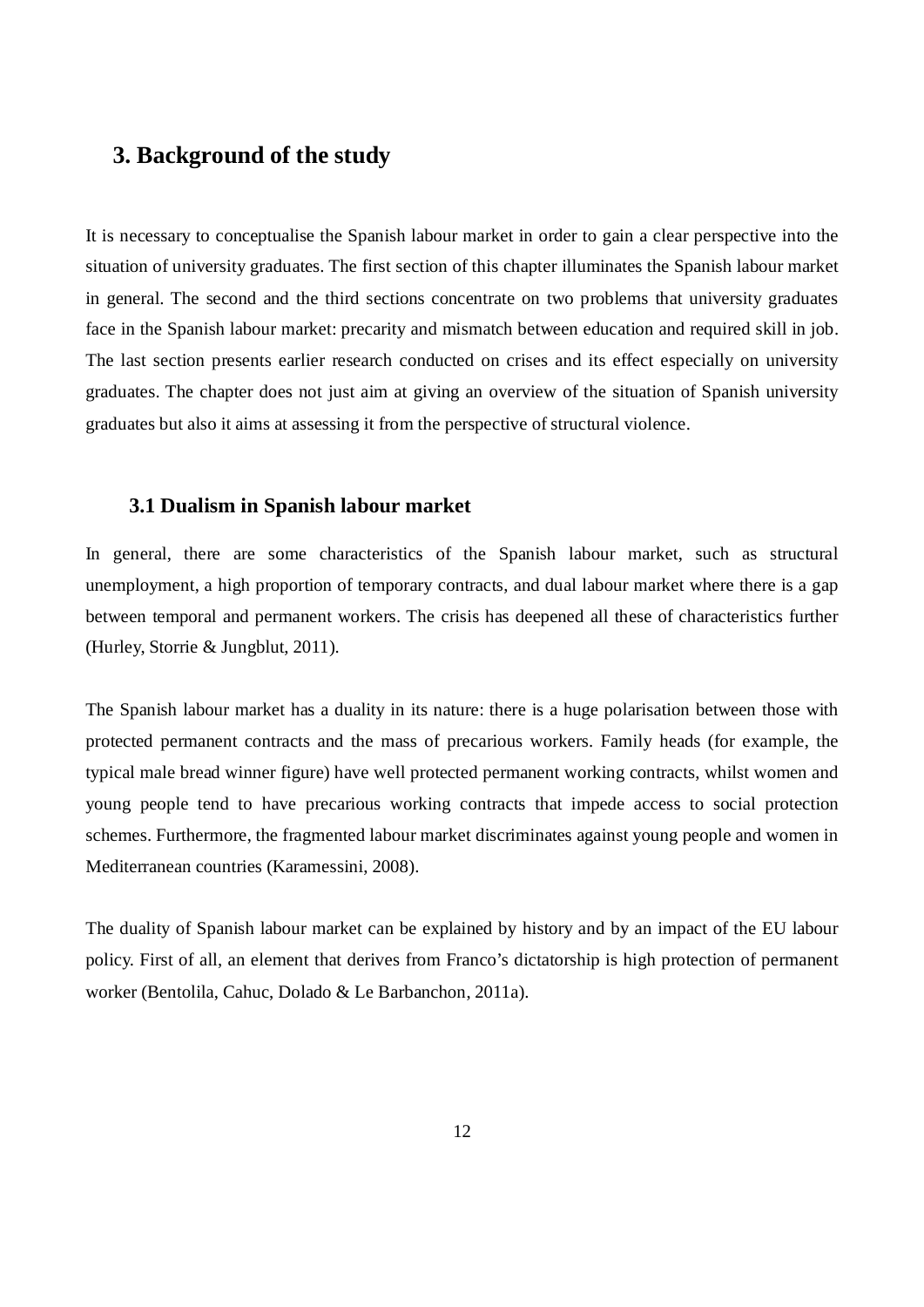# 3. Background of the study

It is necessary to conceptualise the Spanish labour market in order to gain a clear perspective into the situation of university graduates. The first section of this chapter illuminates the Spanish labour market in general. The second and the third sections concentrate on two problems that university graduates face in the Spanish labour market: precarity and mismatch between education and required skill in job. The last section presents earlier research conducted on crises and its effect especially on university graduates. The chapter does not just aim at giving an overview of the situation of Spanish university graduates but also it aims at assessing it from the perspective of structural violence.

## 3.1 Dualism in Spanish labour market

In general, there are some characteristics of the Spanish labour market, such as structural unemployment, a high proportion of temporary contracts, and dual labour market where there is a gap between temporal and permanent workers. The crisis has deepened all these of characteristics further (Hurley, Storrie & Jungblut, 2011).

The Spanish labour market has a duality in its nature: there is a huge polarisation between those with protected permanent contracts and the mass of precarious workers. Family heads (for example, the typical male bread winner figure) have well protected permanent working contracts, whilst women and young people tend to have precarious working contracts that impede access to social protection schemes. Furthermore, the fragmented labour market discriminates against young people and women in Mediterranean countries (Karamessini, 2008).

The duality of Spanish labour market can be explained by history and by an impact of the EU labour policy. First of all, an element that derives from Franco's dictatorship is high protection of permanent worker (Bentolila, Cahuc, Dolado & Le Barbanchon, 2011a).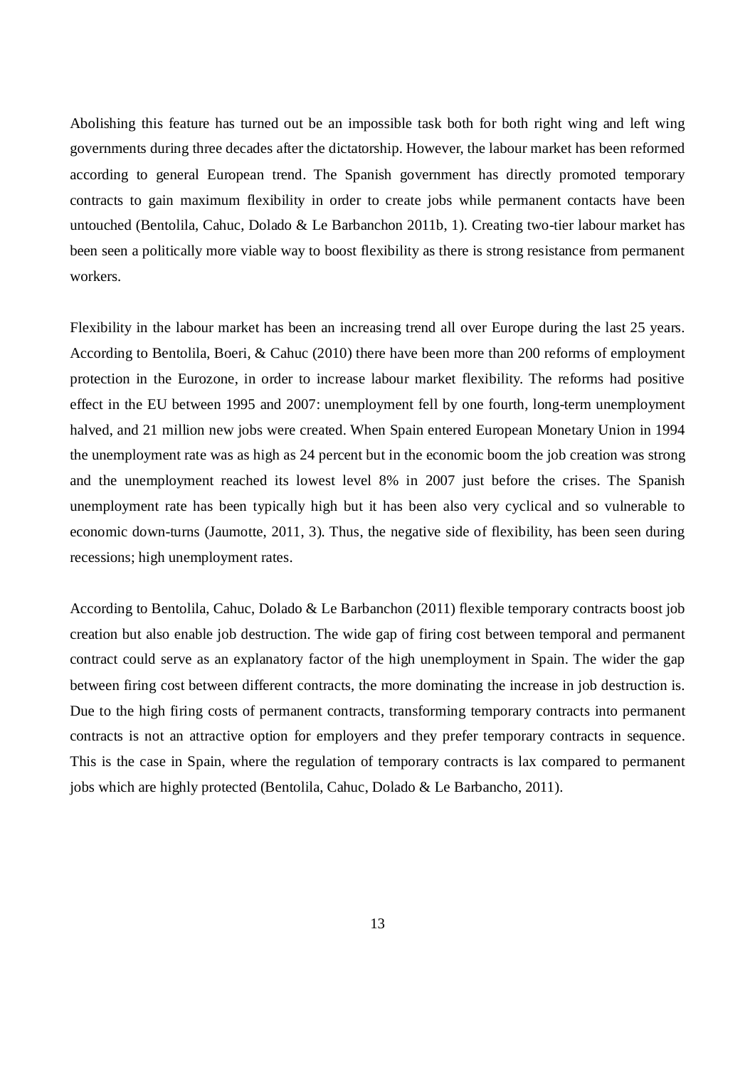Abolishing this feature has turned out be an impossible task both for both right wing and left wing governments during three decades after the dictatorship. However, the labour market has been reformed according to general European trend. The Spanish government has directly promoted temporary contracts to gain maximum flexibility in order to create jobs while permanent contacts have been untouched (Bentolila, Cahuc, Dolado & Le Barbanchon 2011b, 1). Creating two-tier labour market has been seen a politically more viable way to boost flexibility as there is strong resistance from permanent workers.

Flexibility in the labour market has been an increasing trend all over Europe during the last 25 years. According to Bentolila, Boeri, & Cahuc (2010) there have been more than 200 reforms of employment protection in the Eurozone, in order to increase labour market flexibility. The reforms had positive effect in the EU between 1995 and 2007: unemployment fell by one fourth, long-term unemployment halved, and 21 million new jobs were created. When Spain entered European Monetary Union in 1994 the unemployment rate was as high as 24 percent but in the economic boom the job creation was strong and the unemployment reached its lowest level 8% in 2007 just before the crises. The Spanish unemployment rate has been typically high but it has been also very cyclical and so vulnerable to economic down-turns (Jaumotte, 2011, 3). Thus, the negative side of flexibility, has been seen during recessions; high unemployment rates.

According to Bentolila, Cahuc, Dolado & Le Barbanchon (2011) flexible temporary contracts boost job creation but also enable job destruction. The wide gap of firing cost between temporal and permanent contract could serve as an explanatory factor of the high unemployment in Spain. The wider the gap between firing cost between different contracts, the more dominating the increase in job destruction is. Due to the high firing costs of permanent contracts, transforming temporary contracts into permanent contracts is not an attractive option for employers and they prefer temporary contracts in sequence. This is the case in Spain, where the regulation of temporary contracts is lax compared to permanent jobs which are highly protected (Bentolila, Cahuc, Dolado & Le Barbancho, 2011).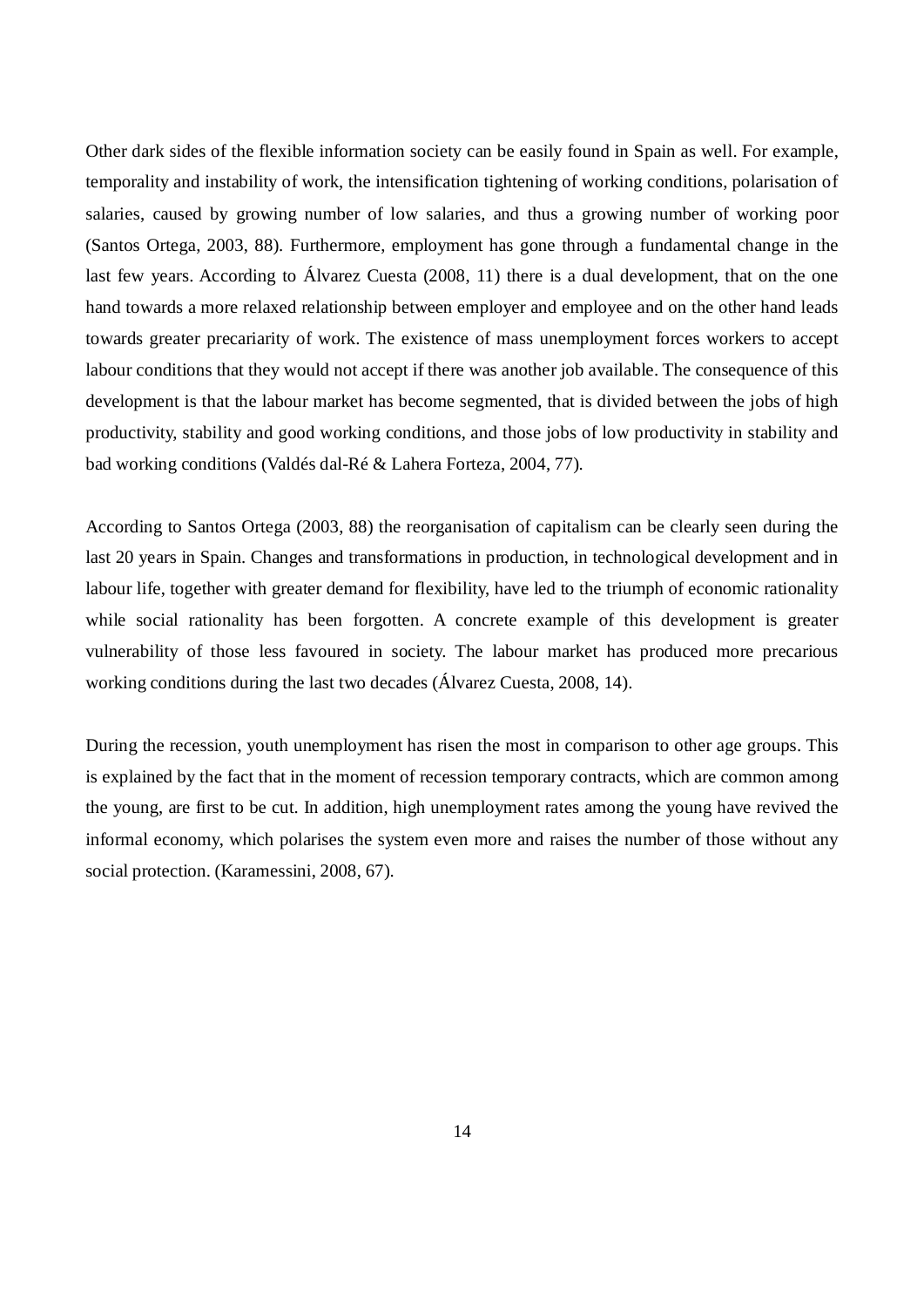Other dark sides of the flexible information society can be easily found in Spain as well. For example, temporality and instability of work, the intensification tightening of working conditions, polarisation of salaries, caused by growing number of low salaries, and thus a growing number of working poor (Santos Ortega, 2003, 88). Furthermore, employment has gone through a fundamental change in the last few years. According to Álvarez Cuesta (2008, 11) there is a dual development, that on the one hand towards a more relaxed relationship between employer and employee and on the other hand leads towards greater precariarity of work. The existence of mass unemployment forces workers to accept labour conditions that they would not accept if there was another job available. The consequence of this development is that the labour market has become segmented, that is divided between the jobs of high productivity, stability and good working conditions, and those jobs of low productivity in stability and bad working conditions (Valdés dal-Ré & Lahera Forteza, 2004, 77).

According to Santos Ortega (2003, 88) the reorganisation of capitalism can be clearly seen during the last 20 years in Spain. Changes and transformations in production, in technological development and in labour life, together with greater demand for flexibility, have led to the triumph of economic rationality while social rationality has been forgotten. A concrete example of this development is greater vulnerability of those less favoured in society. The labour market has produced more precarious working conditions during the last two decades (Álvarez Cuesta, 2008, 14).

During the recession, youth unemployment has risen the most in comparison to other age groups. This is explained by the fact that in the moment of recession temporary contracts, which are common among the young, are first to be cut. In addition, high unemployment rates among the young have revived the informal economy, which polarises the system even more and raises the number of those without any social protection. (Karamessini, 2008, 67).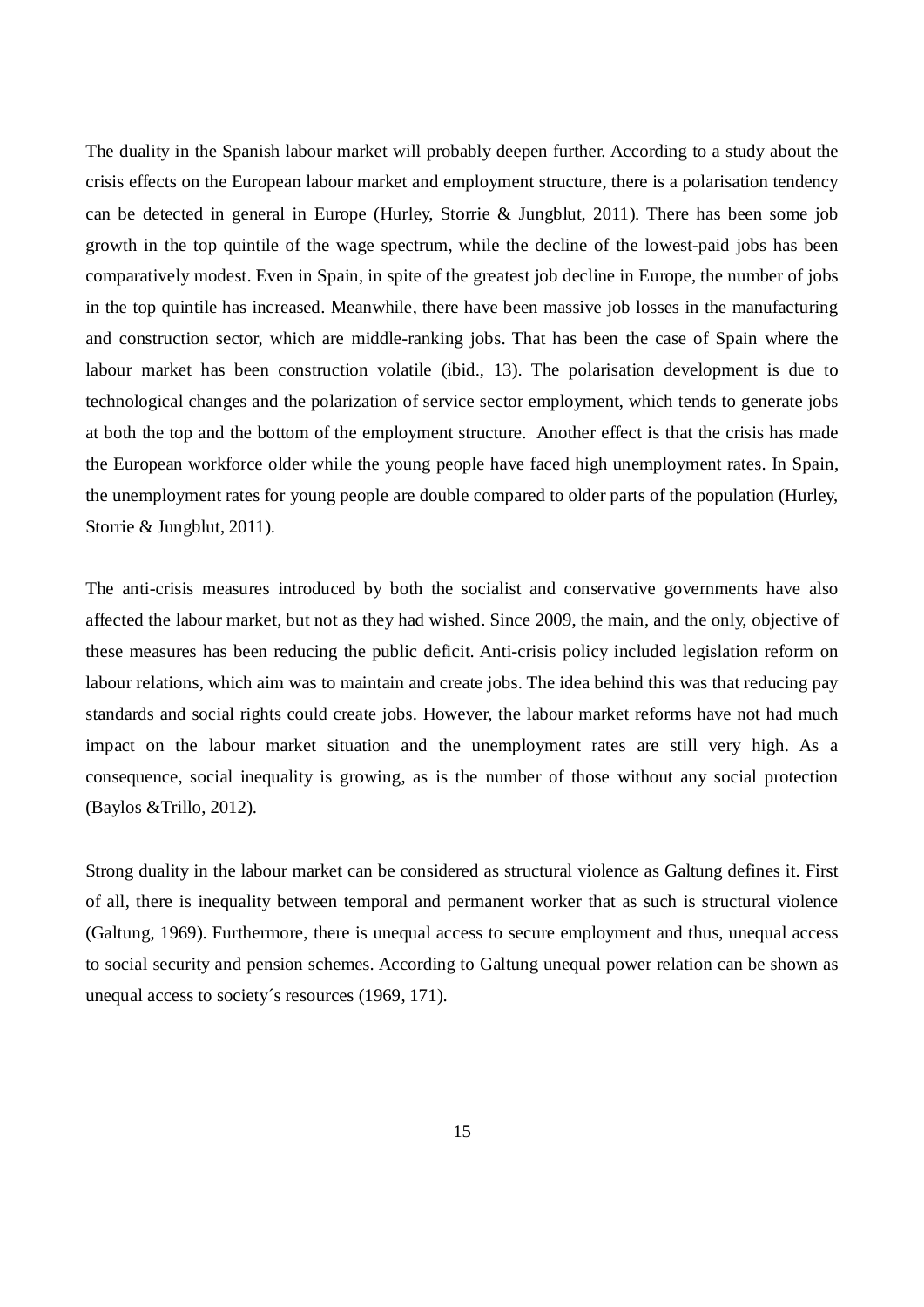The duality in the Spanish labour market will probably deepen further. According to a study about the crisis effects on the European labour market and employment structure, there is a polarisation tendency can be detected in general in Europe (Hurley, Storrie & Jungblut, 2011). There has been some job growth in the top quintile of the wage spectrum, while the decline of the lowest-paid jobs has been comparatively modest. Even in Spain, in spite of the greatest job decline in Europe, the number of jobs in the top quintile has increased. Meanwhile, there have been massive job losses in the manufacturing and construction sector, which are middle-ranking jobs. That has been the case of Spain where the labour market has been construction volatile (ibid., 13). The polarisation development is due to technological changes and the polarization of service sector employment, which tends to generate jobs at both the top and the bottom of the employment structure. Another effect is that the crisis has made the European workforce older while the young people have faced high unemployment rates. In Spain, the unemployment rates for young people are double compared to older parts of the population (Hurley, Storrie & Jungblut, 2011).

The anti-crisis measures introduced by both the socialist and conservative governments have also affected the labour market, but not as they had wished. Since 2009, the main, and the only, objective of these measures has been reducing the public deficit. Anti-crisis policy included legislation reform on labour relations, which aim was to maintain and create jobs. The idea behind this was that reducing pay standards and social rights could create jobs. However, the labour market reforms have not had much impact on the labour market situation and the unemployment rates are still very high. As a consequence, social inequality is growing, as is the number of those without any social protection (Baylos &Trillo, 2012).

Strong duality in the labour market can be considered as structural violence as Galtung defines it. First of all, there is inequality between temporal and permanent worker that as such is structural violence (Galtung, 1969). Furthermore, there is unequal access to secure employment and thus, unequal access to social security and pension schemes. According to Galtung unequal power relation can be shown as unequal access to society´s resources (1969, 171).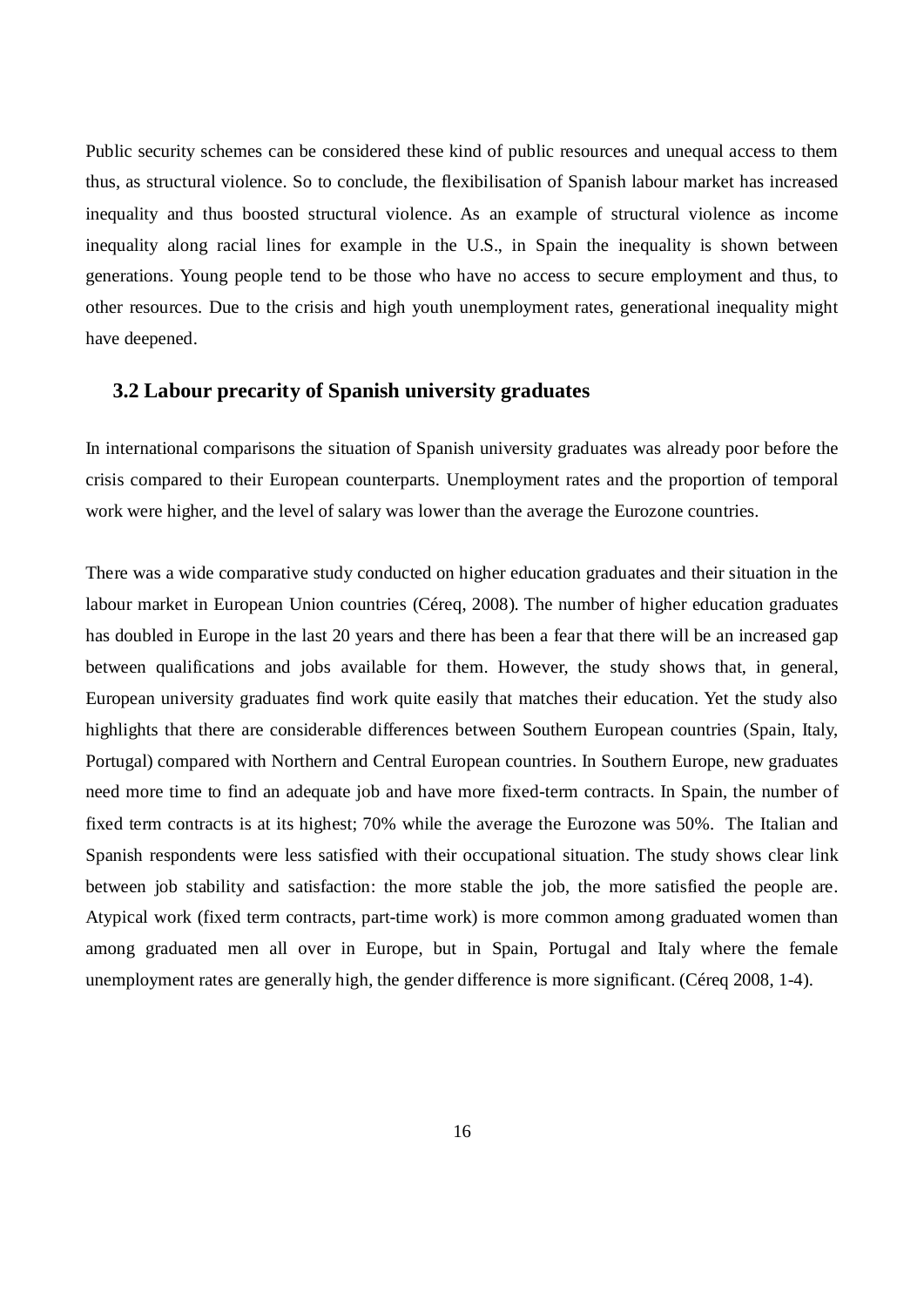Public security schemes can be considered these kind of public resources and unequal access to them thus, as structural violence. So to conclude, the flexibilisation of Spanish labour market has increased inequality and thus boosted structural violence. As an example of structural violence as income inequality along racial lines for example in the U.S., in Spain the inequality is shown between generations. Young people tend to be those who have no access to secure employment and thus, to other resources. Due to the crisis and high youth unemployment rates, generational inequality might have deepened.

### 3.2 Labour precarity of Spanish university graduates

In international comparisons the situation of Spanish university graduates was already poor before the crisis compared to their European counterparts. Unemployment rates and the proportion of temporal work were higher, and the level of salary was lower than the average the Eurozone countries.

There was a wide comparative study conducted on higher education graduates and their situation in the labour market in European Union countries (Céreq, 2008). The number of higher education graduates has doubled in Europe in the last 20 years and there has been a fear that there will be an increased gap between qualifications and jobs available for them. However, the study shows that, in general, European university graduates find work quite easily that matches their education. Yet the study also highlights that there are considerable differences between Southern European countries (Spain, Italy, Portugal) compared with Northern and Central European countries. In Southern Europe, new graduates need more time to find an adequate job and have more fixed-term contracts. In Spain, the number of fixed term contracts is at its highest; 70% while the average the Eurozone was 50%. The Italian and Spanish respondents were less satisfied with their occupational situation. The study shows clear link between job stability and satisfaction: the more stable the job, the more satisfied the people are. Atypical work (fixed term contracts, part-time work) is more common among graduated women than among graduated men all over in Europe, but in Spain, Portugal and Italy where the female unemployment rates are generally high, the gender difference is more significant. (Céreq 2008, 1-4).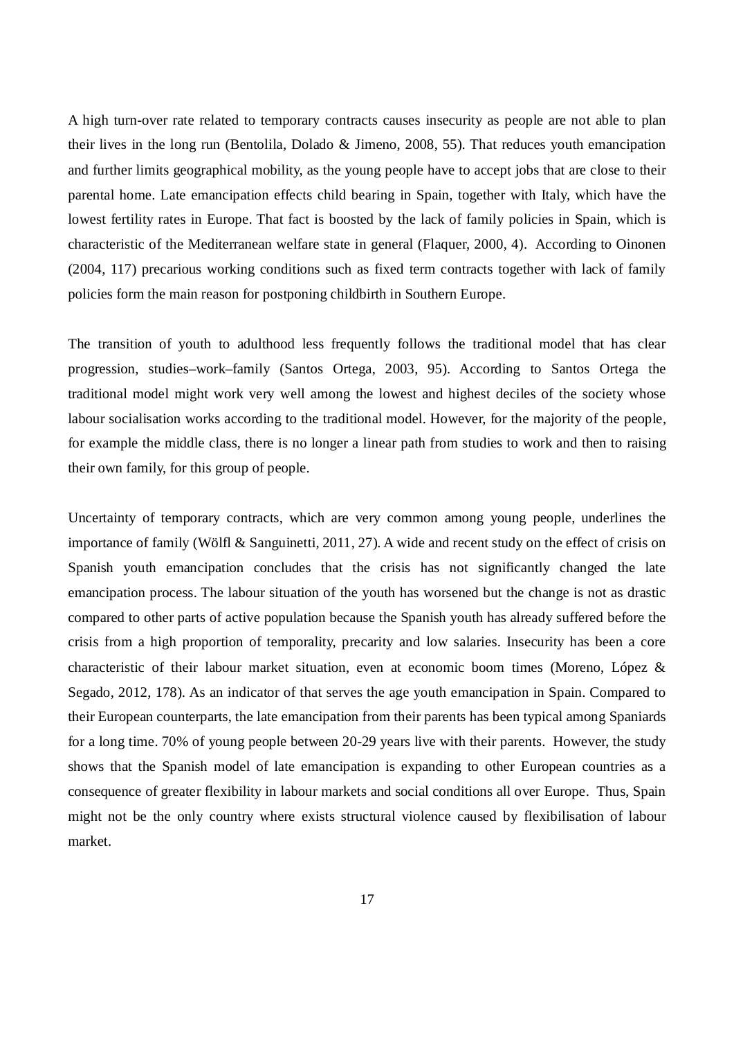A high turn-over rate related to temporary contracts causes insecurity as people are not able to plan their lives in the long run (Bentolila, Dolado & Jimeno, 2008, 55). That reduces youth emancipation and further limits geographical mobility, as the young people have to accept jobs that are close to their parental home. Late emancipation effects child bearing in Spain, together with Italy, which have the lowest fertility rates in Europe. That fact is boosted by the lack of family policies in Spain, which is characteristic of the Mediterranean welfare state in general (Flaquer, 2000, 4). According to Oinonen (2004, 117) precarious working conditions such as fixed term contracts together with lack of family policies form the main reason for postponing childbirth in Southern Europe.

The transition of youth to adulthood less frequently follows the traditional model that has clear progression, studies–work–family (Santos Ortega, 2003, 95). According to Santos Ortega the traditional model might work very well among the lowest and highest deciles of the society whose labour socialisation works according to the traditional model. However, for the majority of the people, for example the middle class, there is no longer a linear path from studies to work and then to raising their own family, for this group of people.

Uncertainty of temporary contracts, which are very common among young people, underlines the importance of family (Wölfl & Sanguinetti, 2011, 27). A wide and recent study on the effect of crisis on Spanish youth emancipation concludes that the crisis has not significantly changed the late emancipation process. The labour situation of the youth has worsened but the change is not as drastic compared to other parts of active population because the Spanish youth has already suffered before the crisis from a high proportion of temporality, precarity and low salaries. Insecurity has been a core characteristic of their labour market situation, even at economic boom times (Moreno, López & Segado, 2012, 178). As an indicator of that serves the age youth emancipation in Spain. Compared to their European counterparts, the late emancipation from their parents has been typical among Spaniards for a long time. 70% of young people between 20-29 years live with their parents. However, the study shows that the Spanish model of late emancipation is expanding to other European countries as a consequence of greater flexibility in labour markets and social conditions all over Europe. Thus, Spain might not be the only country where exists structural violence caused by flexibilisation of labour market.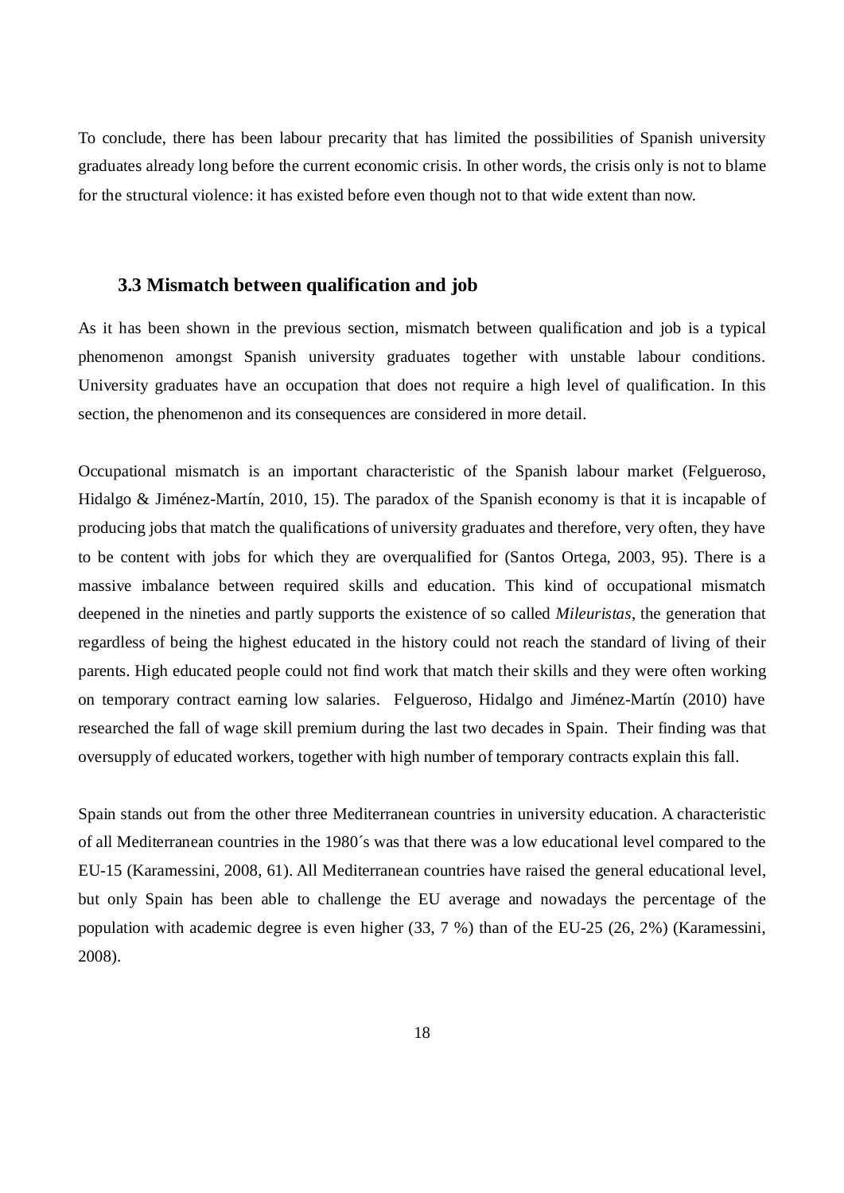To conclude, there has been labour precarity that has limited the possibilities of Spanish university graduates already long before the current economic crisis. In other words, the crisis only is not to blame for the structural violence: it has existed before even though not to that wide extent than now.

### 3.3 Mismatch between qualification and job

As it has been shown in the previous section, mismatch between qualification and job is a typical phenomenon amongst Spanish university graduates together with unstable labour conditions. University graduates have an occupation that does not require a high level of qualification. In this section, the phenomenon and its consequences are considered in more detail.

Occupational mismatch is an important characteristic of the Spanish labour market (Felgueroso, Hidalgo & Jiménez-Martín, 2010, 15). The paradox of the Spanish economy is that it is incapable of producing jobs that match the qualifications of university graduates and therefore, very often, they have to be content with jobs for which they are overqualified for (Santos Ortega, 2003, 95). There is a massive imbalance between required skills and education. This kind of occupational mismatch deepened in the nineties and partly supports the existence of so called *Mileuristas*, the generation that regardless of being the highest educated in the history could not reach the standard of living of their parents. High educated people could not find work that match their skills and they were often working on temporary contract earning low salaries. Felgueroso, Hidalgo and Jiménez-Martín (2010) have researched the fall of wage skill premium during the last two decades in Spain. Their finding was that oversupply of educated workers, together with high number of temporary contracts explain this fall.

Spain stands out from the other three Mediterranean countries in university education. A characteristic of all Mediterranean countries in the 1980´s was that there was a low educational level compared to the EU-15 (Karamessini, 2008, 61). All Mediterranean countries have raised the general educational level, but only Spain has been able to challenge the EU average and nowadays the percentage of the population with academic degree is even higher (33, 7 %) than of the EU-25 (26, 2%) (Karamessini, 2008).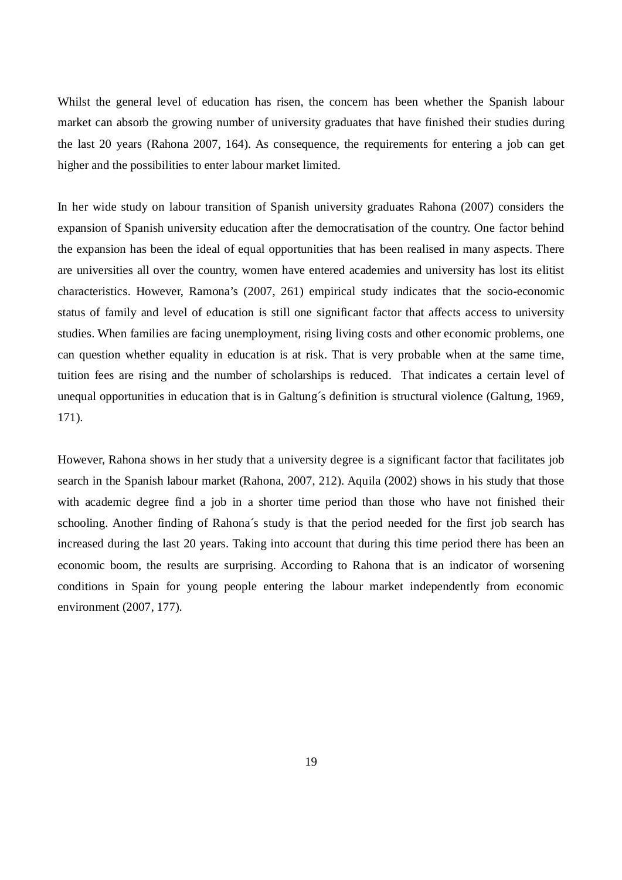Whilst the general level of education has risen, the concern has been whether the Spanish labour market can absorb the growing number of university graduates that have finished their studies during the last 20 years (Rahona 2007, 164). As consequence, the requirements for entering a job can get higher and the possibilities to enter labour market limited.

In her wide study on labour transition of Spanish university graduates Rahona (2007) considers the expansion of Spanish university education after the democratisation of the country. One factor behind the expansion has been the ideal of equal opportunities that has been realised in many aspects. There are universities all over the country, women have entered academies and university has lost its elitist characteristics. However, Ramona's (2007, 261) empirical study indicates that the socio-economic status of family and level of education is still one significant factor that affects access to university studies. When families are facing unemployment, rising living costs and other economic problems, one can question whether equality in education is at risk. That is very probable when at the same time, tuition fees are rising and the number of scholarships is reduced. That indicates a certain level of unequal opportunities in education that is in Galtung´s definition is structural violence (Galtung, 1969, 171).

However, Rahona shows in her study that a university degree is a significant factor that facilitates job search in the Spanish labour market (Rahona, 2007, 212). Aquila (2002) shows in his study that those with academic degree find a job in a shorter time period than those who have not finished their schooling. Another finding of Rahona´s study is that the period needed for the first job search has increased during the last 20 years. Taking into account that during this time period there has been an economic boom, the results are surprising. According to Rahona that is an indicator of worsening conditions in Spain for young people entering the labour market independently from economic environment (2007, 177).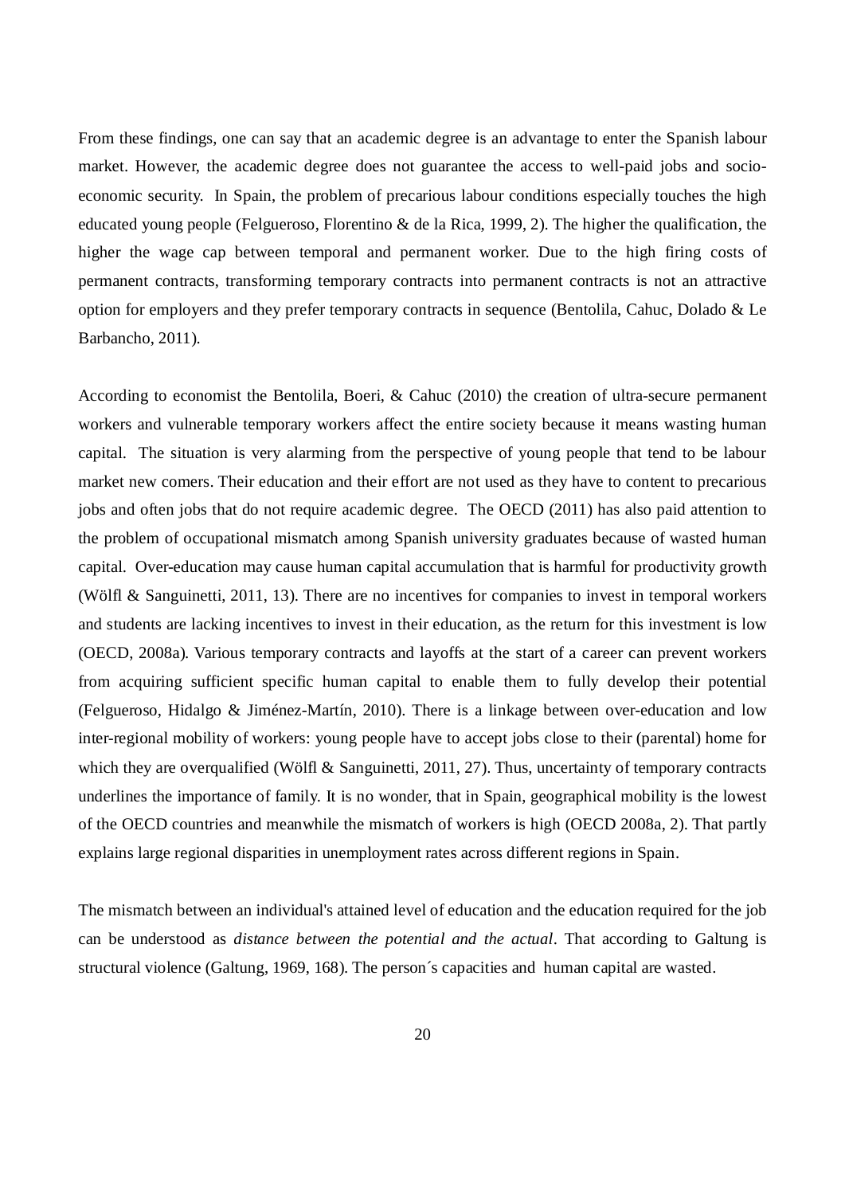From these findings, one can say that an academic degree is an advantage to enter the Spanish labour market. However, the academic degree does not guarantee the access to well-paid jobs and socio-economic security. In Spain, the problem of precarious labour conditions especially touches the high educated young people (Felgueroso, Florentino & de la Rica, 1999, 2). The higher the qualification, the higher the wage cap between temporal and permanent worker. Due to the high firing costs of permanent contracts, transforming temporary contracts into permanent contracts is not an attractive option for employers and they prefer temporary contracts in sequence (Bentolila, Cahuc, Dolado & Le Barbancho, 2011).

According to economist the Bentolila, Boeri, & Cahuc (2010) the creation of ultra-secure permanent workers and vulnerable temporary workers affect the entire society because it means wasting human capital. The situation is very alarming from the perspective of young people that tend to be labour market new comers. Their education and their effort are not used as they have to content to precarious jobs and often jobs that do not require academic degree. The OECD (2011) has also paid attention to the problem of occupational mismatch among Spanish university graduates because of wasted human capital. Over-education may cause human capital accumulation that is harmful for productivity growth (Wölfl & Sanguinetti, 2011, 13). There are no incentives for companies to invest in temporal workers and students are lacking incentives to invest in their education, as the return for this investment is low (OECD, 2008a). Various temporary contracts and layoffs at the start of a career can prevent workers from acquiring sufficient specific human capital to enable them to fully develop their potential (Felgueroso, Hidalgo & Jiménez-Martín, 2010). There is a linkage between over-education and low inter-regional mobility of workers: young people have to accept jobs close to their (parental) home for which they are overqualified (Wölfl & Sanguinetti, 2011, 27). Thus, uncertainty of temporary contracts underlines the importance of family. It is no wonder, that in Spain, geographical mobility is the lowest of the OECD countries and meanwhile the mismatch of workers is high (OECD 2008a, 2). That partly explains large regional disparities in unemployment rates across different regions in Spain.

The mismatch between an individual's attained level of education and the education required for the job can be understood as *distance between the potential and the actual*. That according to Galtung is structural violence (Galtung, 1969, 168). The person´s capacities and human capital are wasted.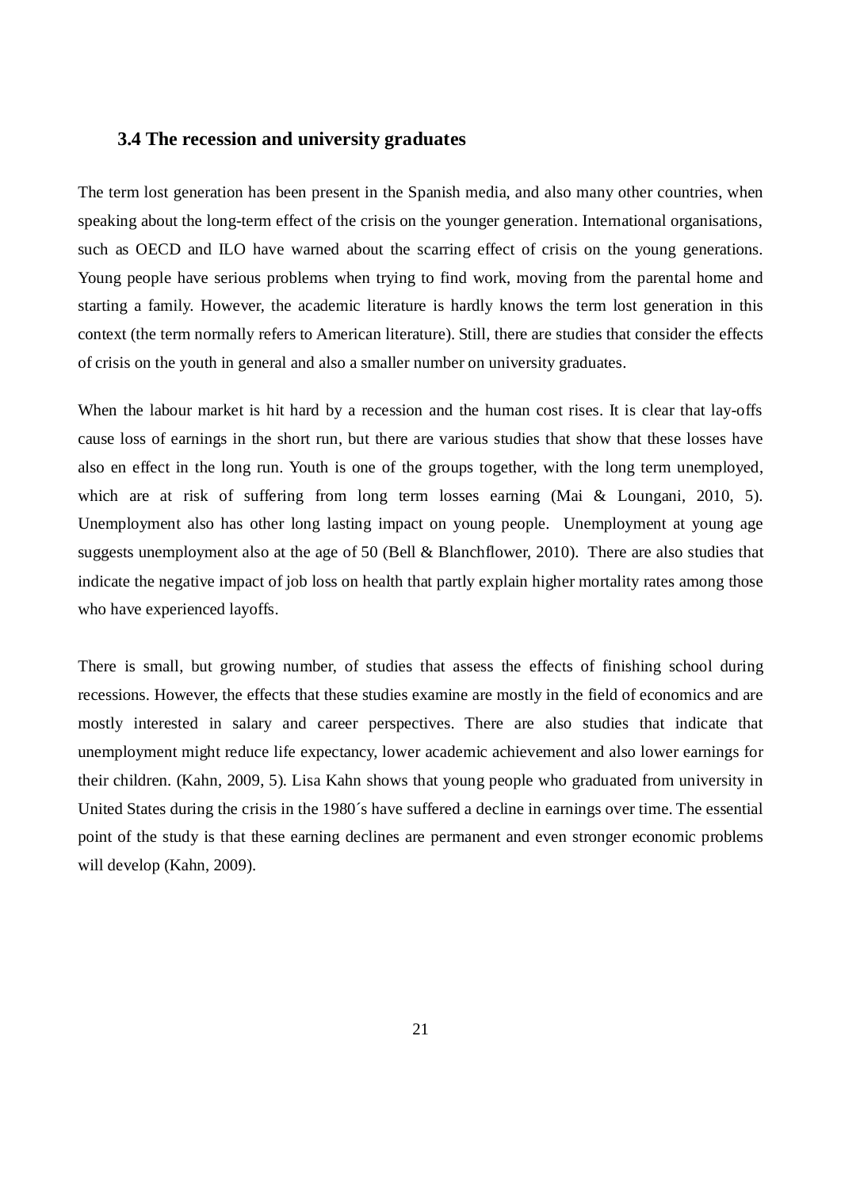### 3.4 The recession and university graduates

The term lost generation has been present in the Spanish media, and also many other countries, when speaking about the long-term effect of the crisis on the younger generation. International organisations, such as OECD and ILO have warned about the scarring effect of crisis on the young generations. Young people have serious problems when trying to find work, moving from the parental home and starting a family. However, the academic literature is hardly knows the term lost generation in this context (the term normally refers to American literature). Still, there are studies that consider the effects of crisis on the youth in general and also a smaller number on university graduates.

When the labour market is hit hard by a recession and the human cost rises. It is clear that lay-offs cause loss of earnings in the short run, but there are various studies that show that these losses have also en effect in the long run. Youth is one of the groups together, with the long term unemployed, which are at risk of suffering from long term losses earning (Mai & Loungani, 2010, 5). Unemployment also has other long lasting impact on young people. Unemployment at young age suggests unemployment also at the age of 50 (Bell & Blanchflower, 2010). There are also studies that indicate the negative impact of job loss on health that partly explain higher mortality rates among those who have experienced layoffs.

There is small, but growing number, of studies that assess the effects of finishing school during recessions. However, the effects that these studies examine are mostly in the field of economics and are mostly interested in salary and career perspectives. There are also studies that indicate that unemployment might reduce life expectancy, lower academic achievement and also lower earnings for their children. (Kahn, 2009, 5). Lisa Kahn shows that young people who graduated from university in United States during the crisis in the 1980´s have suffered a decline in earnings over time. The essential point of the study is that these earning declines are permanent and even stronger economic problems will develop (Kahn, 2009).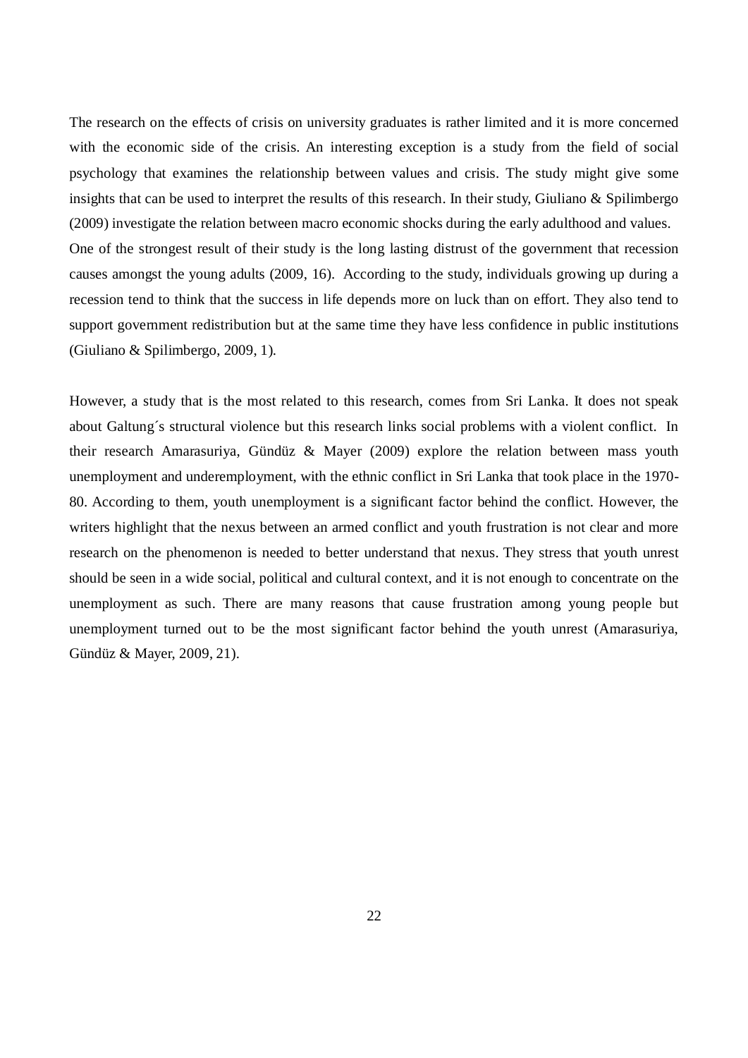The research on the effects of crisis on university graduates is rather limited and it is more concerned with the economic side of the crisis. An interesting exception is a study from the field of social psychology that examines the relationship between values and crisis. The study might give some insights that can be used to interpret the results of this research. In their study, Giuliano & Spilimbergo (2009) investigate the relation between macro economic shocks during the early adulthood and values. One of the strongest result of their study is the long lasting distrust of the government that recession causes amongst the young adults (2009, 16). According to the study, individuals growing up during a recession tend to think that the success in life depends more on luck than on effort. They also tend to support government redistribution but at the same time they have less confidence in public institutions (Giuliano & Spilimbergo, 2009, 1).

However, a study that is the most related to this research, comes from Sri Lanka. It does not speak about Galtung´s structural violence but this research links social problems with a violent conflict. In their research Amarasuriya, Gündüz & Mayer (2009) explore the relation between mass youth unemployment and underemployment, with the ethnic conflict in Sri Lanka that took place in the 1970-80. According to them, youth unemployment is a significant factor behind the conflict. However, the writers highlight that the nexus between an armed conflict and youth frustration is not clear and more research on the phenomenon is needed to better understand that nexus. They stress that youth unrest should be seen in a wide social, political and cultural context, and it is not enough to concentrate on the unemployment as such. There are many reasons that cause frustration among young people but unemployment turned out to be the most significant factor behind the youth unrest (Amarasuriya, Gündüz & Mayer, 2009, 21).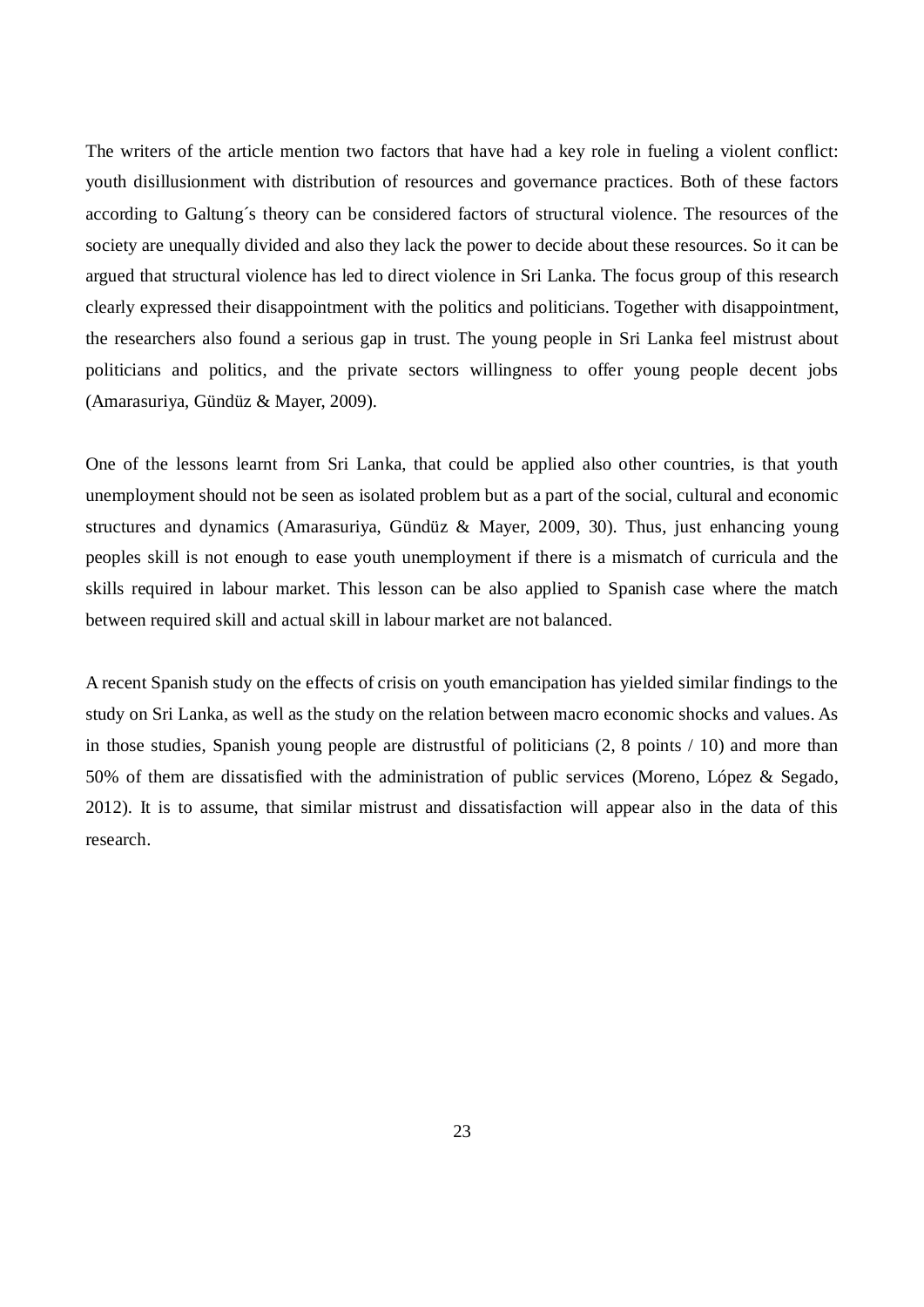The writers of the article mention two factors that have had a key role in fueling a violent conflict: youth disillusionment with distribution of resources and governance practices. Both of these factors according to Galtung´s theory can be considered factors of structural violence. The resources of the society are unequally divided and also they lack the power to decide about these resources. So it can be argued that structural violence has led to direct violence in Sri Lanka. The focus group of this research clearly expressed their disappointment with the politics and politicians. Together with disappointment, the researchers also found a serious gap in trust. The young people in Sri Lanka feel mistrust about politicians and politics, and the private sectors willingness to offer young people decent jobs (Amarasuriya, Gündüz & Mayer, 2009).

One of the lessons learnt from Sri Lanka, that could be applied also other countries, is that youth unemployment should not be seen as isolated problem but as a part of the social, cultural and economic structures and dynamics (Amarasuriya, Gündüz & Mayer, 2009, 30). Thus, just enhancing young peoples skill is not enough to ease youth unemployment if there is a mismatch of curricula and the skills required in labour market. This lesson can be also applied to Spanish case where the match between required skill and actual skill in labour market are not balanced.

A recent Spanish study on the effects of crisis on youth emancipation has yielded similar findings to the study on Sri Lanka, as well as the study on the relation between macro economic shocks and values. As in those studies, Spanish young people are distrustful of politicians (2, 8 points / 10) and more than 50% of them are dissatisfied with the administration of public services (Moreno, López & Segado, 2012). It is to assume, that similar mistrust and dissatisfaction will appear also in the data of this research.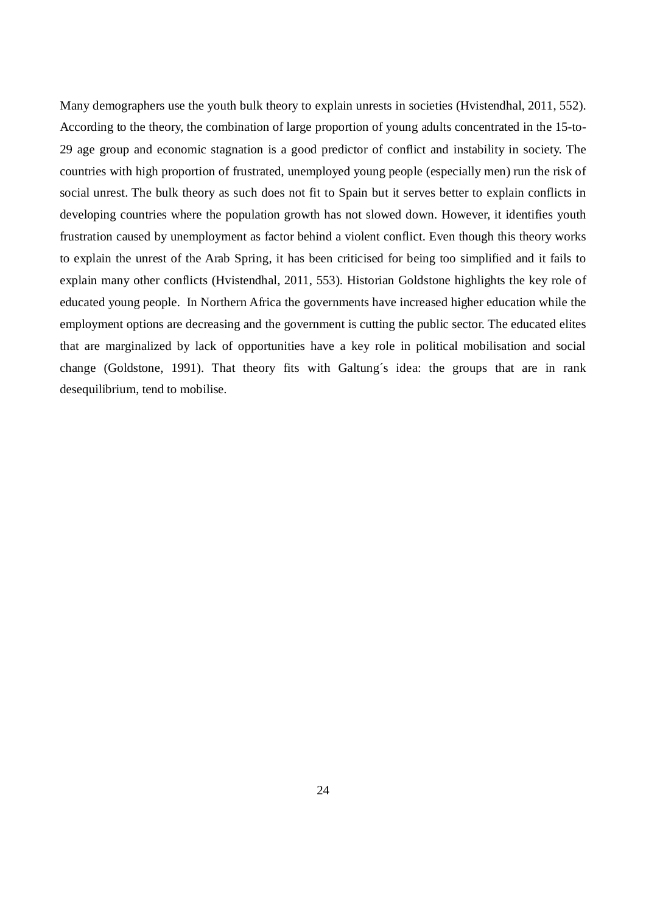Many demographers use the youth bulk theory to explain unrests in societies (Hvistendhal, 2011, 552). According to the theory, the combination of large proportion of young adults concentrated in the 15-to-29 age group and economic stagnation is a good predictor of conflict and instability in society. The countries with high proportion of frustrated, unemployed young people (especially men) run the risk of social unrest. The bulk theory as such does not fit to Spain but it serves better to explain conflicts in developing countries where the population growth has not slowed down. However, it identifies youth frustration caused by unemployment as factor behind a violent conflict. Even though this theory works to explain the unrest of the Arab Spring, it has been criticised for being too simplified and it fails to explain many other conflicts (Hvistendhal, 2011, 553). Historian Goldstone highlights the key role of educated young people. In Northern Africa the governments have increased higher education while the employment options are decreasing and the government is cutting the public sector. The educated elites that are marginalized by lack of opportunities have a key role in political mobilisation and social change (Goldstone, 1991). That theory fits with Galtung´s idea: the groups that are in rank desequilibrium, tend to mobilise.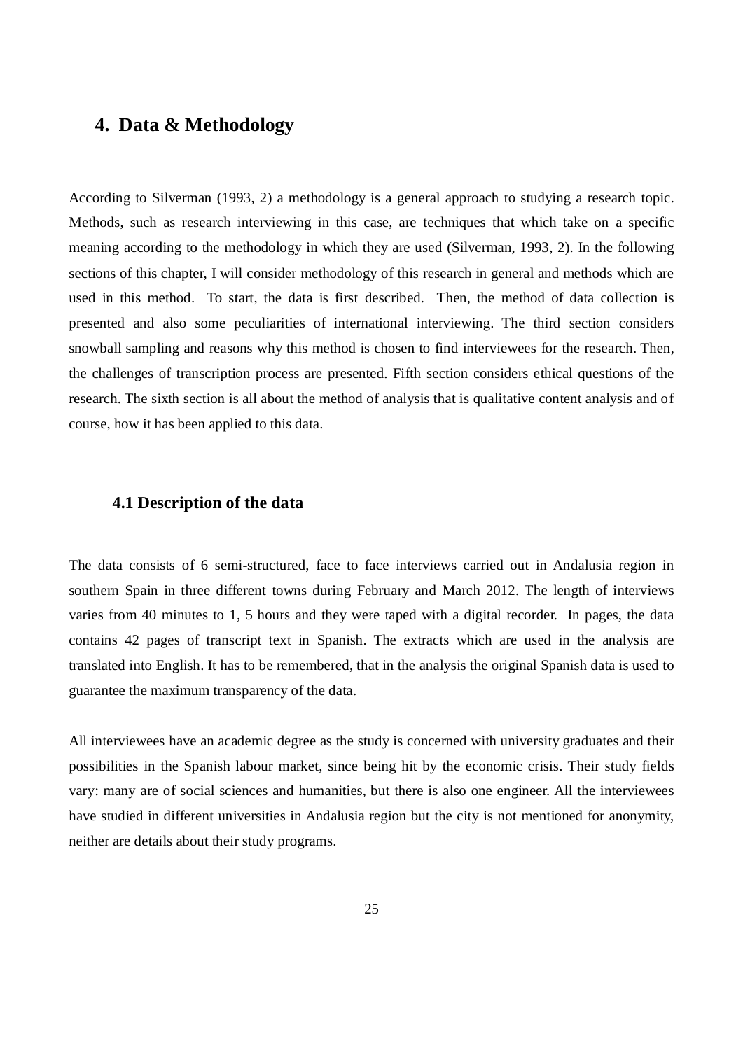# 4. Data & Methodology

According to Silverman (1993, 2) a methodology is a general approach to studying a research topic. Methods, such as research interviewing in this case, are techniques that which take on a specific meaning according to the methodology in which they are used (Silverman, 1993, 2). In the following sections of this chapter, I will consider methodology of this research in general and methods which are used in this method. To start, the data is first described. Then, the method of data collection is presented and also some peculiarities of international interviewing. The third section considers snowball sampling and reasons why this method is chosen to find interviewees for the research. Then, the challenges of transcription process are presented. Fifth section considers ethical questions of the research. The sixth section is all about the method of analysis that is qualitative content analysis and of course, how it has been applied to this data.

## 4.1 Description of the data

The data consists of 6 semi-structured, face to face interviews carried out in Andalusia region in southern Spain in three different towns during February and March 2012. The length of interviews varies from 40 minutes to 1, 5 hours and they were taped with a digital recorder. In pages, the data contains 42 pages of transcript text in Spanish. The extracts which are used in the analysis are translated into English. It has to be remembered, that in the analysis the original Spanish data is used to guarantee the maximum transparency of the data.

All interviewees have an academic degree as the study is concerned with university graduates and their possibilities in the Spanish labour market, since being hit by the economic crisis. Their study fields vary: many are of social sciences and humanities, but there is also one engineer. All the interviewees have studied in different universities in Andalusia region but the city is not mentioned for anonymity, neither are details about their study programs.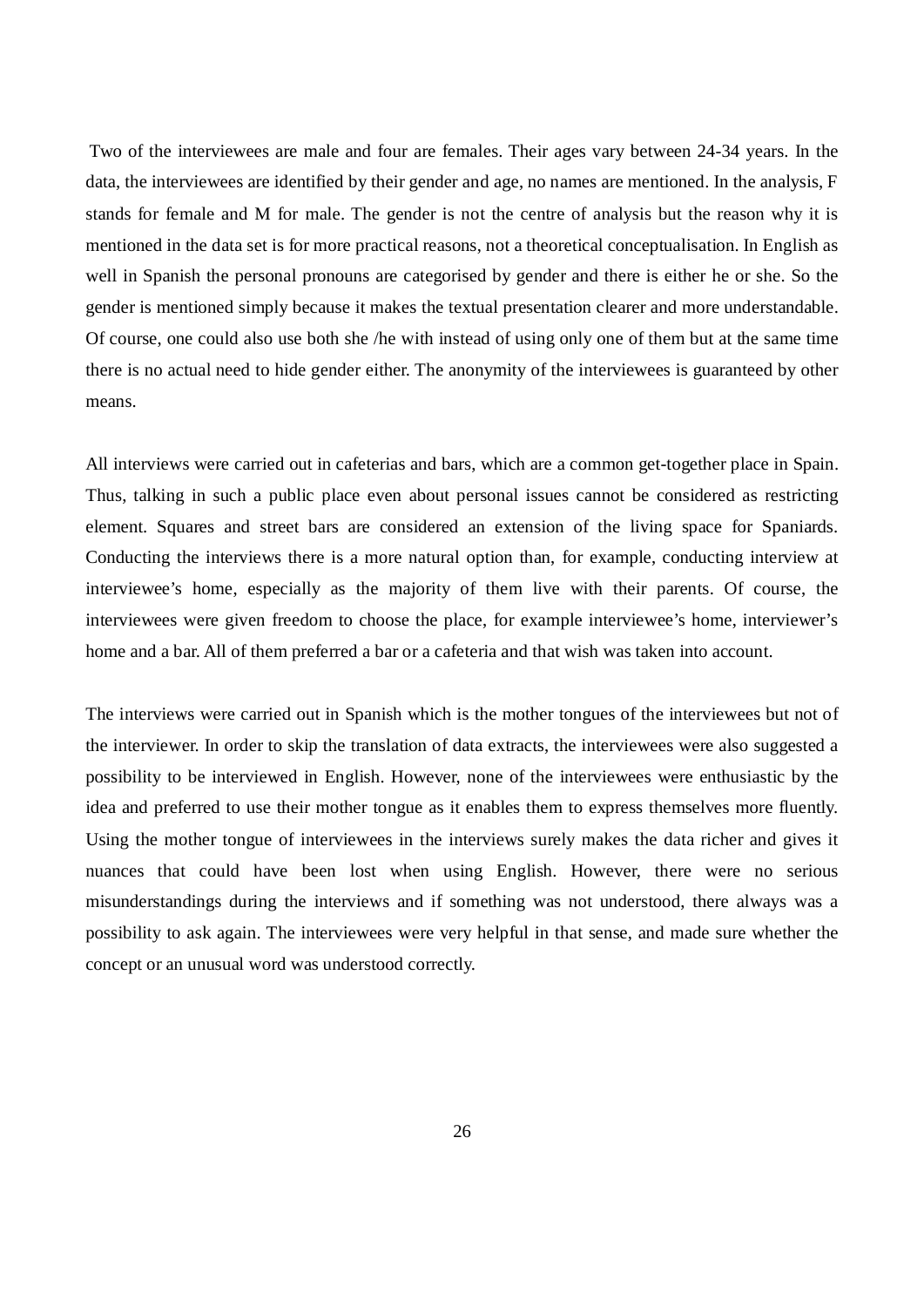Two of the interviewees are male and four are females. Their ages vary between 24-34 years. In the data, the interviewees are identified by their gender and age, no names are mentioned. In the analysis, F stands for female and M for male. The gender is not the centre of analysis but the reason why it is mentioned in the data set is for more practical reasons, not a theoretical conceptualisation. In English as well in Spanish the personal pronouns are categorised by gender and there is either he or she. So the gender is mentioned simply because it makes the textual presentation clearer and more understandable. Of course, one could also use both she /he with instead of using only one of them but at the same time there is no actual need to hide gender either. The anonymity of the interviewees is guaranteed by other means.

All interviews were carried out in cafeterias and bars, which are a common get-together place in Spain. Thus, talking in such a public place even about personal issues cannot be considered as restricting element. Squares and street bars are considered an extension of the living space for Spaniards. Conducting the interviews there is a more natural option than, for example, conducting interview at interviewee's home, especially as the majority of them live with their parents. Of course, the interviewees were given freedom to choose the place, for example interviewee's home, interviewer's home and a bar. All of them preferred a bar or a cafeteria and that wish was taken into account.

The interviews were carried out in Spanish which is the mother tongues of the interviewees but not of the interviewer. In order to skip the translation of data extracts, the interviewees were also suggested a possibility to be interviewed in English. However, none of the interviewees were enthusiastic by the idea and preferred to use their mother tongue as it enables them to express themselves more fluently. Using the mother tongue of interviewees in the interviews surely makes the data richer and gives it nuances that could have been lost when using English. However, there were no serious misunderstandings during the interviews and if something was not understood, there always was a possibility to ask again. The interviewees were very helpful in that sense, and made sure whether the concept or an unusual word was understood correctly.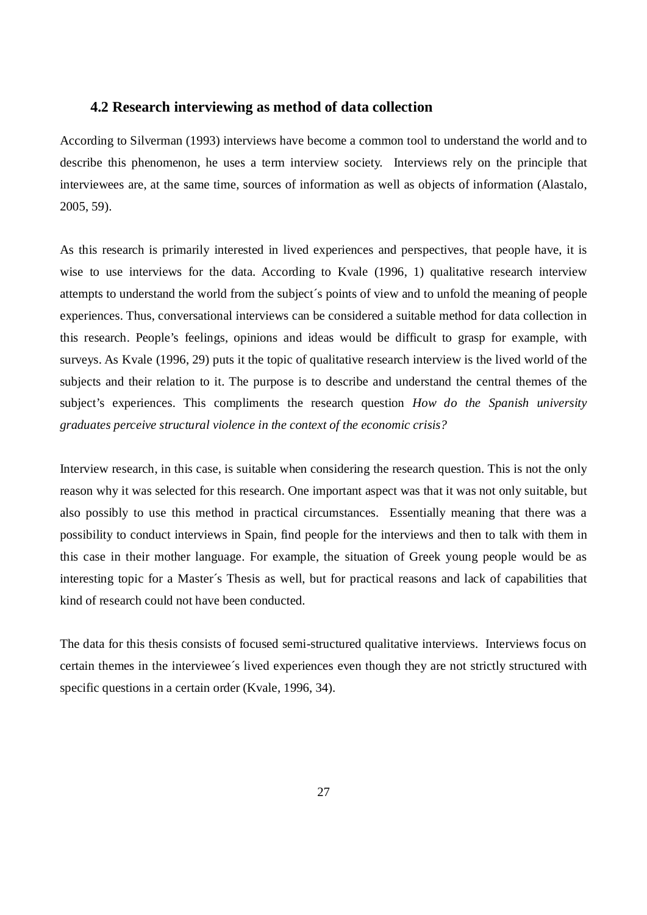## 4.2 Research interviewing as method of data collection

According to Silverman (1993) interviews have become a common tool to understand the world and to describe this phenomenon, he uses a term interview society. Interviews rely on the principle that interviewees are, at the same time, sources of information as well as objects of information (Alastalo, 2005, 59).

As this research is primarily interested in lived experiences and perspectives, that people have, it is wise to use interviews for the data. According to Kvale (1996, 1) qualitative research interview attempts to understand the world from the subject´s points of view and to unfold the meaning of people experiences. Thus, conversational interviews can be considered a suitable method for data collection in this research. People's feelings, opinions and ideas would be difficult to grasp for example, with surveys. As Kvale (1996, 29) puts it the topic of qualitative research interview is the lived world of the subjects and their relation to it. The purpose is to describe and understand the central themes of the subject's experiences. This compliments the research question *How do the Spanish university graduates perceive structural violence in the context of the economic crisis?*

Interview research, in this case, is suitable when considering the research question. This is not the only reason why it was selected for this research. One important aspect was that it was not only suitable, but also possibly to use this method in practical circumstances. Essentially meaning that there was a possibility to conduct interviews in Spain, find people for the interviews and then to talk with them in this case in their mother language. For example, the situation of Greek young people would be as interesting topic for a Master´s Thesis as well, but for practical reasons and lack of capabilities that kind of research could not have been conducted.

The data for this thesis consists of focused semi-structured qualitative interviews. Interviews focus on certain themes in the interviewee´s lived experiences even though they are not strictly structured with specific questions in a certain order (Kvale, 1996, 34).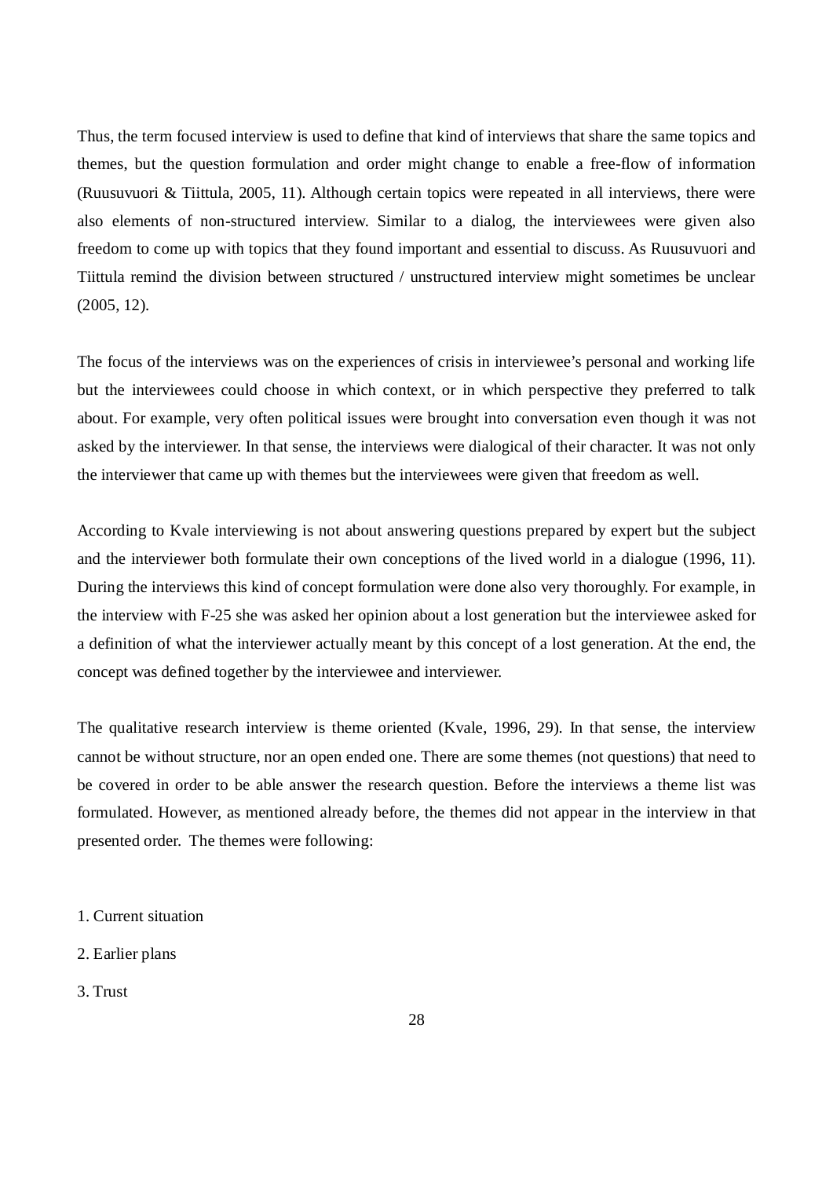Thus, the term focused interview is used to define that kind of interviews that share the same topics and themes, but the question formulation and order might change to enable a free-flow of information (Ruusuvuori & Tiittula, 2005, 11). Although certain topics were repeated in all interviews, there were also elements of non-structured interview. Similar to a dialog, the interviewees were given also freedom to come up with topics that they found important and essential to discuss. As Ruusuvuori and Tiittula remind the division between structured / unstructured interview might sometimes be unclear (2005, 12).

The focus of the interviews was on the experiences of crisis in interviewee's personal and working life but the interviewees could choose in which context, or in which perspective they preferred to talk about. For example, very often political issues were brought into conversation even though it was not asked by the interviewer. In that sense, the interviews were dialogical of their character. It was not only the interviewer that came up with themes but the interviewees were given that freedom as well.

According to Kvale interviewing is not about answering questions prepared by expert but the subject and the interviewer both formulate their own conceptions of the lived world in a dialogue (1996, 11). During the interviews this kind of concept formulation were done also very thoroughly. For example, in the interview with F-25 she was asked her opinion about a lost generation but the interviewee asked for a definition of what the interviewer actually meant by this concept of a lost generation. At the end, the concept was defined together by the interviewee and interviewer.

The qualitative research interview is theme oriented (Kvale, 1996, 29). In that sense, the interview cannot be without structure, nor an open ended one. There are some themes (not questions) that need to be covered in order to be able answer the research question. Before the interviews a theme list was formulated. However, as mentioned already before, the themes did not appear in the interview in that presented order. The themes were following:

1. Current situation
2. Earlier plans
3. Trust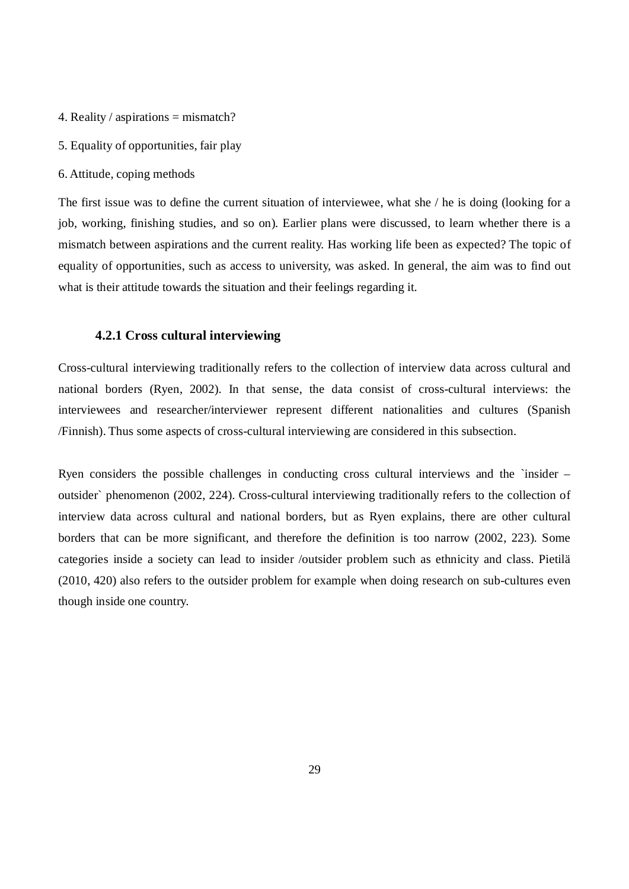4. Reality / aspirations = mismatch?

5. Equality of opportunities, fair play

6. Attitude, coping methods

The first issue was to define the current situation of interviewee, what she / he is doing (looking for a job, working, finishing studies, and so on). Earlier plans were discussed, to learn whether there is a mismatch between aspirations and the current reality. Has working life been as expected? The topic of equality of opportunities, such as access to university, was asked. In general, the aim was to find out what is their attitude towards the situation and their feelings regarding it.

### 4.2.1 Cross cultural interviewing

Cross-cultural interviewing traditionally refers to the collection of interview data across cultural and national borders (Ryen, 2002). In that sense, the data consist of cross-cultural interviews: the interviewees and researcher/interviewer represent different nationalities and cultures (Spanish /Finnish). Thus some aspects of cross-cultural interviewing are considered in this subsection.

Ryen considers the possible challenges in conducting cross cultural interviews and the `insider – outsider` phenomenon (2002, 224). Cross-cultural interviewing traditionally refers to the collection of interview data across cultural and national borders, but as Ryen explains, there are other cultural borders that can be more significant, and therefore the definition is too narrow (2002, 223). Some categories inside a society can lead to insider /outsider problem such as ethnicity and class. Pietilä (2010, 420) also refers to the outsider problem for example when doing research on sub-cultures even though inside one country.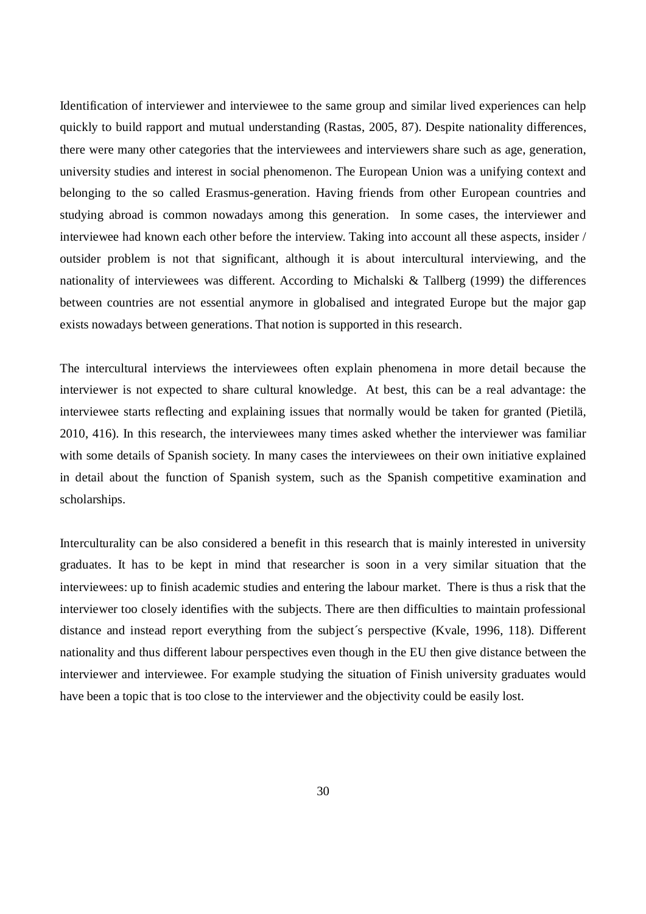Identification of interviewer and interviewee to the same group and similar lived experiences can help quickly to build rapport and mutual understanding (Rastas, 2005, 87). Despite nationality differences, there were many other categories that the interviewees and interviewers share such as age, generation, university studies and interest in social phenomenon. The European Union was a unifying context and belonging to the so called Erasmus-generation. Having friends from other European countries and studying abroad is common nowadays among this generation. In some cases, the interviewer and interviewee had known each other before the interview. Taking into account all these aspects, insider / outsider problem is not that significant, although it is about intercultural interviewing, and the nationality of interviewees was different. According to Michalski & Tallberg (1999) the differences between countries are not essential anymore in globalised and integrated Europe but the major gap exists nowadays between generations. That notion is supported in this research.

The intercultural interviews the interviewees often explain phenomena in more detail because the interviewer is not expected to share cultural knowledge. At best, this can be a real advantage: the interviewee starts reflecting and explaining issues that normally would be taken for granted (Pietilä, 2010, 416). In this research, the interviewees many times asked whether the interviewer was familiar with some details of Spanish society. In many cases the interviewees on their own initiative explained in detail about the function of Spanish system, such as the Spanish competitive examination and scholarships.

Interculturality can be also considered a benefit in this research that is mainly interested in university graduates. It has to be kept in mind that researcher is soon in a very similar situation that the interviewees: up to finish academic studies and entering the labour market. There is thus a risk that the interviewer too closely identifies with the subjects. There are then difficulties to maintain professional distance and instead report everything from the subject´s perspective (Kvale, 1996, 118). Different nationality and thus different labour perspectives even though in the EU then give distance between the interviewer and interviewee. For example studying the situation of Finish university graduates would have been a topic that is too close to the interviewer and the objectivity could be easily lost.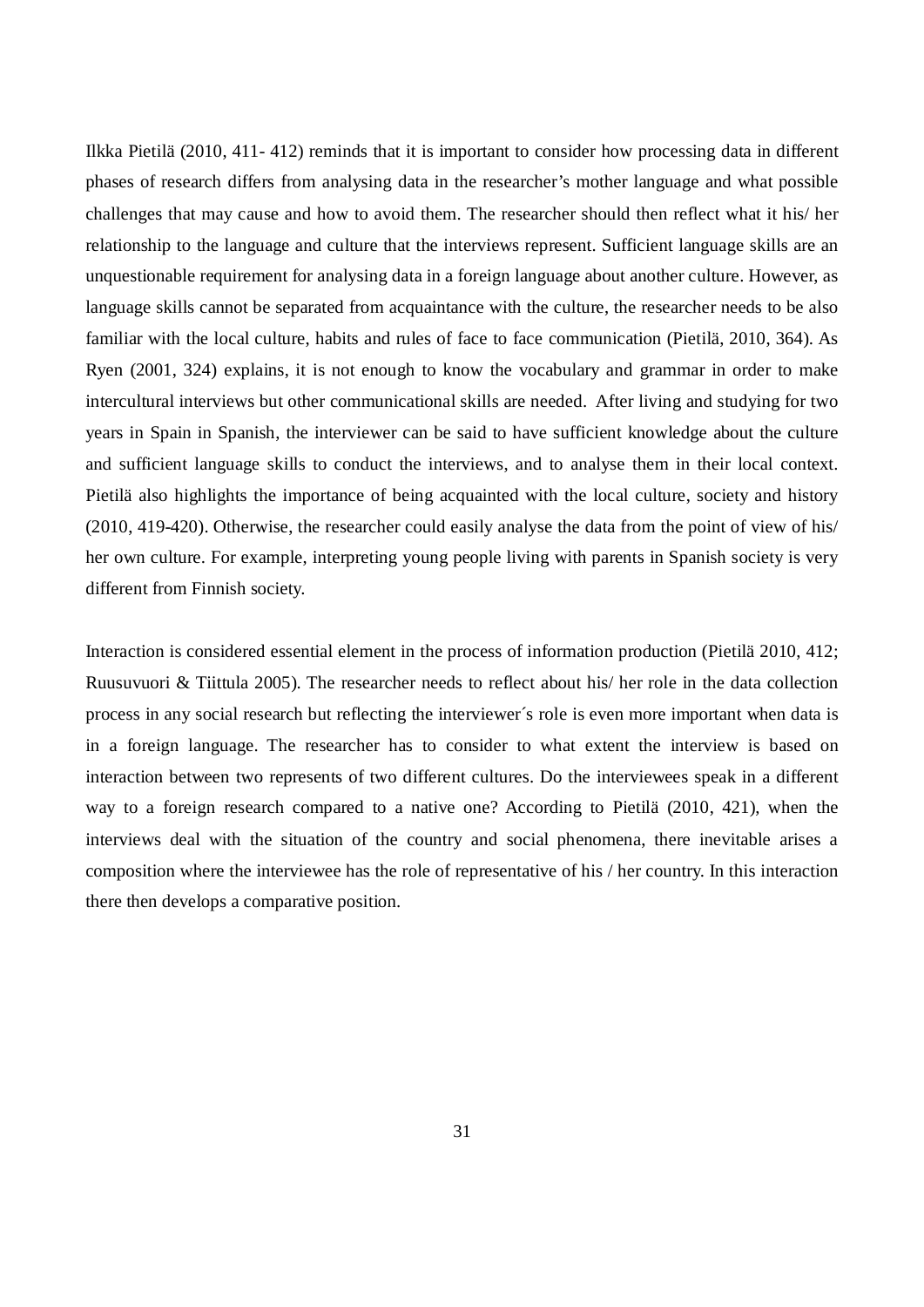Ilkka Pietilä (2010, 411- 412) reminds that it is important to consider how processing data in different phases of research differs from analysing data in the researcher’s mother language and what possible challenges that may cause and how to avoid them. The researcher should then reflect what it his/ her relationship to the language and culture that the interviews represent. Sufficient language skills are an unquestionable requirement for analysing data in a foreign language about another culture. However, as language skills cannot be separated from acquaintance with the culture, the researcher needs to be also familiar with the local culture, habits and rules of face to face communication (Pietilä, 2010, 364). As Ryen (2001, 324) explains, it is not enough to know the vocabulary and grammar in order to make intercultural interviews but other communicational skills are needed.  After living and studying for two years in Spain in Spanish, the interviewer can be said to have sufficient knowledge about the culture and sufficient language skills to conduct the interviews, and to analyse them in their local context. Pietilä also highlights the importance of being acquainted with the local culture, society and history (2010, 419-420). Otherwise, the researcher could easily analyse the data from the point of view of his/ her own culture. For example, interpreting young people living with parents in Spanish society is very different from Finnish society.

Interaction is considered essential element in the process of information production (Pietilä 2010, 412; Ruusuvuori & Tiittula 2005). The researcher needs to reflect about his/ her role in the data collection process in any social research but reflecting the interviewer´s role is even more important when data is in a foreign language. The researcher has to consider to what extent the interview is based on interaction between two represents of two different cultures. Do the interviewees speak in a different way to a foreign research compared to a native one? According to Pietilä (2010, 421), when the interviews deal with the situation of the country and social phenomena, there inevitable arises a composition where the interviewee has the role of representative of his / her country. In this interaction there then develops a comparative position.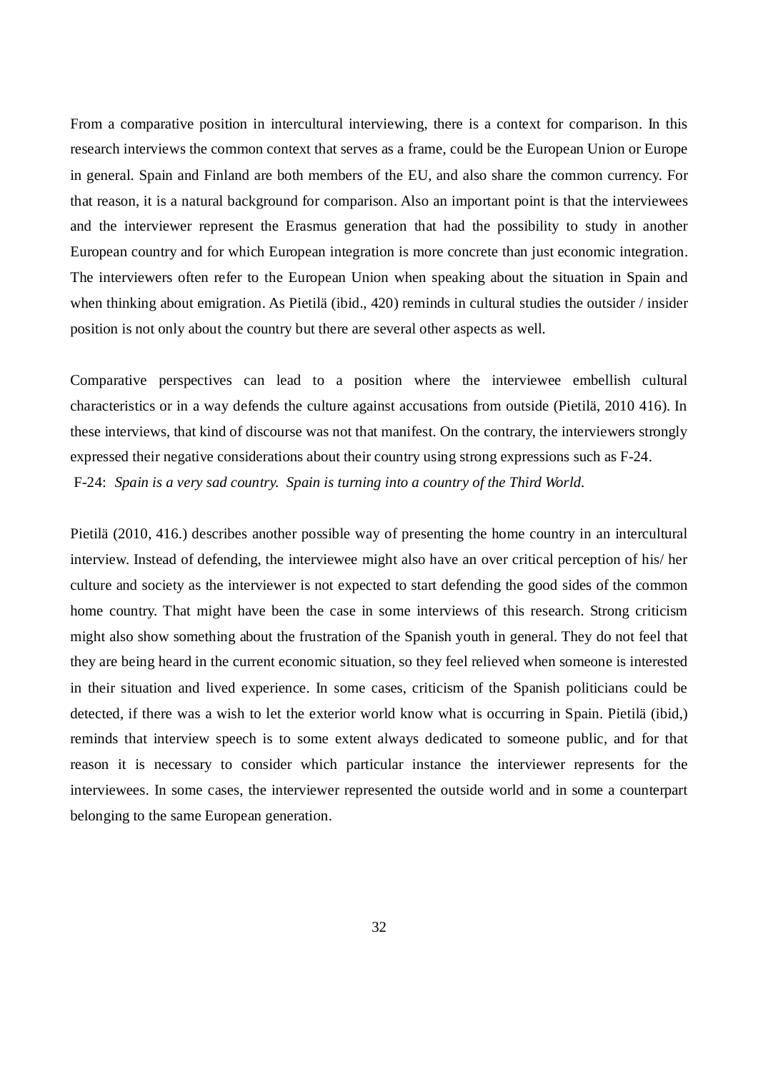From a comparative position in intercultural interviewing, there is a context for comparison. In this research interviews the common context that serves as a frame, could be the European Union or Europe in general. Spain and Finland are both members of the EU, and also share the common currency. For that reason, it is a natural background for comparison. Also an important point is that the interviewees and the interviewer represent the Erasmus generation that had the possibility to study in another European country and for which European integration is more concrete than just economic integration. The interviewers often refer to the European Union when speaking about the situation in Spain and when thinking about emigration. As Pietilä (ibid., 420) reminds in cultural studies the outsider / insider position is not only about the country but there are several other aspects as well.

Comparative perspectives can lead to a position where the interviewee embellish cultural characteristics or in a way defends the culture against accusations from outside (Pietilä, 2010 416). In these interviews, that kind of discourse was not that manifest. On the contrary, the interviewers strongly expressed their negative considerations about their country using strong expressions such as F-24.

F-24: *Spain is a very sad country. Spain is turning into a country of the Third World.*

Pietilä (2010, 416.) describes another possible way of presenting the home country in an intercultural interview. Instead of defending, the interviewee might also have an over critical perception of his/ her culture and society as the interviewer is not expected to start defending the good sides of the common home country. That might have been the case in some interviews of this research. Strong criticism might also show something about the frustration of the Spanish youth in general. They do not feel that they are being heard in the current economic situation, so they feel relieved when someone is interested in their situation and lived experience. In some cases, criticism of the Spanish politicians could be detected, if there was a wish to let the exterior world know what is occurring in Spain. Pietilä (ibid,) reminds that interview speech is to some extent always dedicated to someone public, and for that reason it is necessary to consider which particular instance the interviewer represents for the interviewees. In some cases, the interviewer represented the outside world and in some a counterpart belonging to the same European generation.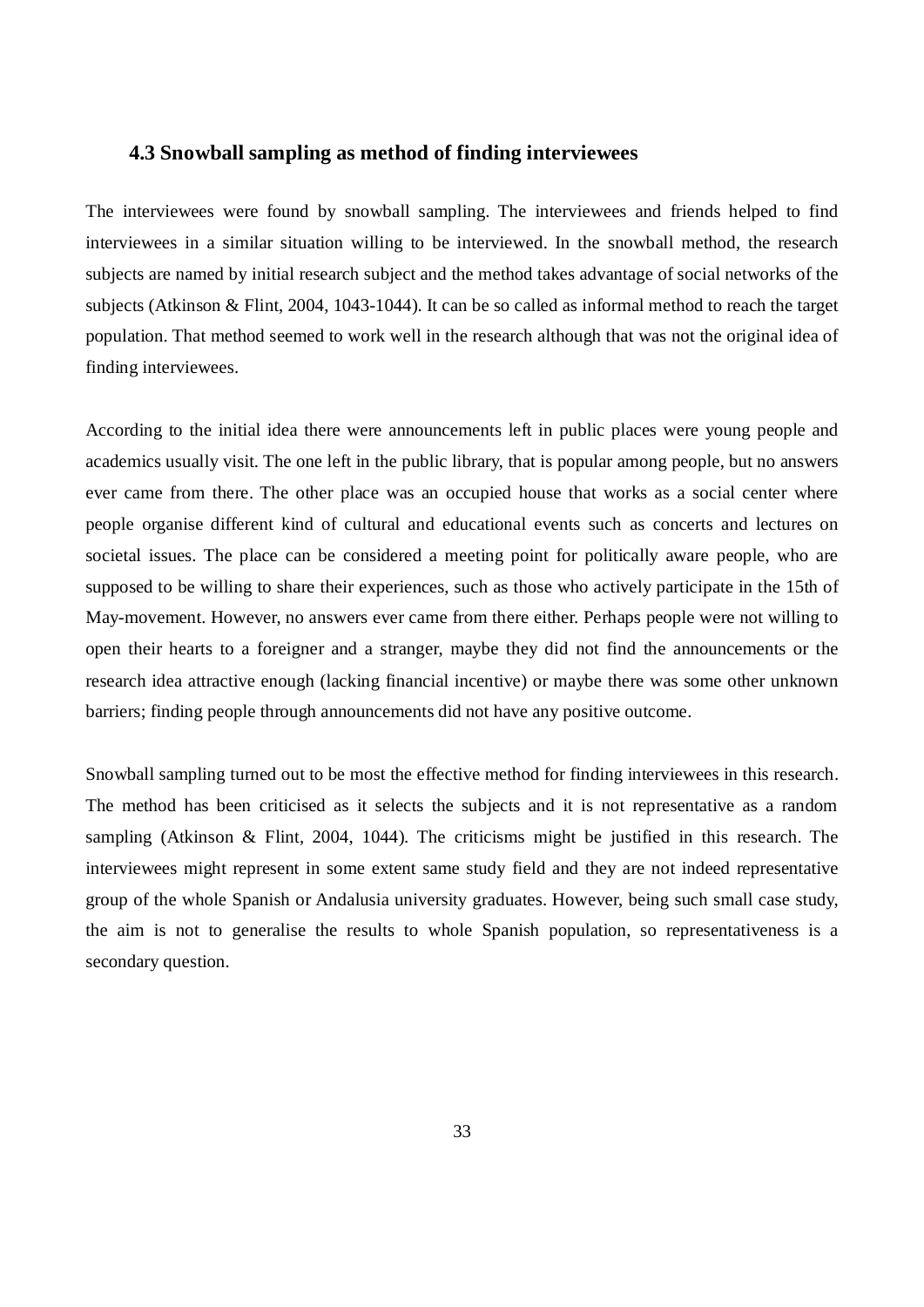### 4.3 Snowball sampling as method of finding interviewees

The interviewees were found by snowball sampling. The interviewees and friends helped to find interviewees in a similar situation willing to be interviewed. In the snowball method, the research subjects are named by initial research subject and the method takes advantage of social networks of the subjects (Atkinson & Flint, 2004, 1043-1044). It can be so called as informal method to reach the target population. That method seemed to work well in the research although that was not the original idea of finding interviewees.

According to the initial idea there were announcements left in public places were young people and academics usually visit. The one left in the public library, that is popular among people, but no answers ever came from there. The other place was an occupied house that works as a social center where people organise different kind of cultural and educational events such as concerts and lectures on societal issues. The place can be considered a meeting point for politically aware people, who are supposed to be willing to share their experiences, such as those who actively participate in the 15th of May-movement. However, no answers ever came from there either. Perhaps people were not willing to open their hearts to a foreigner and a stranger, maybe they did not find the announcements or the research idea attractive enough (lacking financial incentive) or maybe there was some other unknown barriers; finding people through announcements did not have any positive outcome.

Snowball sampling turned out to be most the effective method for finding interviewees in this research. The method has been criticised as it selects the subjects and it is not representative as a random sampling (Atkinson & Flint, 2004, 1044). The criticisms might be justified in this research. The interviewees might represent in some extent same study field and they are not indeed representative group of the whole Spanish or Andalusia university graduates. However, being such small case study, the aim is not to generalise the results to whole Spanish population, so representativeness is a secondary question.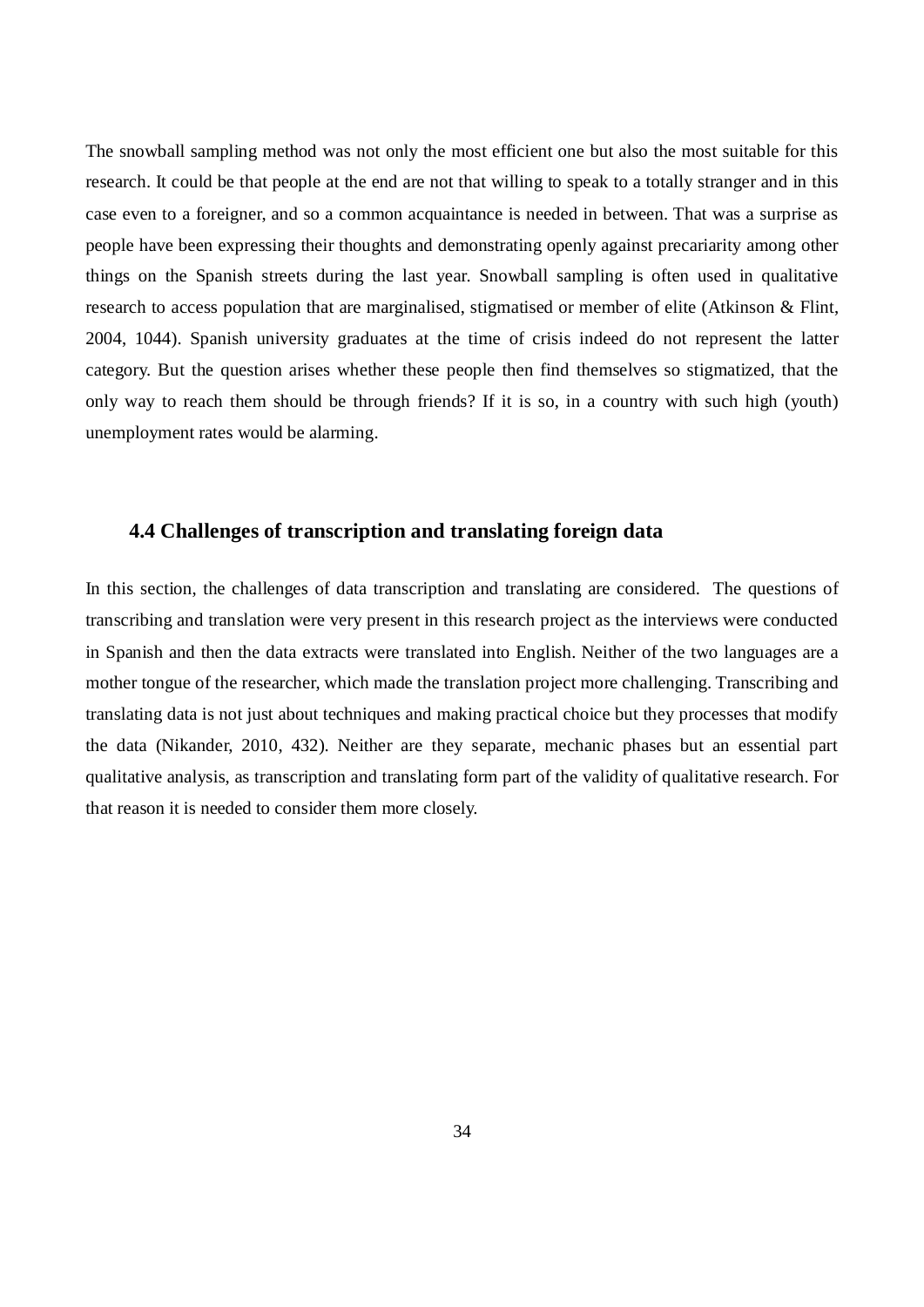The snowball sampling method was not only the most efficient one but also the most suitable for this research. It could be that people at the end are not that willing to speak to a totally stranger and in this case even to a foreigner, and so a common acquaintance is needed in between. That was a surprise as people have been expressing their thoughts and demonstrating openly against precariarity among other things on the Spanish streets during the last year. Snowball sampling is often used in qualitative research to access population that are marginalised, stigmatised or member of elite (Atkinson & Flint, 2004, 1044). Spanish university graduates at the time of crisis indeed do not represent the latter category. But the question arises whether these people then find themselves so stigmatized, that the only way to reach them should be through friends? If it is so, in a country with such high (youth) unemployment rates would be alarming.

### 4.4 Challenges of transcription and translating foreign data

In this section, the challenges of data transcription and translating are considered. The questions of transcribing and translation were very present in this research project as the interviews were conducted in Spanish and then the data extracts were translated into English. Neither of the two languages are a mother tongue of the researcher, which made the translation project more challenging. Transcribing and translating data is not just about techniques and making practical choice but they processes that modify the data (Nikander, 2010, 432). Neither are they separate, mechanic phases but an essential part qualitative analysis, as transcription and translating form part of the validity of qualitative research. For that reason it is needed to consider them more closely.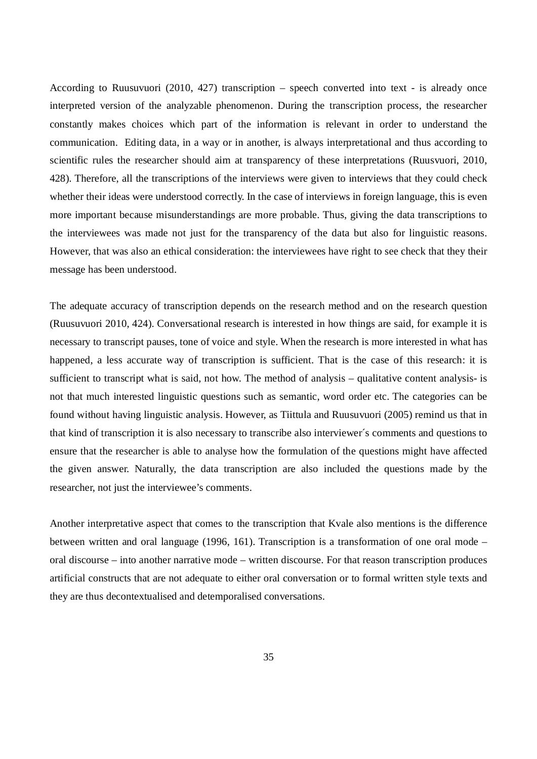According to Ruusuvuori (2010, 427) transcription – speech converted into text - is already once interpreted version of the analyzable phenomenon. During the transcription process, the researcher constantly makes choices which part of the information is relevant in order to understand the communication.  Editing data, in a way or in another, is always interpretational and thus according to scientific rules the researcher should aim at transparency of these interpretations (Ruusvuori, 2010, 428). Therefore, all the transcriptions of the interviews were given to interviews that they could check whether their ideas were understood correctly. In the case of interviews in foreign language, this is even more important because misunderstandings are more probable. Thus, giving the data transcriptions to the interviewees was made not just for the transparency of the data but also for linguistic reasons. However, that was also an ethical consideration: the interviewees have right to see check that they their message has been understood.

The adequate accuracy of transcription depends on the research method and on the research question (Ruusuvuori 2010, 424). Conversational research is interested in how things are said, for example it is necessary to transcript pauses, tone of voice and style. When the research is more interested in what has happened, a less accurate way of transcription is sufficient. That is the case of this research: it is sufficient to transcript what is said, not how. The method of analysis – qualitative content analysis- is not that much interested linguistic questions such as semantic, word order etc. The categories can be found without having linguistic analysis. However, as Tiittula and Ruusuvuori (2005) remind us that in that kind of transcription it is also necessary to transcribe also interviewer´s comments and questions to ensure that the researcher is able to analyse how the formulation of the questions might have affected the given answer. Naturally, the data transcription are also included the questions made by the researcher, not just the interviewee’s comments.

Another interpretative aspect that comes to the transcription that Kvale also mentions is the difference between written and oral language (1996, 161). Transcription is a transformation of one oral mode – oral discourse – into another narrative mode – written discourse. For that reason transcription produces artificial constructs that are not adequate to either oral conversation or to formal written style texts and they are thus decontextualised and detemporalised conversations.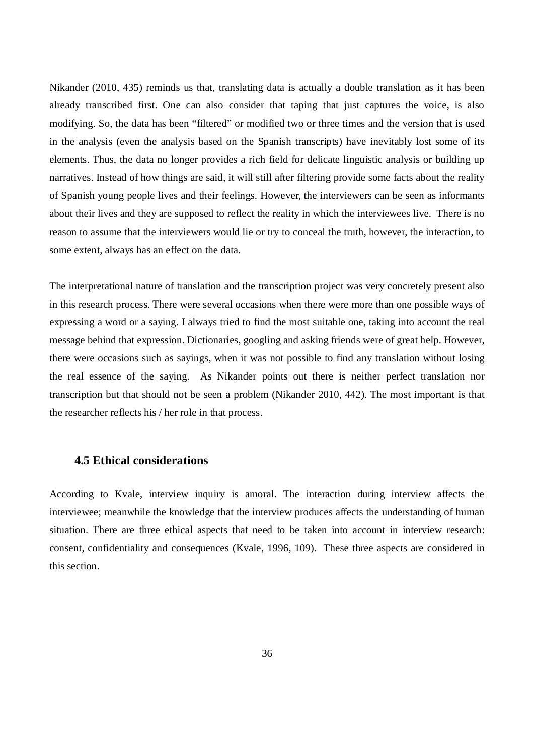Nikander (2010, 435) reminds us that, translating data is actually a double translation as it has been already transcribed first. One can also consider that taping that just captures the voice, is also modifying. So, the data has been “filtered” or modified two or three times and the version that is used in the analysis (even the analysis based on the Spanish transcripts) have inevitably lost some of its elements. Thus, the data no longer provides a rich field for delicate linguistic analysis or building up narratives. Instead of how things are said, it will still after filtering provide some facts about the reality of Spanish young people lives and their feelings. However, the interviewers can be seen as informants about their lives and they are supposed to reflect the reality in which the interviewees live. There is no reason to assume that the interviewers would lie or try to conceal the truth, however, the interaction, to some extent, always has an effect on the data.

The interpretational nature of translation and the transcription project was very concretely present also in this research process. There were several occasions when there were more than one possible ways of expressing a word or a saying. I always tried to find the most suitable one, taking into account the real message behind that expression. Dictionaries, googling and asking friends were of great help. However, there were occasions such as sayings, when it was not possible to find any translation without losing the real essence of the saying. As Nikander points out there is neither perfect translation nor transcription but that should not be seen a problem (Nikander 2010, 442). The most important is that the researcher reflects his / her role in that process.

### 4.5 Ethical considerations

According to Kvale, interview inquiry is amoral. The interaction during interview affects the interviewee; meanwhile the knowledge that the interview produces affects the understanding of human situation. There are three ethical aspects that need to be taken into account in interview research: consent, confidentiality and consequences (Kvale, 1996, 109). These three aspects are considered in this section.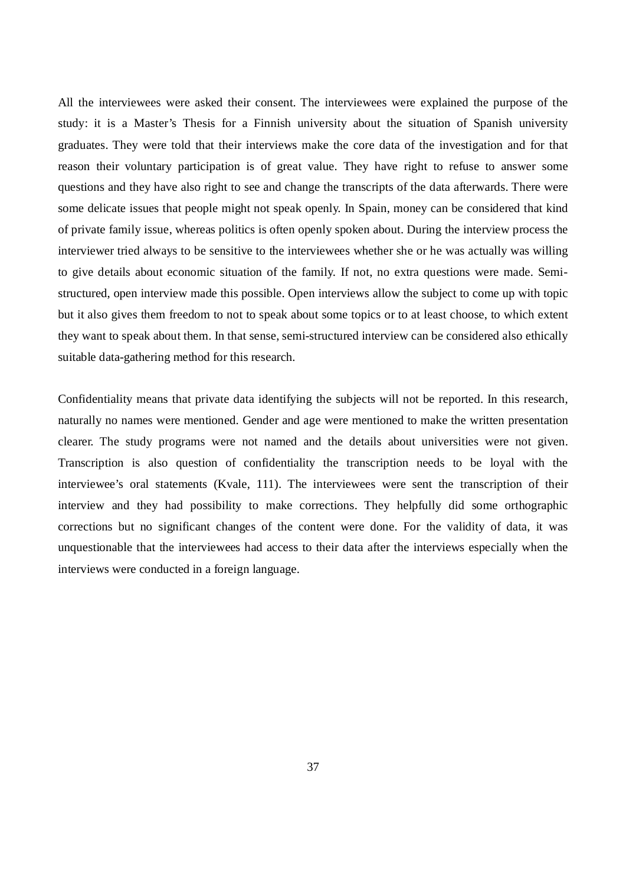All the interviewees were asked their consent. The interviewees were explained the purpose of the study: it is a Master's Thesis for a Finnish university about the situation of Spanish university graduates. They were told that their interviews make the core data of the investigation and for that reason their voluntary participation is of great value. They have right to refuse to answer some questions and they have also right to see and change the transcripts of the data afterwards. There were some delicate issues that people might not speak openly. In Spain, money can be considered that kind of private family issue, whereas politics is often openly spoken about. During the interview process the interviewer tried always to be sensitive to the interviewees whether she or he was actually was willing to give details about economic situation of the family. If not, no extra questions were made. Semi-structured, open interview made this possible. Open interviews allow the subject to come up with topic but it also gives them freedom to not to speak about some topics or to at least choose, to which extent they want to speak about them. In that sense, semi-structured interview can be considered also ethically suitable data-gathering method for this research.

Confidentiality means that private data identifying the subjects will not be reported. In this research, naturally no names were mentioned. Gender and age were mentioned to make the written presentation clearer. The study programs were not named and the details about universities were not given. Transcription is also question of confidentiality the transcription needs to be loyal with the interviewee's oral statements (Kvale, 111). The interviewees were sent the transcription of their interview and they had possibility to make corrections. They helpfully did some orthographic corrections but no significant changes of the content were done. For the validity of data, it was unquestionable that the interviewees had access to their data after the interviews especially when the interviews were conducted in a foreign language.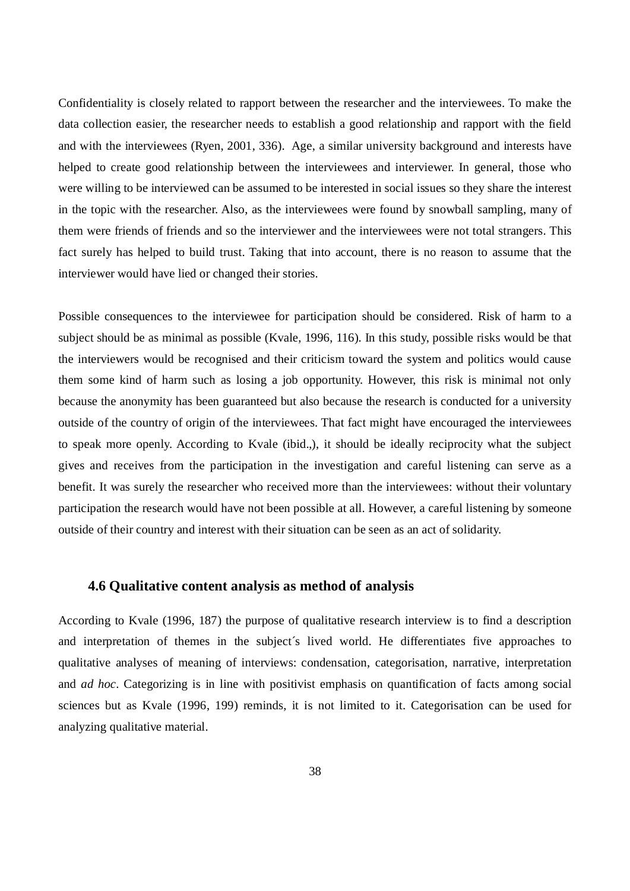Confidentiality is closely related to rapport between the researcher and the interviewees. To make the data collection easier, the researcher needs to establish a good relationship and rapport with the field and with the interviewees (Ryen, 2001, 336). Age, a similar university background and interests have helped to create good relationship between the interviewees and interviewer. In general, those who were willing to be interviewed can be assumed to be interested in social issues so they share the interest in the topic with the researcher. Also, as the interviewees were found by snowball sampling, many of them were friends of friends and so the interviewer and the interviewees were not total strangers. This fact surely has helped to build trust. Taking that into account, there is no reason to assume that the interviewer would have lied or changed their stories.

Possible consequences to the interviewee for participation should be considered. Risk of harm to a subject should be as minimal as possible (Kvale, 1996, 116). In this study, possible risks would be that the interviewers would be recognised and their criticism toward the system and politics would cause them some kind of harm such as losing a job opportunity. However, this risk is minimal not only because the anonymity has been guaranteed but also because the research is conducted for a university outside of the country of origin of the interviewees. That fact might have encouraged the interviewees to speak more openly. According to Kvale (ibid.,), it should be ideally reciprocity what the subject gives and receives from the participation in the investigation and careful listening can serve as a benefit. It was surely the researcher who received more than the interviewees: without their voluntary participation the research would have not been possible at all. However, a careful listening by someone outside of their country and interest with their situation can be seen as an act of solidarity.

### 4.6 Qualitative content analysis as method of analysis

According to Kvale (1996, 187) the purpose of qualitative research interview is to find a description and interpretation of themes in the subject´s lived world. He differentiates five approaches to qualitative analyses of meaning of interviews: condensation, categorisation, narrative, interpretation and *ad hoc*. Categorizing is in line with positivist emphasis on quantification of facts among social sciences but as Kvale (1996, 199) reminds, it is not limited to it. Categorisation can be used for analyzing qualitative material.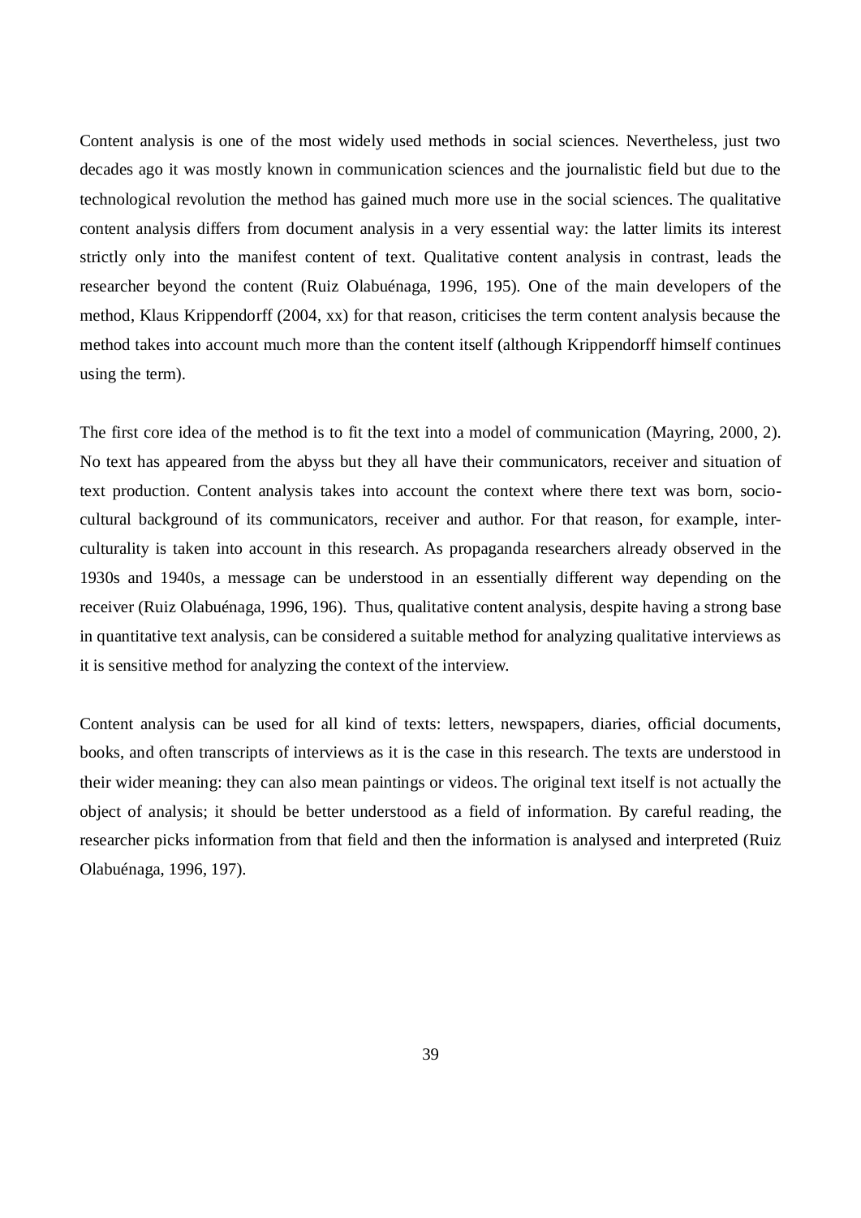Content analysis is one of the most widely used methods in social sciences. Nevertheless, just two decades ago it was mostly known in communication sciences and the journalistic field but due to the technological revolution the method has gained much more use in the social sciences. The qualitative content analysis differs from document analysis in a very essential way: the latter limits its interest strictly only into the manifest content of text. Qualitative content analysis in contrast, leads the researcher beyond the content (Ruiz Olabuénaga, 1996, 195). One of the main developers of the method, Klaus Krippendorff (2004, xx) for that reason, criticises the term content analysis because the method takes into account much more than the content itself (although Krippendorff himself continues using the term).

The first core idea of the method is to fit the text into a model of communication (Mayring, 2000, 2). No text has appeared from the abyss but they all have their communicators, receiver and situation of text production. Content analysis takes into account the context where there text was born, socio-cultural background of its communicators, receiver and author. For that reason, for example, inter-culturality is taken into account in this research. As propaganda researchers already observed in the 1930s and 1940s, a message can be understood in an essentially different way depending on the receiver (Ruiz Olabuénaga, 1996, 196). Thus, qualitative content analysis, despite having a strong base in quantitative text analysis, can be considered a suitable method for analyzing qualitative interviews as it is sensitive method for analyzing the context of the interview.

Content analysis can be used for all kind of texts: letters, newspapers, diaries, official documents, books, and often transcripts of interviews as it is the case in this research. The texts are understood in their wider meaning: they can also mean paintings or videos. The original text itself is not actually the object of analysis; it should be better understood as a field of information. By careful reading, the researcher picks information from that field and then the information is analysed and interpreted (Ruiz Olabuénaga, 1996, 197).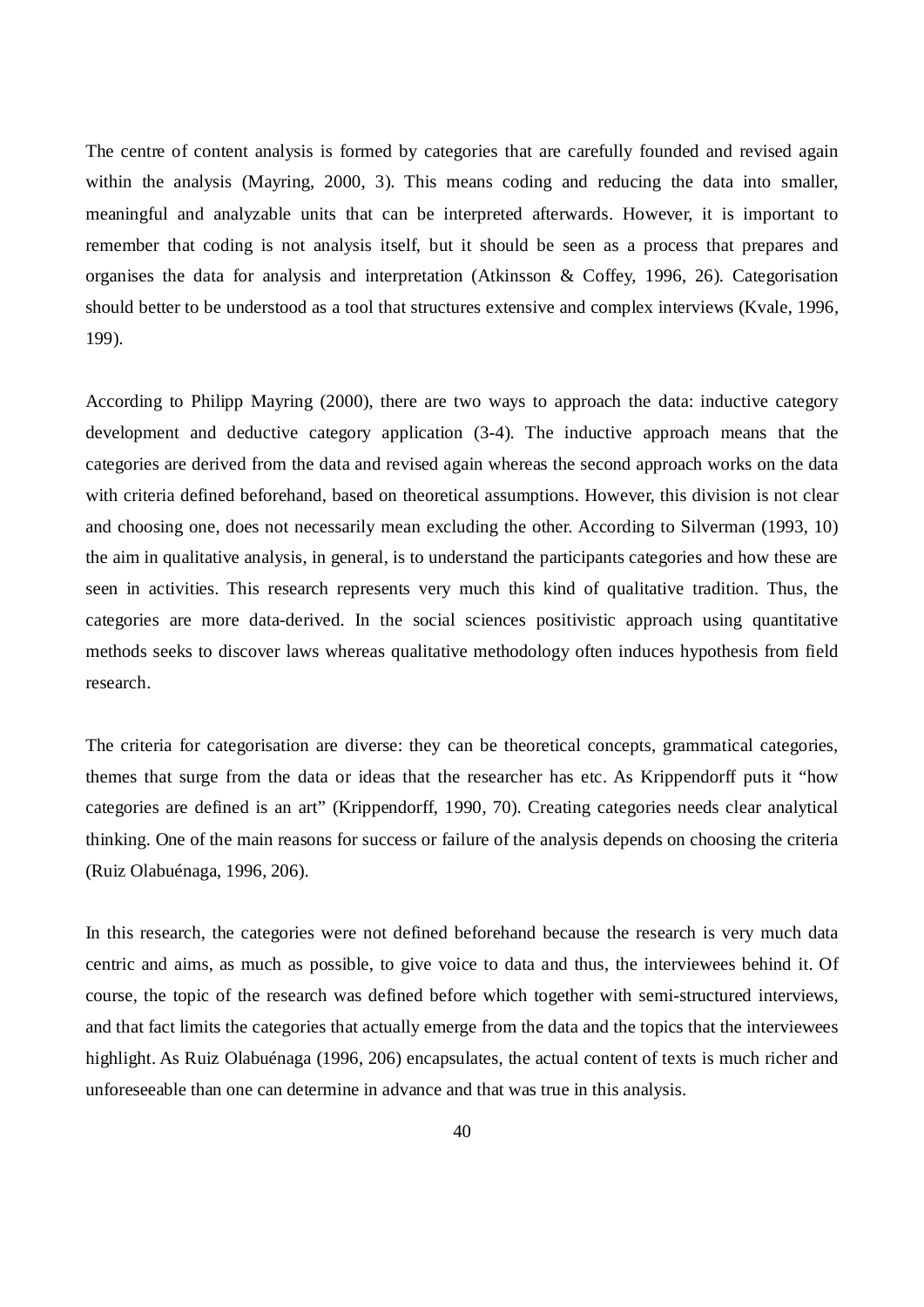The centre of content analysis is formed by categories that are carefully founded and revised again within the analysis (Mayring, 2000, 3). This means coding and reducing the data into smaller, meaningful and analyzable units that can be interpreted afterwards. However, it is important to remember that coding is not analysis itself, but it should be seen as a process that prepares and organises the data for analysis and interpretation (Atkinsson & Coffey, 1996, 26). Categorisation should better to be understood as a tool that structures extensive and complex interviews (Kvale, 1996, 199).

According to Philipp Mayring (2000), there are two ways to approach the data: inductive category development and deductive category application (3-4). The inductive approach means that the categories are derived from the data and revised again whereas the second approach works on the data with criteria defined beforehand, based on theoretical assumptions. However, this division is not clear and choosing one, does not necessarily mean excluding the other. According to Silverman (1993, 10) the aim in qualitative analysis, in general, is to understand the participants categories and how these are seen in activities. This research represents very much this kind of qualitative tradition. Thus, the categories are more data-derived. In the social sciences positivistic approach using quantitative methods seeks to discover laws whereas qualitative methodology often induces hypothesis from field research.

The criteria for categorisation are diverse: they can be theoretical concepts, grammatical categories, themes that surge from the data or ideas that the researcher has etc. As Krippendorff puts it "how categories are defined is an art" (Krippendorff, 1990, 70). Creating categories needs clear analytical thinking. One of the main reasons for success or failure of the analysis depends on choosing the criteria (Ruiz Olabuénaga, 1996, 206).

In this research, the categories were not defined beforehand because the research is very much data centric and aims, as much as possible, to give voice to data and thus, the interviewees behind it. Of course, the topic of the research was defined before which together with semi-structured interviews, and that fact limits the categories that actually emerge from the data and the topics that the interviewees highlight. As Ruiz Olabuénaga (1996, 206) encapsulates, the actual content of texts is much richer and unforeseeable than one can determine in advance and that was true in this analysis.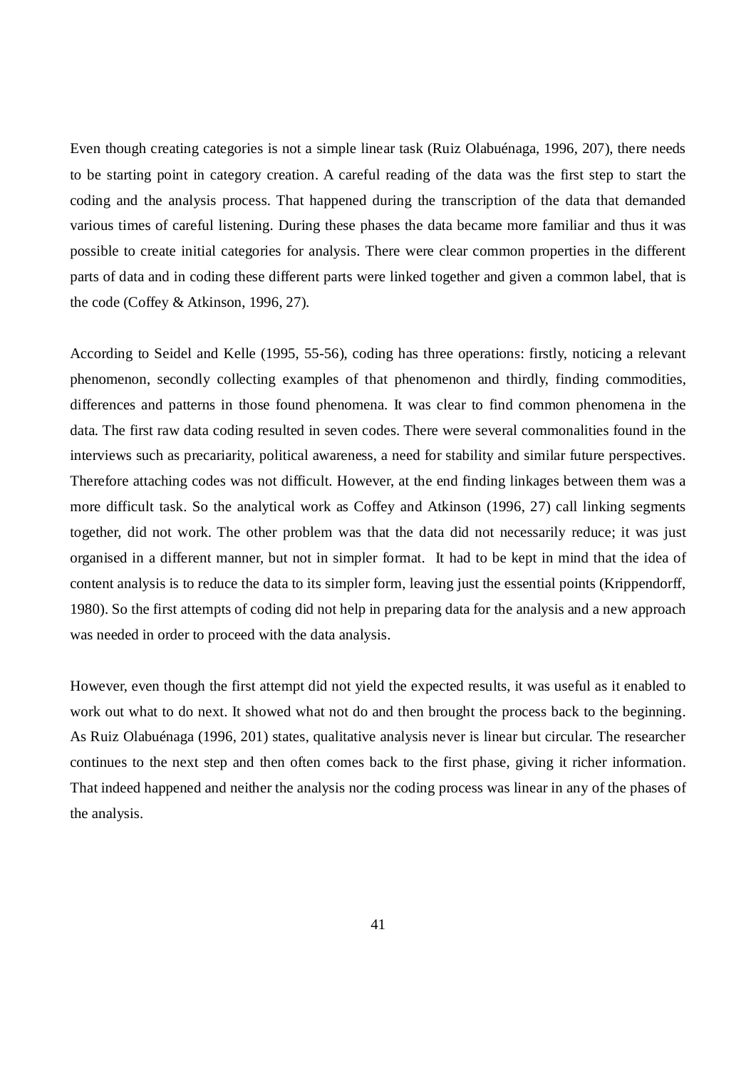Even though creating categories is not a simple linear task (Ruiz Olabuénaga, 1996, 207), there needs to be starting point in category creation. A careful reading of the data was the first step to start the coding and the analysis process. That happened during the transcription of the data that demanded various times of careful listening. During these phases the data became more familiar and thus it was possible to create initial categories for analysis. There were clear common properties in the different parts of data and in coding these different parts were linked together and given a common label, that is the code (Coffey & Atkinson, 1996, 27).

According to Seidel and Kelle (1995, 55-56), coding has three operations: firstly, noticing a relevant phenomenon, secondly collecting examples of that phenomenon and thirdly, finding commodities, differences and patterns in those found phenomena. It was clear to find common phenomena in the data. The first raw data coding resulted in seven codes. There were several commonalities found in the interviews such as precariarity, political awareness, a need for stability and similar future perspectives. Therefore attaching codes was not difficult. However, at the end finding linkages between them was a more difficult task. So the analytical work as Coffey and Atkinson (1996, 27) call linking segments together, did not work. The other problem was that the data did not necessarily reduce; it was just organised in a different manner, but not in simpler format. It had to be kept in mind that the idea of content analysis is to reduce the data to its simpler form, leaving just the essential points (Krippendorff, 1980). So the first attempts of coding did not help in preparing data for the analysis and a new approach was needed in order to proceed with the data analysis.

However, even though the first attempt did not yield the expected results, it was useful as it enabled to work out what to do next. It showed what not do and then brought the process back to the beginning. As Ruiz Olabuénaga (1996, 201) states, qualitative analysis never is linear but circular. The researcher continues to the next step and then often comes back to the first phase, giving it richer information. That indeed happened and neither the analysis nor the coding process was linear in any of the phases of the analysis.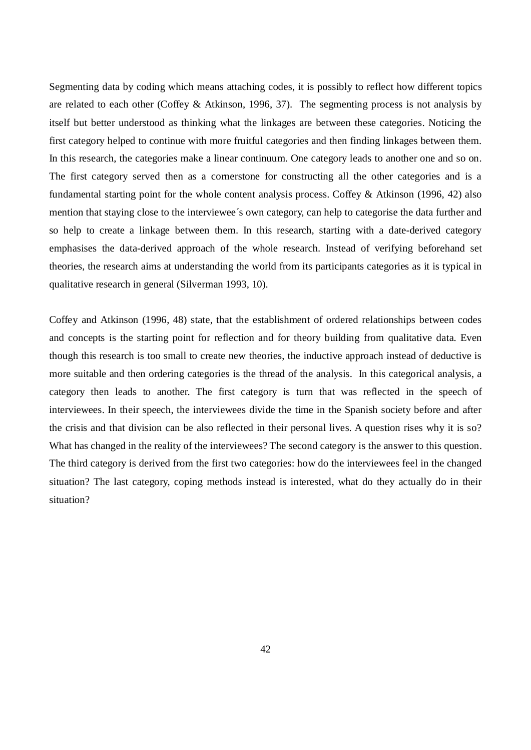Segmenting data by coding which means attaching codes, it is possibly to reflect how different topics are related to each other (Coffey & Atkinson, 1996, 37). The segmenting process is not analysis by itself but better understood as thinking what the linkages are between these categories. Noticing the first category helped to continue with more fruitful categories and then finding linkages between them. In this research, the categories make a linear continuum. One category leads to another one and so on. The first category served then as a cornerstone for constructing all the other categories and is a fundamental starting point for the whole content analysis process. Coffey & Atkinson (1996, 42) also mention that staying close to the interviewee´s own category, can help to categorise the data further and so help to create a linkage between them. In this research, starting with a date-derived category emphasises the data-derived approach of the whole research. Instead of verifying beforehand set theories, the research aims at understanding the world from its participants categories as it is typical in qualitative research in general (Silverman 1993, 10).

Coffey and Atkinson (1996, 48) state, that the establishment of ordered relationships between codes and concepts is the starting point for reflection and for theory building from qualitative data. Even though this research is too small to create new theories, the inductive approach instead of deductive is more suitable and then ordering categories is the thread of the analysis. In this categorical analysis, a category then leads to another. The first category is turn that was reflected in the speech of interviewees. In their speech, the interviewees divide the time in the Spanish society before and after the crisis and that division can be also reflected in their personal lives. A question rises why it is so? What has changed in the reality of the interviewees? The second category is the answer to this question. The third category is derived from the first two categories: how do the interviewees feel in the changed situation? The last category, coping methods instead is interested, what do they actually do in their situation?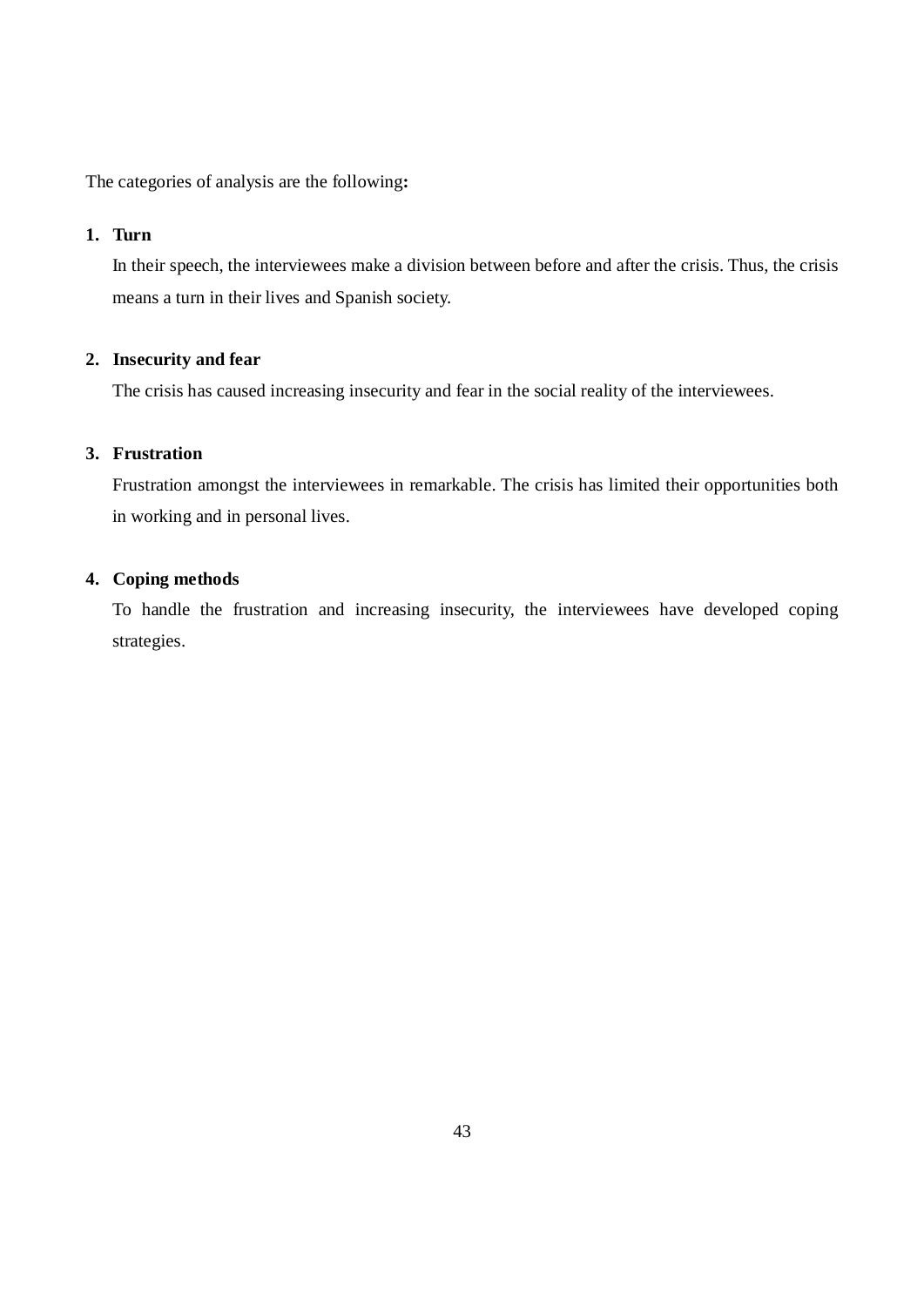The categories of analysis are the following**:**

1. **Turn**

   In their speech, the interviewees make a division between before and after the crisis. Thus, the crisis means a turn in their lives and Spanish society.

2. **Insecurity and fear**

   The crisis has caused increasing insecurity and fear in the social reality of the interviewees.

3. **Frustration**

   Frustration amongst the interviewees in remarkable. The crisis has limited their opportunities both in working and in personal lives.

4. **Coping methods**

   To handle the frustration and increasing insecurity, the interviewees have developed coping strategies.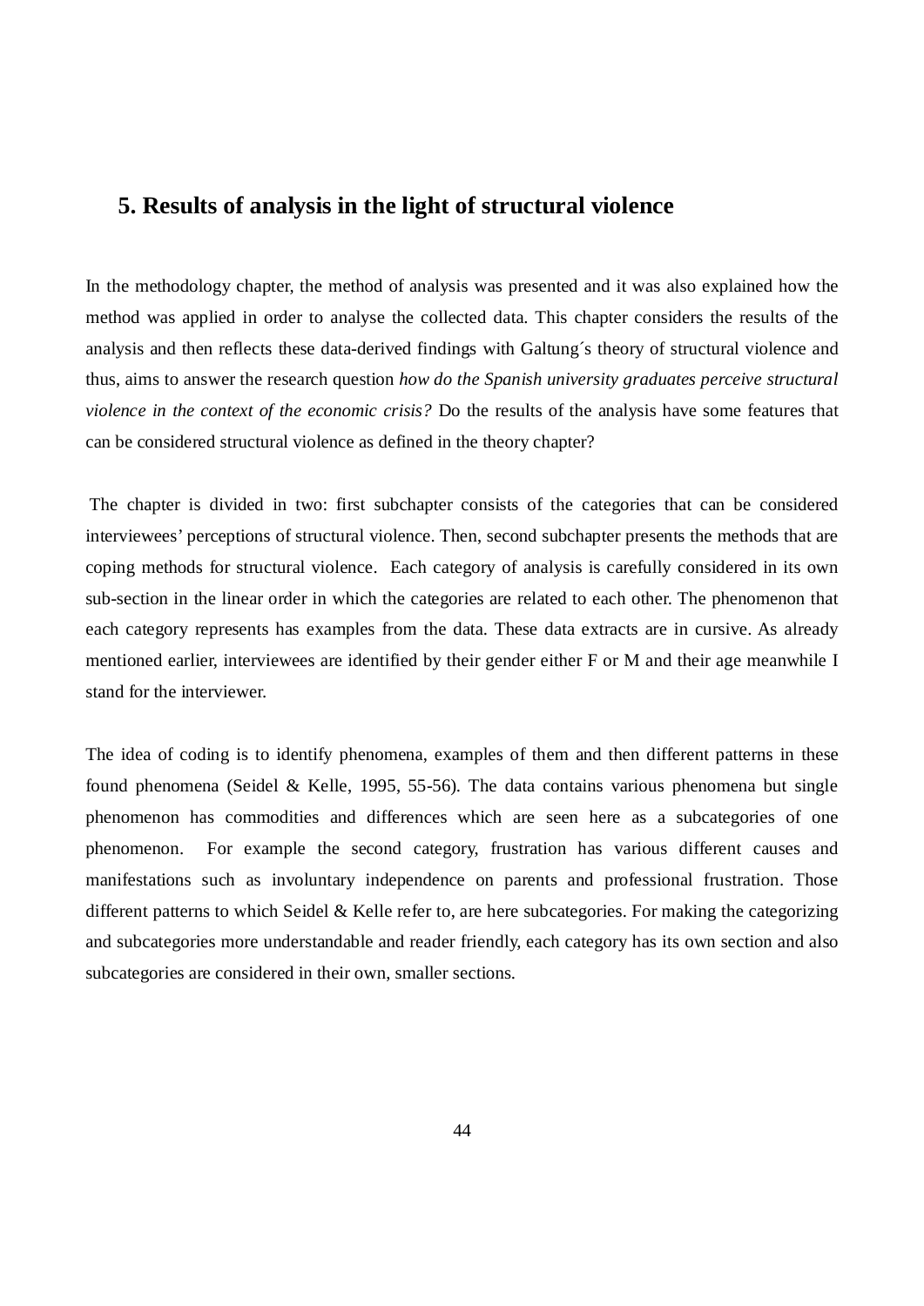# 5. Results of analysis in the light of structural violence

In the methodology chapter, the method of analysis was presented and it was also explained how the method was applied in order to analyse the collected data. This chapter considers the results of the analysis and then reflects these data-derived findings with Galtung´s theory of structural violence and thus, aims to answer the research question *how do the Spanish university graduates perceive structural violence in the context of the economic crisis?* Do the results of the analysis have some features that can be considered structural violence as defined in the theory chapter?

The chapter is divided in two: first subchapter consists of the categories that can be considered interviewees' perceptions of structural violence. Then, second subchapter presents the methods that are coping methods for structural violence. Each category of analysis is carefully considered in its own sub-section in the linear order in which the categories are related to each other. The phenomenon that each category represents has examples from the data. These data extracts are in cursive. As already mentioned earlier, interviewees are identified by their gender either F or M and their age meanwhile I stand for the interviewer.

The idea of coding is to identify phenomena, examples of them and then different patterns in these found phenomena (Seidel & Kelle, 1995, 55-56). The data contains various phenomena but single phenomenon has commodities and differences which are seen here as a subcategories of one phenomenon. For example the second category, frustration has various different causes and manifestations such as involuntary independence on parents and professional frustration. Those different patterns to which Seidel & Kelle refer to, are here subcategories. For making the categorizing and subcategories more understandable and reader friendly, each category has its own section and also subcategories are considered in their own, smaller sections.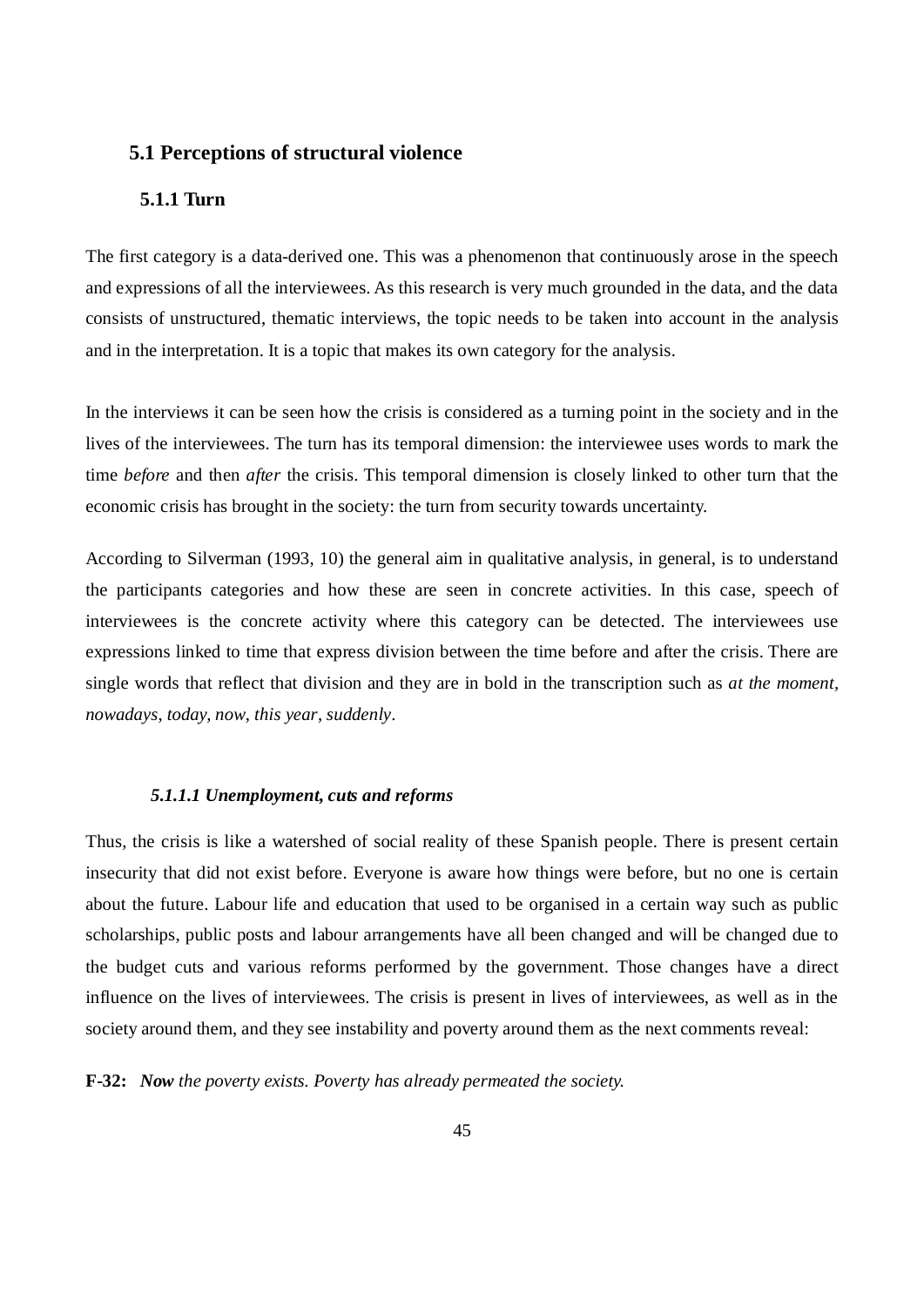## 5.1 Perceptions of structural violence

### 5.1.1 Turn

The first category is a data-derived one. This was a phenomenon that continuously arose in the speech and expressions of all the interviewees. As this research is very much grounded in the data, and the data consists of unstructured, thematic interviews, the topic needs to be taken into account in the analysis and in the interpretation. It is a topic that makes its own category for the analysis.

In the interviews it can be seen how the crisis is considered as a turning point in the society and in the lives of the interviewees. The turn has its temporal dimension: the interviewee uses words to mark the time *before* and then *after* the crisis. This temporal dimension is closely linked to other turn that the economic crisis has brought in the society: the turn from security towards uncertainty.

According to Silverman (1993, 10) the general aim in qualitative analysis, in general, is to understand the participants categories and how these are seen in concrete activities. In this case, speech of interviewees is the concrete activity where this category can be detected. The interviewees use expressions linked to time that express division between the time before and after the crisis. There are single words that reflect that division and they are in bold in the transcription such as *at the moment, nowadays, today, now, this year, suddenly*.

#### *5.1.1.1 Unemployment, cuts and reforms*

Thus, the crisis is like a watershed of social reality of these Spanish people. There is present certain insecurity that did not exist before. Everyone is aware how things were before, but no one is certain about the future. Labour life and education that used to be organised in a certain way such as public scholarships, public posts and labour arrangements have all been changed and will be changed due to the budget cuts and various reforms performed by the government. Those changes have a direct influence on the lives of interviewees. The crisis is present in lives of interviewees, as well as in the society around them, and they see instability and poverty around them as the next comments reveal:

**F-32:** ***Now*** *the poverty exists. Poverty has already permeated the society.*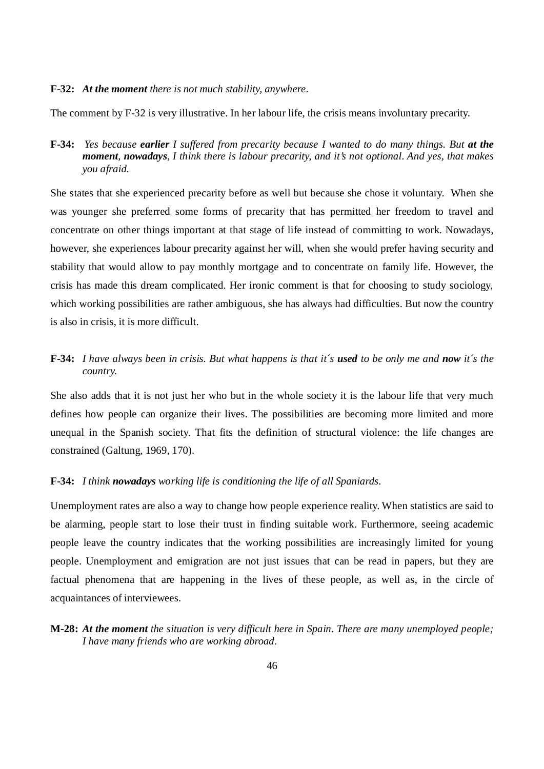**F-32:** ***At the moment*** *there is not much stability, anywhere.*

The comment by F-32 is very illustrative. In her labour life, the crisis means involuntary precarity.

**F-34:** *Yes because* ***earlier*** *I suffered from precarity because I wanted to do many things. But* ***at the moment****,* ***nowadays****, I think there is labour precarity, and it's not optional. And yes, that makes you afraid.*

She states that she experienced precarity before as well but because she chose it voluntary. When she was younger she preferred some forms of precarity that has permitted her freedom to travel and concentrate on other things important at that stage of life instead of committing to work. Nowadays, however, she experiences labour precarity against her will, when she would prefer having security and stability that would allow to pay monthly mortgage and to concentrate on family life. However, the crisis has made this dream complicated. Her ironic comment is that for choosing to study sociology, which working possibilities are rather ambiguous, she has always had difficulties. But now the country is also in crisis, it is more difficult.

**F-34:** *I have always been in crisis. But what happens is that it´s* ***used*** *to be only me and* ***now*** *it´s the country.*

She also adds that it is not just her who but in the whole society it is the labour life that very much defines how people can organize their lives. The possibilities are becoming more limited and more unequal in the Spanish society. That fits the definition of structural violence: the life changes are constrained (Galtung, 1969, 170).

**F-34:** *I think* ***nowadays*** *working life is conditioning the life of all Spaniards.*

Unemployment rates are also a way to change how people experience reality. When statistics are said to be alarming, people start to lose their trust in finding suitable work. Furthermore, seeing academic people leave the country indicates that the working possibilities are increasingly limited for young people. Unemployment and emigration are not just issues that can be read in papers, but they are factual phenomena that are happening in the lives of these people, as well as, in the circle of acquaintances of interviewees.

**M-28:** ***At the moment*** *the situation is very difficult here in Spain. There are many unemployed people; I have many friends who are working abroad.*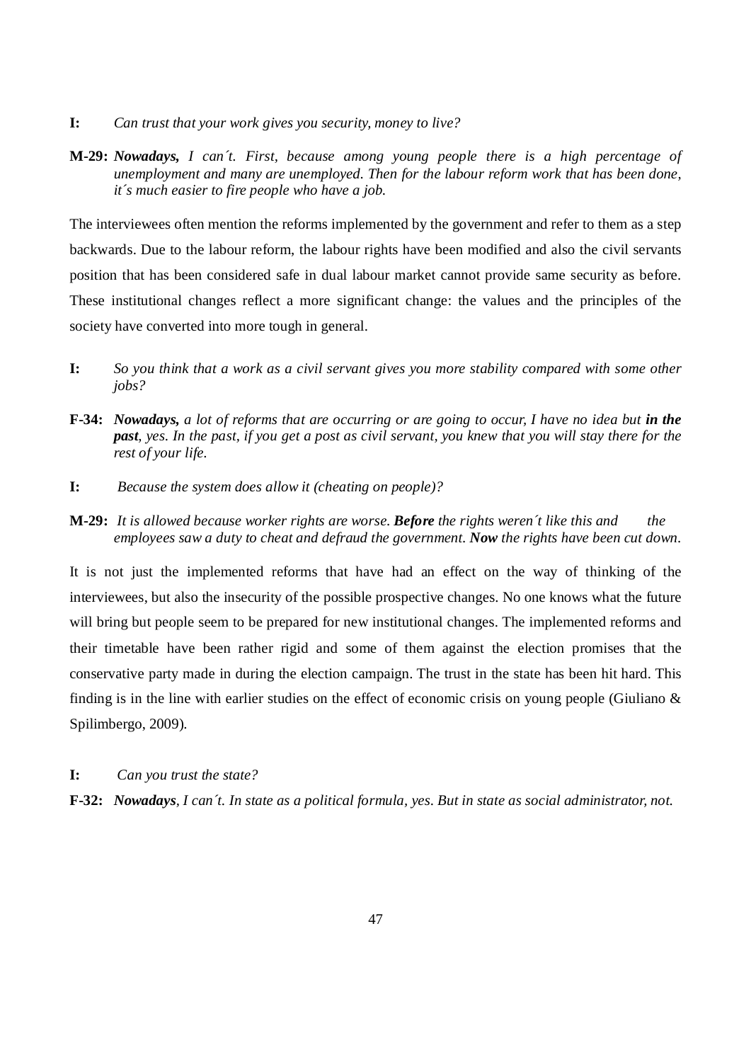**I:** *Can trust that your work gives you security, money to live?*

**M-29:** ***Nowadays,*** *I can´t. First, because among young people there is a high percentage of unemployment and many are unemployed. Then for the labour reform work that has been done, it´s much easier to fire people who have a job.*

The interviewees often mention the reforms implemented by the government and refer to them as a step backwards. Due to the labour reform, the labour rights have been modified and also the civil servants position that has been considered safe in dual labour market cannot provide same security as before. These institutional changes reflect a more significant change: the values and the principles of the society have converted into more tough in general.

**I:** *So you think that a work as a civil servant gives you more stability compared with some other jobs?*

**F-34:** ***Nowadays,*** *a lot of reforms that are occurring or are going to occur, I have no idea but* ***in the past****, yes. In the past, if you get a post as civil servant, you knew that you will stay there for the rest of your life.*

**I:** *Because the system does allow it (cheating on people)?*

**M-29:** *It is allowed because worker rights are worse.* ***Before*** *the rights weren´t like this and the employees saw a duty to cheat and defraud the government.* ***Now*** *the rights have been cut down.*

It is not just the implemented reforms that have had an effect on the way of thinking of the interviewees, but also the insecurity of the possible prospective changes. No one knows what the future will bring but people seem to be prepared for new institutional changes. The implemented reforms and their timetable have been rather rigid and some of them against the election promises that the conservative party made in during the election campaign. The trust in the state has been hit hard. This finding is in the line with earlier studies on the effect of economic crisis on young people (Giuliano & Spilimbergo, 2009).

**I:** *Can you trust the state?*

**F-32:** ***Nowadays****, I can´t. In state as a political formula, yes. But in state as social administrator, not.*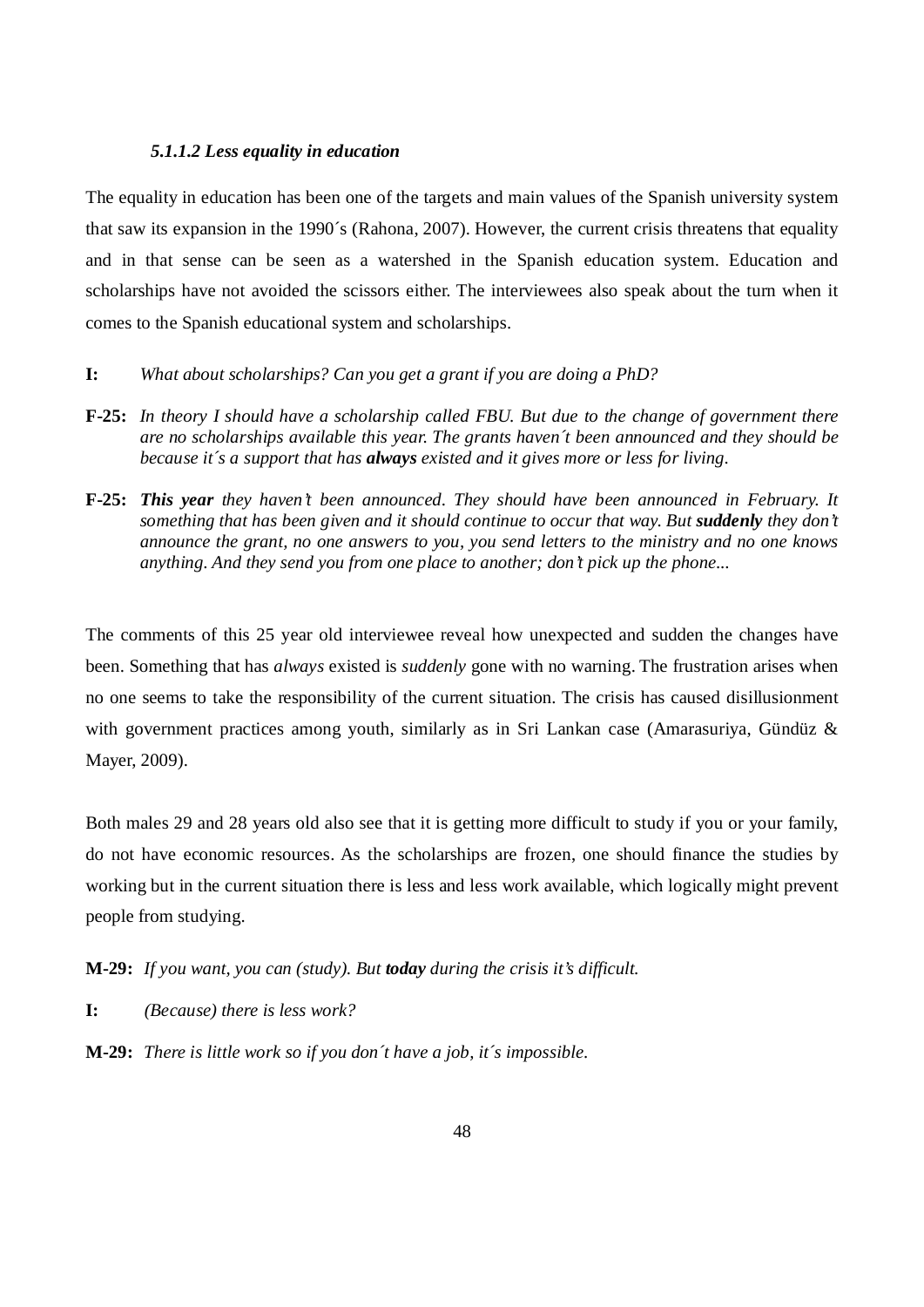#### *5.1.1.2 Less equality in education*

The equality in education has been one of the targets and main values of the Spanish university system that saw its expansion in the 1990´s (Rahona, 2007). However, the current crisis threatens that equality and in that sense can be seen as a watershed in the Spanish education system. Education and scholarships have not avoided the scissors either. The interviewees also speak about the turn when it comes to the Spanish educational system and scholarships.

**I:** *What about scholarships? Can you get a grant if you are doing a PhD?*

**F-25:** *In theory I should have a scholarship called FBU. But due to the change of government there are no scholarships available this year. The grants haven´t been announced and they should be because it´s a support that has* ***always*** *existed and it gives more or less for living.*

**F-25:** ***This year*** *they haven't been announced. They should have been announced in February. It something that has been given and it should continue to occur that way. But* ***suddenly*** *they don't announce the grant, no one answers to you, you send letters to the ministry and no one knows anything. And they send you from one place to another; don't pick up the phone...*

The comments of this 25 year old interviewee reveal how unexpected and sudden the changes have been. Something that has *always* existed is *suddenly* gone with no warning. The frustration arises when no one seems to take the responsibility of the current situation. The crisis has caused disillusionment with government practices among youth, similarly as in Sri Lankan case (Amarasuriya, Gündüz & Mayer, 2009).

Both males 29 and 28 years old also see that it is getting more difficult to study if you or your family, do not have economic resources. As the scholarships are frozen, one should finance the studies by working but in the current situation there is less and less work available, which logically might prevent people from studying.

**M-29:** *If you want, you can (study). But* ***today*** *during the crisis it's difficult.*

**I:** *(Because) there is less work?*

**M-29:** *There is little work so if you don´t have a job, it´s impossible.*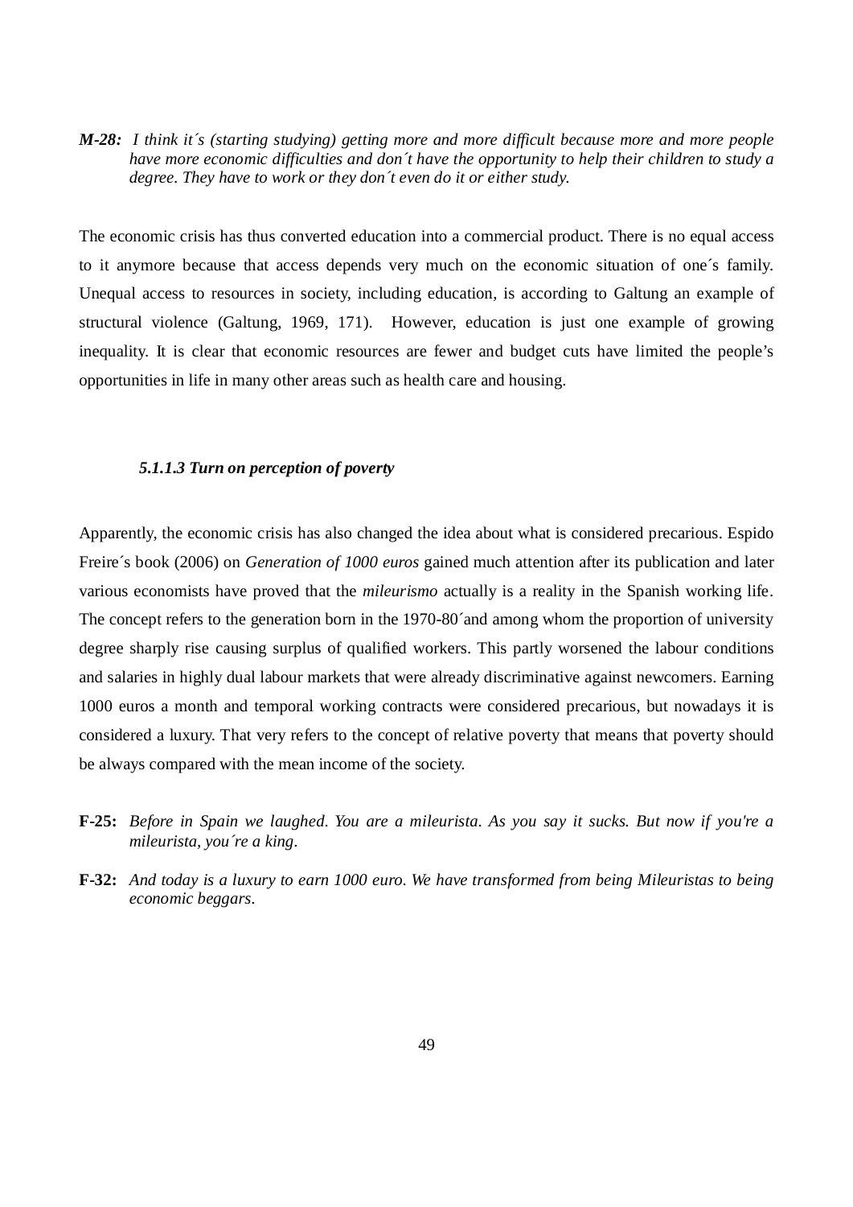***M-28:*** *I think it´s (starting studying) getting more and more difficult because more and more people have more economic difficulties and don´t have the opportunity to help their children to study a degree. They have to work or they don´t even do it or either study.*

The economic crisis has thus converted education into a commercial product. There is no equal access to it anymore because that access depends very much on the economic situation of one´s family. Unequal access to resources in society, including education, is according to Galtung an example of structural violence (Galtung, 1969, 171). However, education is just one example of growing inequality. It is clear that economic resources are fewer and budget cuts have limited the people's opportunities in life in many other areas such as health care and housing.

#### *5.1.1.3 Turn on perception of poverty*

Apparently, the economic crisis has also changed the idea about what is considered precarious. Espido Freire´s book (2006) on *Generation of 1000 euros* gained much attention after its publication and later various economists have proved that the *mileurismo* actually is a reality in the Spanish working life. The concept refers to the generation born in the 1970-80´and among whom the proportion of university degree sharply rise causing surplus of qualified workers. This partly worsened the labour conditions and salaries in highly dual labour markets that were already discriminative against newcomers. Earning 1000 euros a month and temporal working contracts were considered precarious, but nowadays it is considered a luxury. That very refers to the concept of relative poverty that means that poverty should be always compared with the mean income of the society.

**F-25:** *Before in Spain we laughed. You are a mileurista. As you say it sucks. But now if you're a mileurista, you´re a king.*

**F-32:** *And today is a luxury to earn 1000 euro. We have transformed from being Mileuristas to being economic beggars.*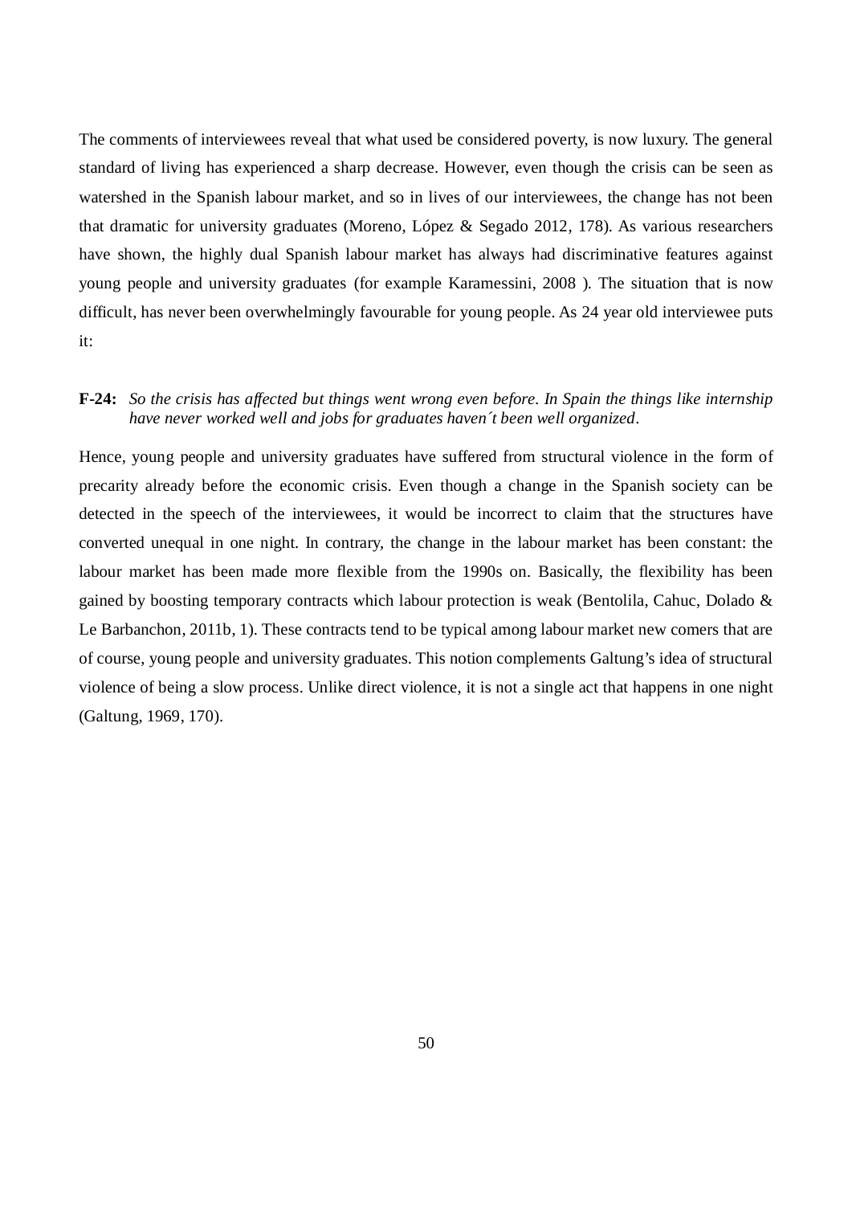The comments of interviewees reveal that what used be considered poverty, is now luxury. The general standard of living has experienced a sharp decrease. However, even though the crisis can be seen as watershed in the Spanish labour market, and so in lives of our interviewees, the change has not been that dramatic for university graduates (Moreno, López & Segado 2012, 178). As various researchers have shown, the highly dual Spanish labour market has always had discriminative features against young people and university graduates (for example Karamessini, 2008 ). The situation that is now difficult, has never been overwhelmingly favourable for young people. As 24 year old interviewee puts it:

**F-24:** *So the crisis has affected but things went wrong even before. In Spain the things like internship have never worked well and jobs for graduates haven´t been well organized*.

Hence, young people and university graduates have suffered from structural violence in the form of precarity already before the economic crisis. Even though a change in the Spanish society can be detected in the speech of the interviewees, it would be incorrect to claim that the structures have converted unequal in one night. In contrary, the change in the labour market has been constant: the labour market has been made more flexible from the 1990s on. Basically, the flexibility has been gained by boosting temporary contracts which labour protection is weak (Bentolila, Cahuc, Dolado & Le Barbanchon, 2011b, 1). These contracts tend to be typical among labour market new comers that are of course, young people and university graduates. This notion complements Galtung's idea of structural violence of being a slow process. Unlike direct violence, it is not a single act that happens in one night (Galtung, 1969, 170).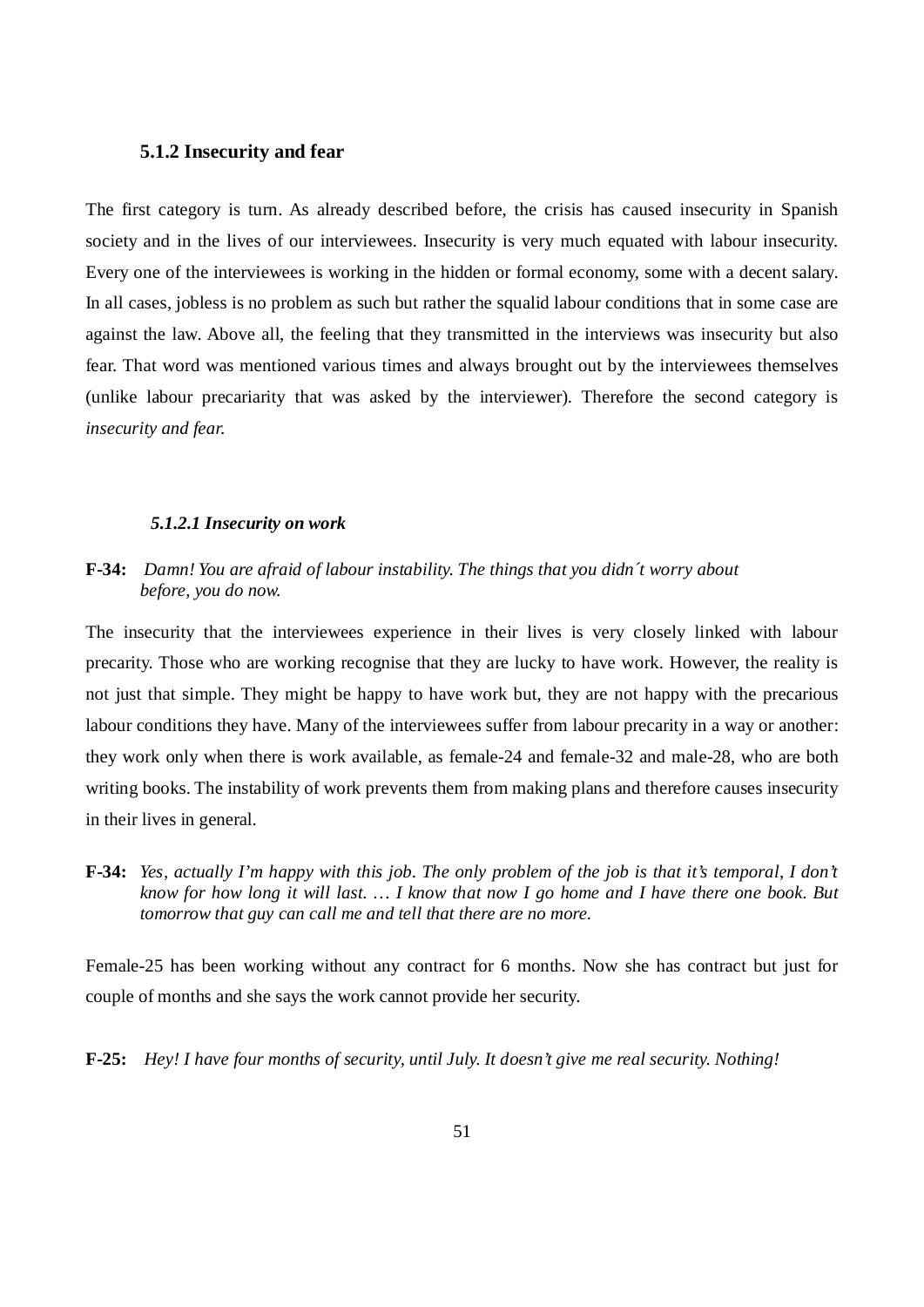### 5.1.2 Insecurity and fear

The first category is turn. As already described before, the crisis has caused insecurity in Spanish society and in the lives of our interviewees. Insecurity is very much equated with labour insecurity. Every one of the interviewees is working in the hidden or formal economy, some with a decent salary. In all cases, jobless is no problem as such but rather the squalid labour conditions that in some case are against the law. Above all, the feeling that they transmitted in the interviews was insecurity but also fear. That word was mentioned various times and always brought out by the interviewees themselves (unlike labour precariarity that was asked by the interviewer). Therefore the second category is *insecurity and fear.*

#### *5.1.2.1 Insecurity on work*

**F-34:** *Damn! You are afraid of labour instability. The things that you didn´t worry about before, you do now.*

The insecurity that the interviewees experience in their lives is very closely linked with labour precarity. Those who are working recognise that they are lucky to have work. However, the reality is not just that simple. They might be happy to have work but, they are not happy with the precarious labour conditions they have. Many of the interviewees suffer from labour precarity in a way or another: they work only when there is work available, as female-24 and female-32 and male-28, who are both writing books. The instability of work prevents them from making plans and therefore causes insecurity in their lives in general.

**F-34:** *Yes, actually I'm happy with this job. The only problem of the job is that it's temporal, I don't know for how long it will last. … I know that now I go home and I have there one book. But tomorrow that guy can call me and tell that there are no more.*

Female-25 has been working without any contract for 6 months. Now she has contract but just for couple of months and she says the work cannot provide her security.

**F-25:** *Hey! I have four months of security, until July. It doesn't give me real security. Nothing!*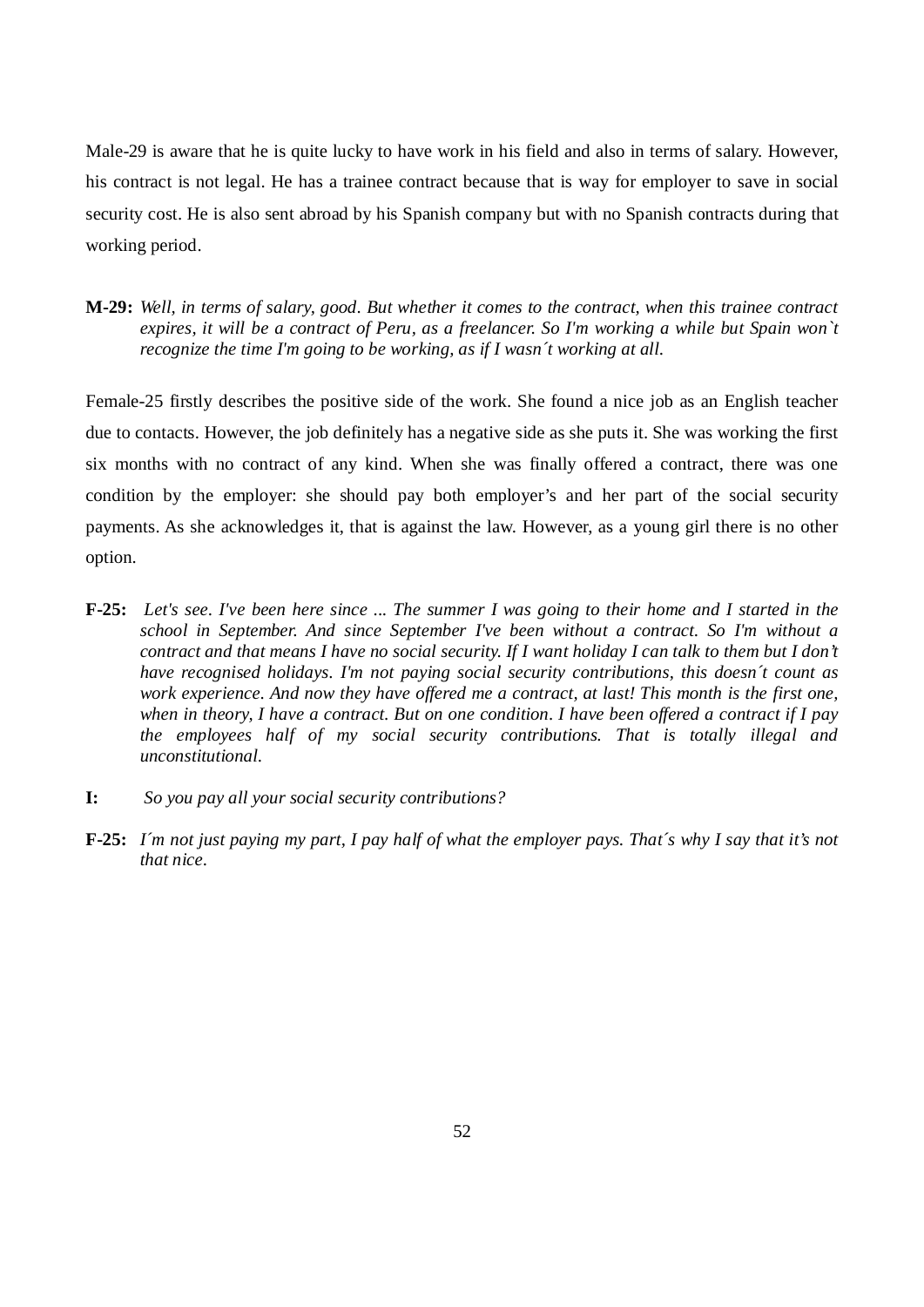Male-29 is aware that he is quite lucky to have work in his field and also in terms of salary. However, his contract is not legal. He has a trainee contract because that is way for employer to save in social security cost. He is also sent abroad by his Spanish company but with no Spanish contracts during that working period.

**M-29:** *Well, in terms of salary, good. But whether it comes to the contract, when this trainee contract expires, it will be a contract of Peru, as a freelancer. So I'm working a while but Spain won`t recognize the time I'm going to be working, as if I wasn´t working at all.*

Female-25 firstly describes the positive side of the work. She found a nice job as an English teacher due to contacts. However, the job definitely has a negative side as she puts it. She was working the first six months with no contract of any kind. When she was finally offered a contract, there was one condition by the employer: she should pay both employer's and her part of the social security payments. As she acknowledges it, that is against the law. However, as a young girl there is no other option.

**F-25:** *Let's see. I've been here since ... The summer I was going to their home and I started in the school in September. And since September I've been without a contract. So I'm without a contract and that means I have no social security. If I want holiday I can talk to them but I don't have recognised holidays. I'm not paying social security contributions, this doesn´t count as work experience. And now they have offered me a contract, at last! This month is the first one, when in theory, I have a contract. But on one condition. I have been offered a contract if I pay the employees half of my social security contributions. That is totally illegal and unconstitutional.*

**I:** *So you pay all your social security contributions?*

**F-25:** *I´m not just paying my part, I pay half of what the employer pays. That´s why I say that it's not that nice.*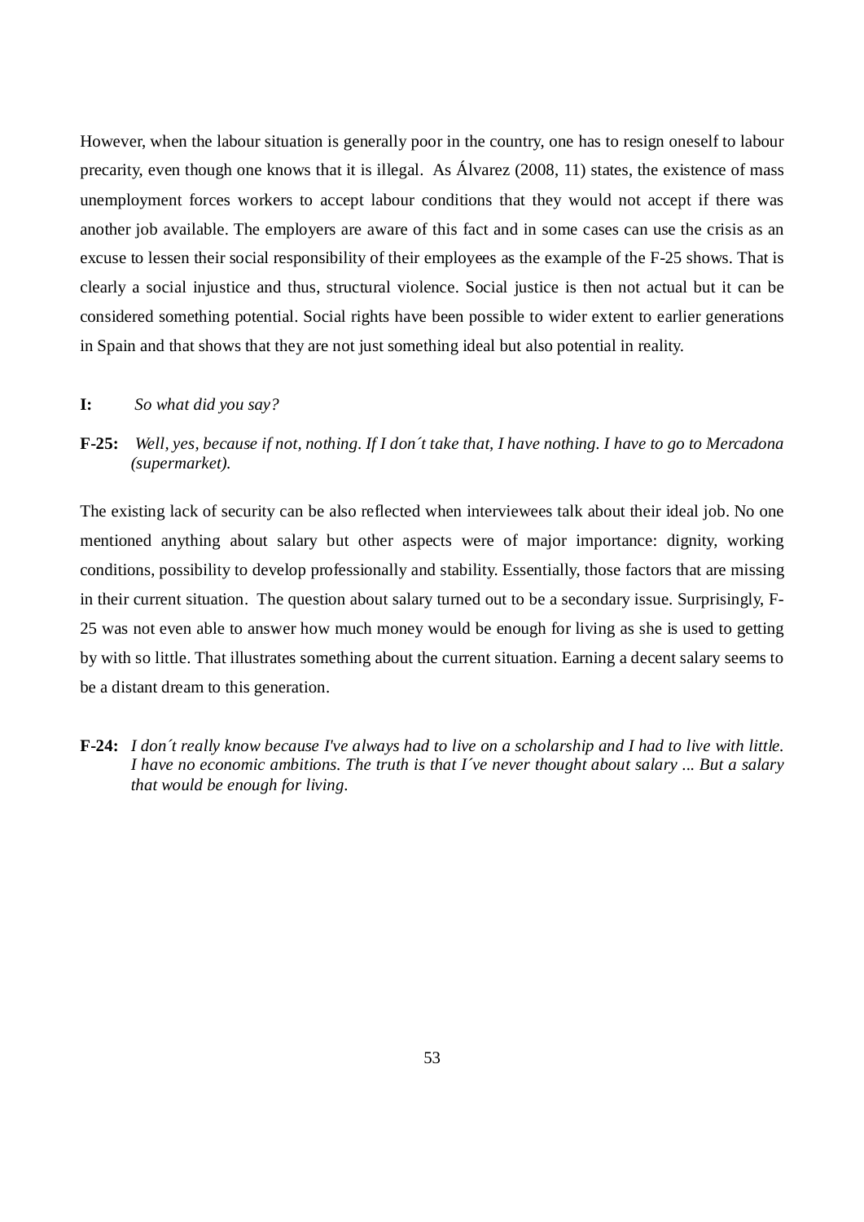However, when the labour situation is generally poor in the country, one has to resign oneself to labour precarity, even though one knows that it is illegal. As Álvarez (2008, 11) states, the existence of mass unemployment forces workers to accept labour conditions that they would not accept if there was another job available. The employers are aware of this fact and in some cases can use the crisis as an excuse to lessen their social responsibility of their employees as the example of the F-25 shows. That is clearly a social injustice and thus, structural violence. Social justice is then not actual but it can be considered something potential. Social rights have been possible to wider extent to earlier generations in Spain and that shows that they are not just something ideal but also potential in reality.

**I:** *So what did you say?*

**F-25:** *Well, yes, because if not, nothing. If I don´t take that, I have nothing. I have to go to Mercadona (supermarket).*

The existing lack of security can be also reflected when interviewees talk about their ideal job. No one mentioned anything about salary but other aspects were of major importance: dignity, working conditions, possibility to develop professionally and stability. Essentially, those factors that are missing in their current situation. The question about salary turned out to be a secondary issue. Surprisingly, F-25 was not even able to answer how much money would be enough for living as she is used to getting by with so little. That illustrates something about the current situation. Earning a decent salary seems to be a distant dream to this generation.

**F-24:** *I don´t really know because I've always had to live on a scholarship and I had to live with little. I have no economic ambitions. The truth is that I´ve never thought about salary ... But a salary that would be enough for living.*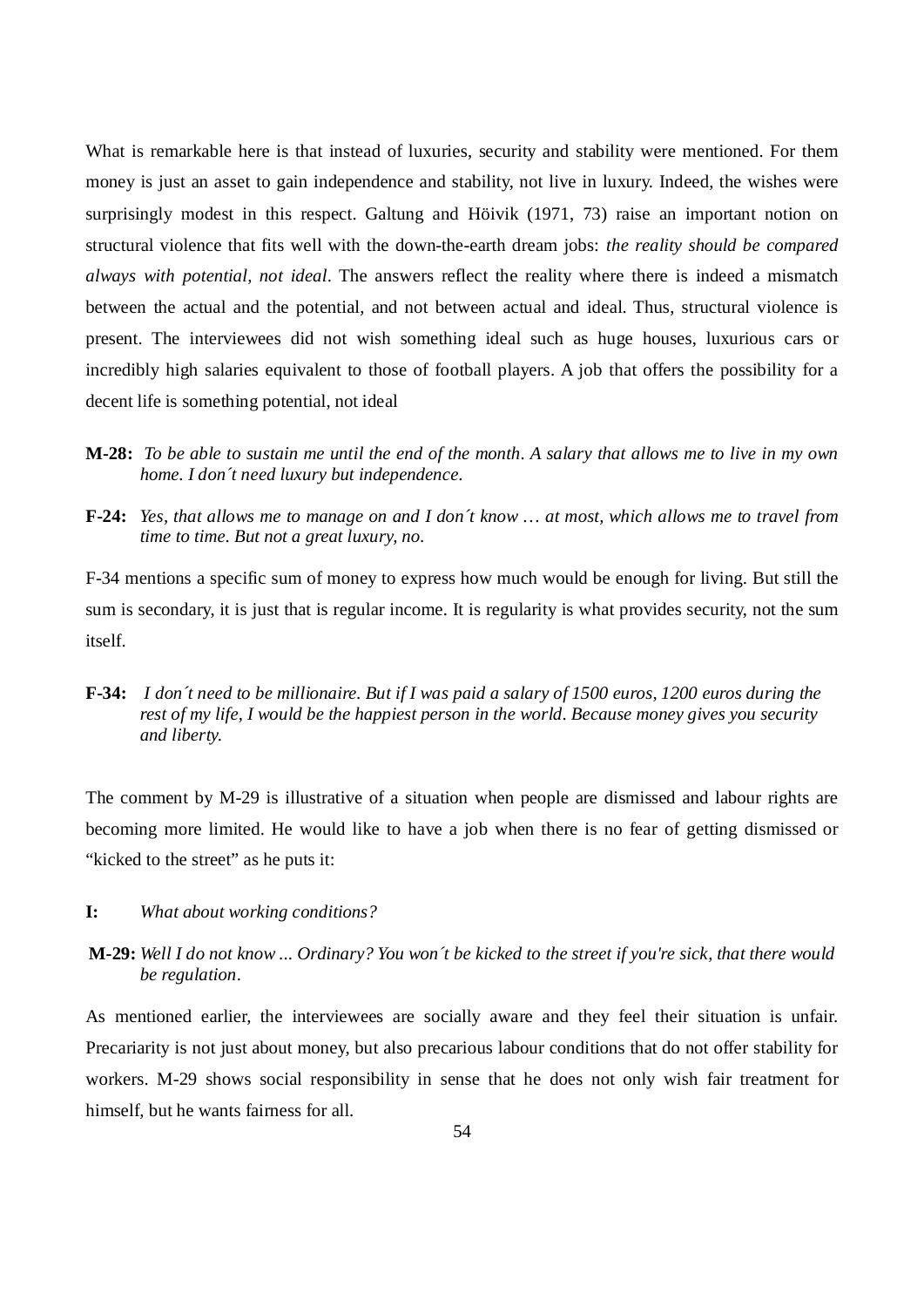What is remarkable here is that instead of luxuries, security and stability were mentioned. For them money is just an asset to gain independence and stability, not live in luxury. Indeed, the wishes were surprisingly modest in this respect. Galtung and Höivik (1971, 73) raise an important notion on structural violence that fits well with the down-the-earth dream jobs: *the reality should be compared always with potential, not ideal*. The answers reflect the reality where there is indeed a mismatch between the actual and the potential, and not between actual and ideal. Thus, structural violence is present. The interviewees did not wish something ideal such as huge houses, luxurious cars or incredibly high salaries equivalent to those of football players. A job that offers the possibility for a decent life is something potential, not ideal

**M-28:** *To be able to sustain me until the end of the month. A salary that allows me to live in my own home. I don´t need luxury but independence.*

**F-24:** *Yes, that allows me to manage on and I don´t know … at most, which allows me to travel from time to time. But not a great luxury, no.*

F-34 mentions a specific sum of money to express how much would be enough for living. But still the sum is secondary, it is just that is regular income. It is regularity is what provides security, not the sum itself.

**F-34:** *I don´t need to be millionaire. But if I was paid a salary of 1500 euros, 1200 euros during the rest of my life, I would be the happiest person in the world. Because money gives you security and liberty.*

The comment by M-29 is illustrative of a situation when people are dismissed and labour rights are becoming more limited. He would like to have a job when there is no fear of getting dismissed or "kicked to the street" as he puts it:

**I:** *What about working conditions?*

**M-29:** *Well I do not know ... Ordinary? You won´t be kicked to the street if you're sick, that there would be regulation.*

As mentioned earlier, the interviewees are socially aware and they feel their situation is unfair. Precariarity is not just about money, but also precarious labour conditions that do not offer stability for workers. M-29 shows social responsibility in sense that he does not only wish fair treatment for himself, but he wants fairness for all.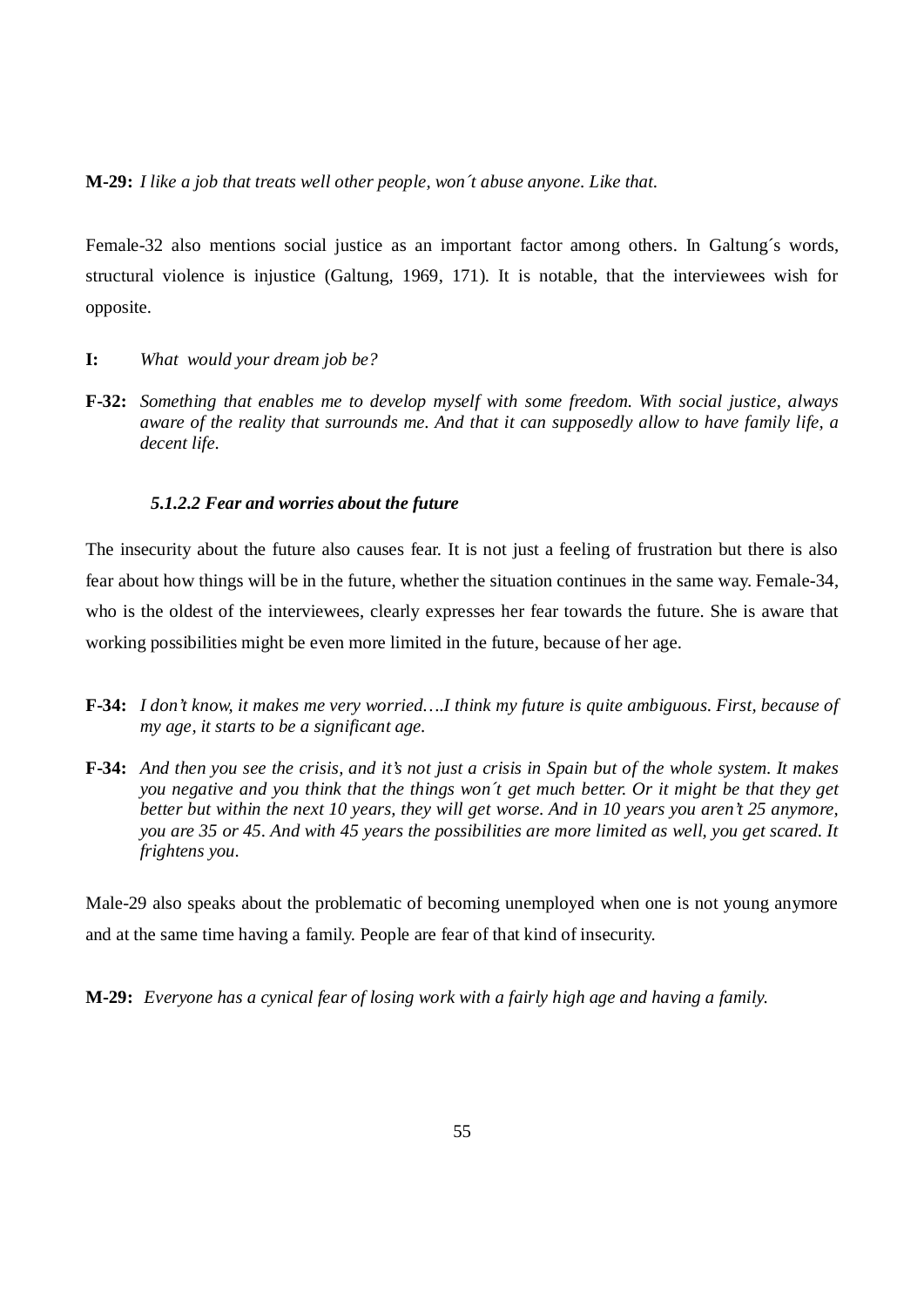**M-29:** *I like a job that treats well other people, won´t abuse anyone. Like that.*

Female-32 also mentions social justice as an important factor among others. In Galtung´s words, structural violence is injustice (Galtung, 1969, 171). It is notable, that the interviewees wish for opposite.

**I:** *What would your dream job be?*

**F-32:** *Something that enables me to develop myself with some freedom. With social justice, always aware of the reality that surrounds me. And that it can supposedly allow to have family life, a decent life.*

##### *5.1.2.2 Fear and worries about the future*

The insecurity about the future also causes fear. It is not just a feeling of frustration but there is also fear about how things will be in the future, whether the situation continues in the same way. Female-34, who is the oldest of the interviewees, clearly expresses her fear towards the future. She is aware that working possibilities might be even more limited in the future, because of her age.

**F-34:** *I don't know, it makes me very worried….I think my future is quite ambiguous. First, because of my age, it starts to be a significant age.*

**F-34:** *And then you see the crisis, and it's not just a crisis in Spain but of the whole system. It makes you negative and you think that the things won´t get much better. Or it might be that they get better but within the next 10 years, they will get worse. And in 10 years you aren't 25 anymore, you are 35 or 45. And with 45 years the possibilities are more limited as well, you get scared. It frightens you.*

Male-29 also speaks about the problematic of becoming unemployed when one is not young anymore and at the same time having a family. People are fear of that kind of insecurity.

**M-29:** *Everyone has a cynical fear of losing work with a fairly high age and having a family.*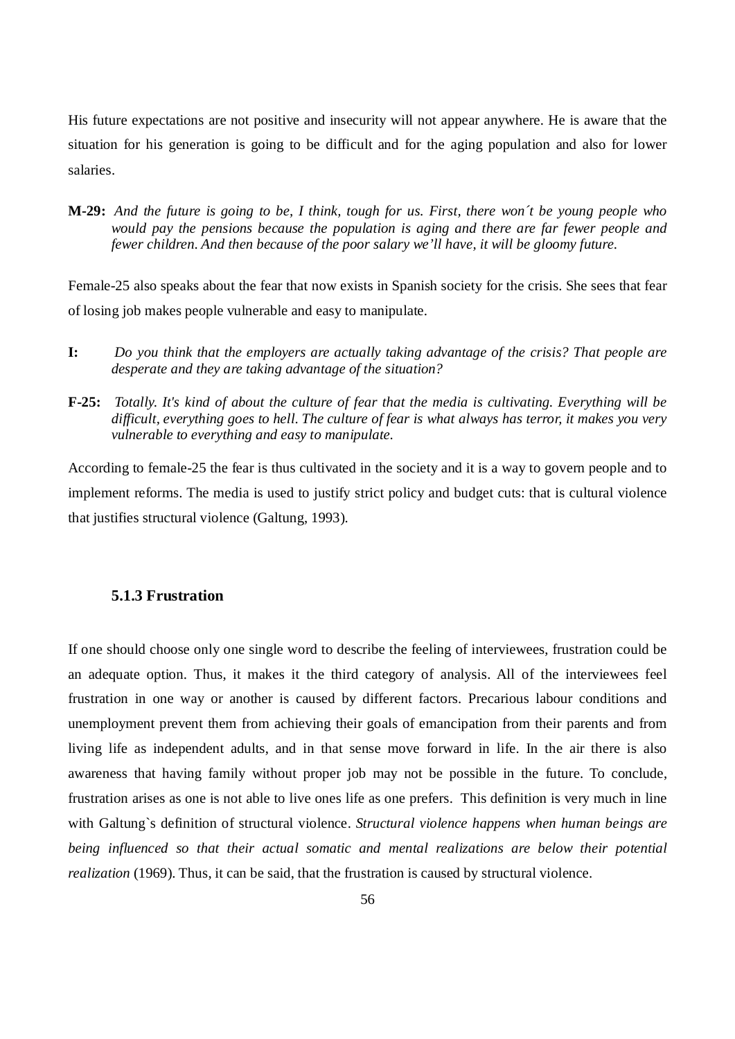His future expectations are not positive and insecurity will not appear anywhere. He is aware that the situation for his generation is going to be difficult and for the aging population and also for lower salaries.

**M-29:** *And the future is going to be, I think, tough for us. First, there won´t be young people who would pay the pensions because the population is aging and there are far fewer people and fewer children. And then because of the poor salary we'll have, it will be gloomy future.*

Female-25 also speaks about the fear that now exists in Spanish society for the crisis. She sees that fear of losing job makes people vulnerable and easy to manipulate.

**I:** *Do you think that the employers are actually taking advantage of the crisis? That people are desperate and they are taking advantage of the situation?*

**F-25:** *Totally. It's kind of about the culture of fear that the media is cultivating. Everything will be difficult, everything goes to hell. The culture of fear is what always has terror, it makes you very vulnerable to everything and easy to manipulate.*

According to female-25 the fear is thus cultivated in the society and it is a way to govern people and to implement reforms. The media is used to justify strict policy and budget cuts: that is cultural violence that justifies structural violence (Galtung, 1993).

### 5.1.3 Frustration

If one should choose only one single word to describe the feeling of interviewees, frustration could be an adequate option. Thus, it makes it the third category of analysis. All of the interviewees feel frustration in one way or another is caused by different factors. Precarious labour conditions and unemployment prevent them from achieving their goals of emancipation from their parents and from living life as independent adults, and in that sense move forward in life. In the air there is also awareness that having family without proper job may not be possible in the future. To conclude, frustration arises as one is not able to live ones life as one prefers. This definition is very much in line with Galtung`s definition of structural violence. *Structural violence happens when human beings are being influenced so that their actual somatic and mental realizations are below their potential realization* (1969). Thus, it can be said, that the frustration is caused by structural violence.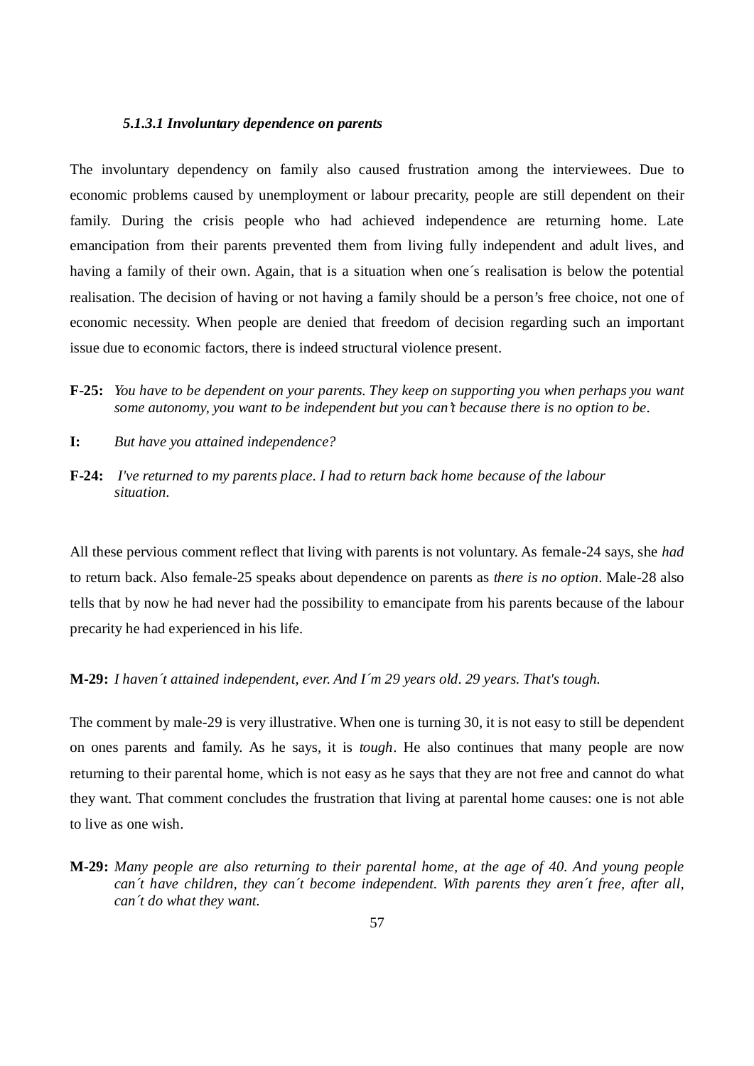##### *5.1.3.1 Involuntary dependence on parents*

The involuntary dependency on family also caused frustration among the interviewees. Due to economic problems caused by unemployment or labour precarity, people are still dependent on their family. During the crisis people who had achieved independence are returning home. Late emancipation from their parents prevented them from living fully independent and adult lives, and having a family of their own. Again, that is a situation when one´s realisation is below the potential realisation. The decision of having or not having a family should be a person's free choice, not one of economic necessity. When people are denied that freedom of decision regarding such an important issue due to economic factors, there is indeed structural violence present.

**F-25:** *You have to be dependent on your parents. They keep on supporting you when perhaps you want some autonomy, you want to be independent but you can't because there is no option to be.*

**I:** *But have you attained independence?*

**F-24:** *I've returned to my parents place. I had to return back home because of the labour situation.*

All these pervious comment reflect that living with parents is not voluntary. As female-24 says, she *had* to return back. Also female-25 speaks about dependence on parents as *there is no option*. Male-28 also tells that by now he had never had the possibility to emancipate from his parents because of the labour precarity he had experienced in his life.

**M-29:** *I haven´t attained independent, ever. And I´m 29 years old. 29 years. That's tough.*

The comment by male-29 is very illustrative. When one is turning 30, it is not easy to still be dependent on ones parents and family. As he says, it is *tough*. He also continues that many people are now returning to their parental home, which is not easy as he says that they are not free and cannot do what they want. That comment concludes the frustration that living at parental home causes: one is not able to live as one wish.

**M-29:** *Many people are also returning to their parental home, at the age of 40. And young people can´t have children, they can´t become independent. With parents they aren´t free, after all, can´t do what they want.*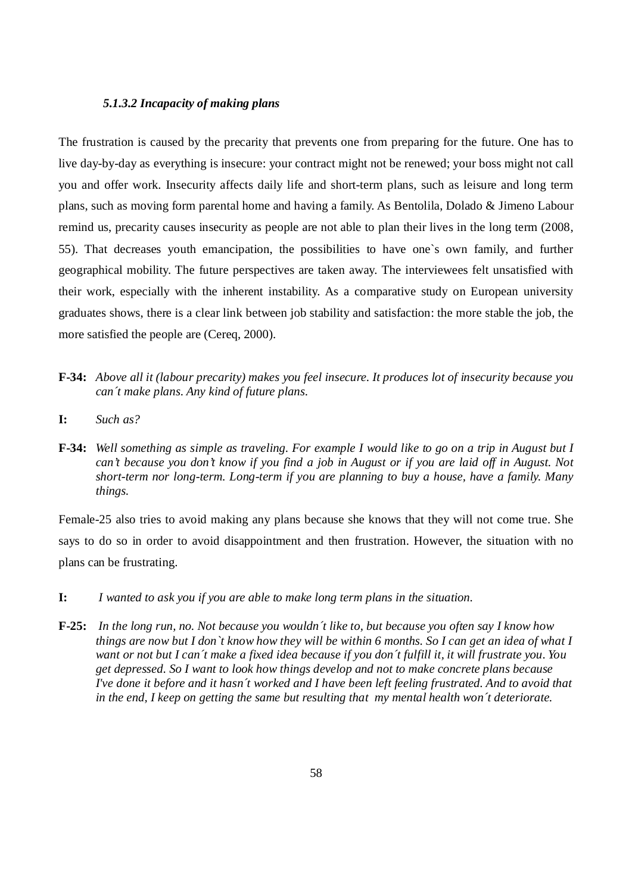#### *5.1.3.2 Incapacity of making plans*

The frustration is caused by the precarity that prevents one from preparing for the future. One has to live day-by-day as everything is insecure: your contract might not be renewed; your boss might not call you and offer work. Insecurity affects daily life and short-term plans, such as leisure and long term plans, such as moving form parental home and having a family. As Bentolila, Dolado & Jimeno Labour remind us, precarity causes insecurity as people are not able to plan their lives in the long term (2008, 55). That decreases youth emancipation, the possibilities to have one`s own family, and further geographical mobility. The future perspectives are taken away. The interviewees felt unsatisfied with their work, especially with the inherent instability. As a comparative study on European university graduates shows, there is a clear link between job stability and satisfaction: the more stable the job, the more satisfied the people are (Cereq, 2000).

**F-34:** *Above all it (labour precarity) makes you feel insecure. It produces lot of insecurity because you can´t make plans. Any kind of future plans.*

**I:** *Such as?*

**F-34:** *Well something as simple as traveling. For example I would like to go on a trip in August but I can't because you don't know if you find a job in August or if you are laid off in August. Not short-term nor long-term. Long-term if you are planning to buy a house, have a family. Many things.*

Female-25 also tries to avoid making any plans because she knows that they will not come true. She says to do so in order to avoid disappointment and then frustration. However, the situation with no plans can be frustrating.

**I:** *I wanted to ask you if you are able to make long term plans in the situation.*

**F-25:** *In the long run, no. Not because you wouldn´t like to, but because you often say I know how things are now but I don`t know how they will be within 6 months. So I can get an idea of what I want or not but I can´t make a fixed idea because if you don´t fulfill it, it will frustrate you. You get depressed. So I want to look how things develop and not to make concrete plans because I've done it before and it hasn´t worked and I have been left feeling frustrated. And to avoid that in the end, I keep on getting the same but resulting that my mental health won´t deteriorate.*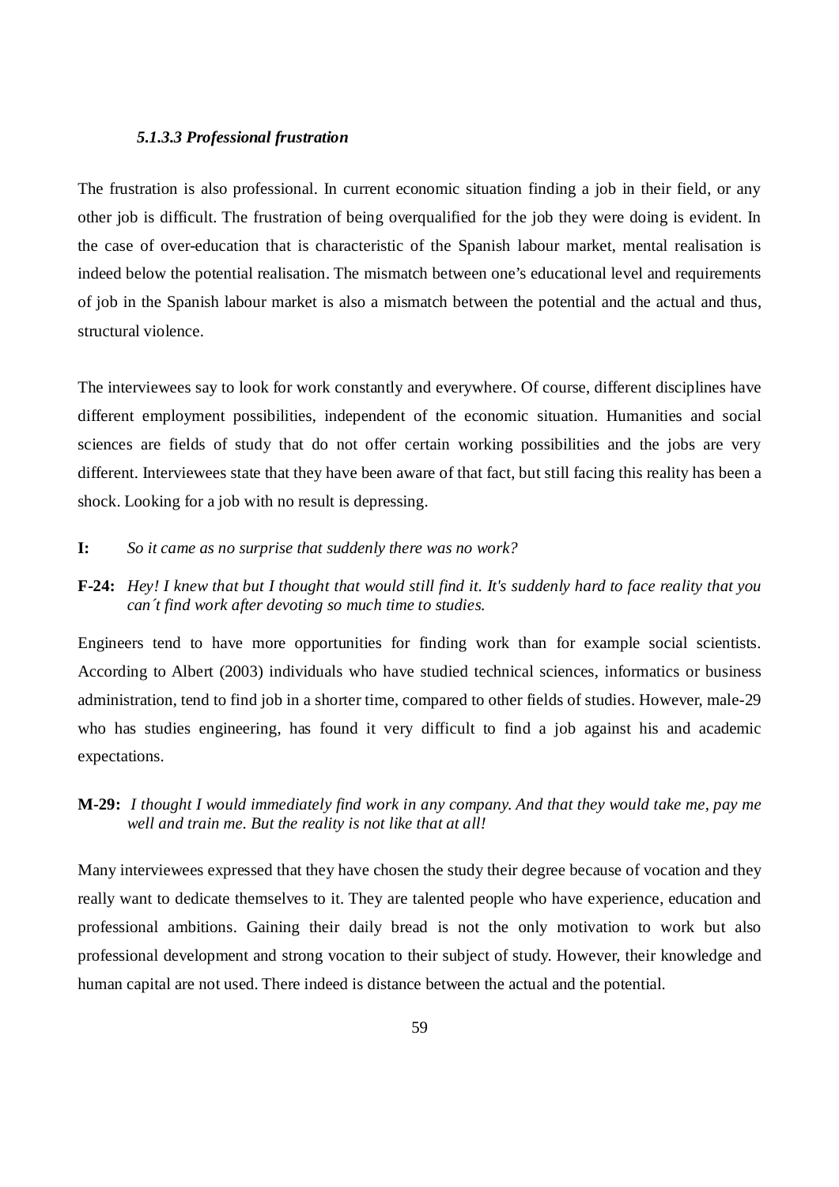#### *5.1.3.3 Professional frustration*

The frustration is also professional. In current economic situation finding a job in their field, or any other job is difficult. The frustration of being overqualified for the job they were doing is evident. In the case of over-education that is characteristic of the Spanish labour market, mental realisation is indeed below the potential realisation. The mismatch between one's educational level and requirements of job in the Spanish labour market is also a mismatch between the potential and the actual and thus, structural violence.

The interviewees say to look for work constantly and everywhere. Of course, different disciplines have different employment possibilities, independent of the economic situation. Humanities and social sciences are fields of study that do not offer certain working possibilities and the jobs are very different. Interviewees state that they have been aware of that fact, but still facing this reality has been a shock. Looking for a job with no result is depressing.

**I:** *So it came as no surprise that suddenly there was no work?*

**F-24:** *Hey! I knew that but I thought that would still find it. It's suddenly hard to face reality that you can´t find work after devoting so much time to studies.*

Engineers tend to have more opportunities for finding work than for example social scientists. According to Albert (2003) individuals who have studied technical sciences, informatics or business administration, tend to find job in a shorter time, compared to other fields of studies. However, male-29 who has studies engineering, has found it very difficult to find a job against his and academic expectations.

**M-29:** *I thought I would immediately find work in any company. And that they would take me, pay me well and train me. But the reality is not like that at all!*

Many interviewees expressed that they have chosen the study their degree because of vocation and they really want to dedicate themselves to it. They are talented people who have experience, education and professional ambitions. Gaining their daily bread is not the only motivation to work but also professional development and strong vocation to their subject of study. However, their knowledge and human capital are not used. There indeed is distance between the actual and the potential.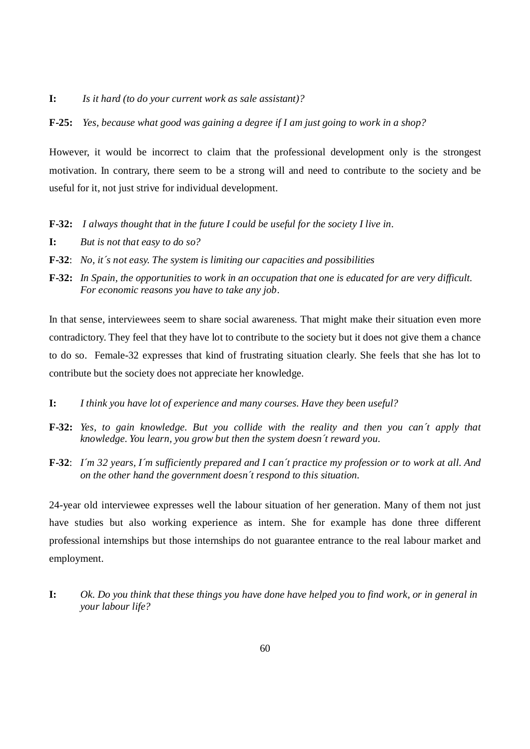**I:** *Is it hard (to do your current work as sale assistant)?*

**F-25:** *Yes, because what good was gaining a degree if I am just going to work in a shop?*

However, it would be incorrect to claim that the professional development only is the strongest motivation. In contrary, there seem to be a strong will and need to contribute to the society and be useful for it, not just strive for individual development.

**F-32:** *I always thought that in the future I could be useful for the society I live in.*

**I:** *But is not that easy to do so?*

**F-32**: *No, it´s not easy. The system is limiting our capacities and possibilities*

**F-32:** *In Spain, the opportunities to work in an occupation that one is educated for are very difficult. For economic reasons you have to take any job.*

In that sense, interviewees seem to share social awareness. That might make their situation even more contradictory. They feel that they have lot to contribute to the society but it does not give them a chance to do so. Female-32 expresses that kind of frustrating situation clearly. She feels that she has lot to contribute but the society does not appreciate her knowledge.

**I:** *I think you have lot of experience and many courses. Have they been useful?*

**F-32:** *Yes, to gain knowledge. But you collide with the reality and then you can´t apply that knowledge. You learn, you grow but then the system doesn´t reward you.*

**F-32**: *I´m 32 years, I´m sufficiently prepared and I can´t practice my profession or to work at all. And on the other hand the government doesn´t respond to this situation.*

24-year old interviewee expresses well the labour situation of her generation. Many of them not just have studies but also working experience as intern. She for example has done three different professional internships but those internships do not guarantee entrance to the real labour market and employment.

**I:** *Ok. Do you think that these things you have done have helped you to find work, or in general in your labour life?*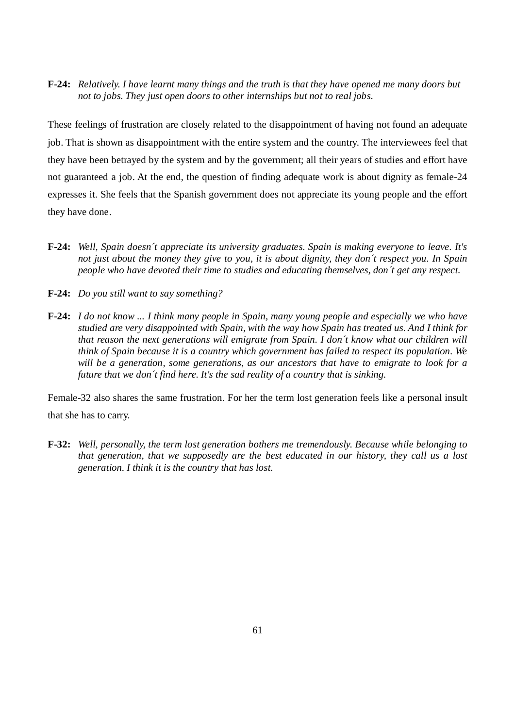**F-24:** *Relatively. I have learnt many things and the truth is that they have opened me many doors but not to jobs. They just open doors to other internships but not to real jobs.*

These feelings of frustration are closely related to the disappointment of having not found an adequate job. That is shown as disappointment with the entire system and the country. The interviewees feel that they have been betrayed by the system and by the government; all their years of studies and effort have not guaranteed a job. At the end, the question of finding adequate work is about dignity as female-24 expresses it. She feels that the Spanish government does not appreciate its young people and the effort they have done.

**F-24:** *Well, Spain doesn´t appreciate its university graduates. Spain is making everyone to leave. It's not just about the money they give to you, it is about dignity, they don´t respect you. In Spain people who have devoted their time to studies and educating themselves, don´t get any respect.*

**F-24:** *Do you still want to say something?*

**F-24:** *I do not know ... I think many people in Spain, many young people and especially we who have studied are very disappointed with Spain, with the way how Spain has treated us. And I think for that reason the next generations will emigrate from Spain. I don´t know what our children will think of Spain because it is a country which government has failed to respect its population. We will be a generation, some generations, as our ancestors that have to emigrate to look for a future that we don´t find here. It's the sad reality of a country that is sinking.*

Female-32 also shares the same frustration. For her the term lost generation feels like a personal insult that she has to carry.

**F-32:** *Well, personally, the term lost generation bothers me tremendously. Because while belonging to that generation, that we supposedly are the best educated in our history, they call us a lost generation. I think it is the country that has lost.*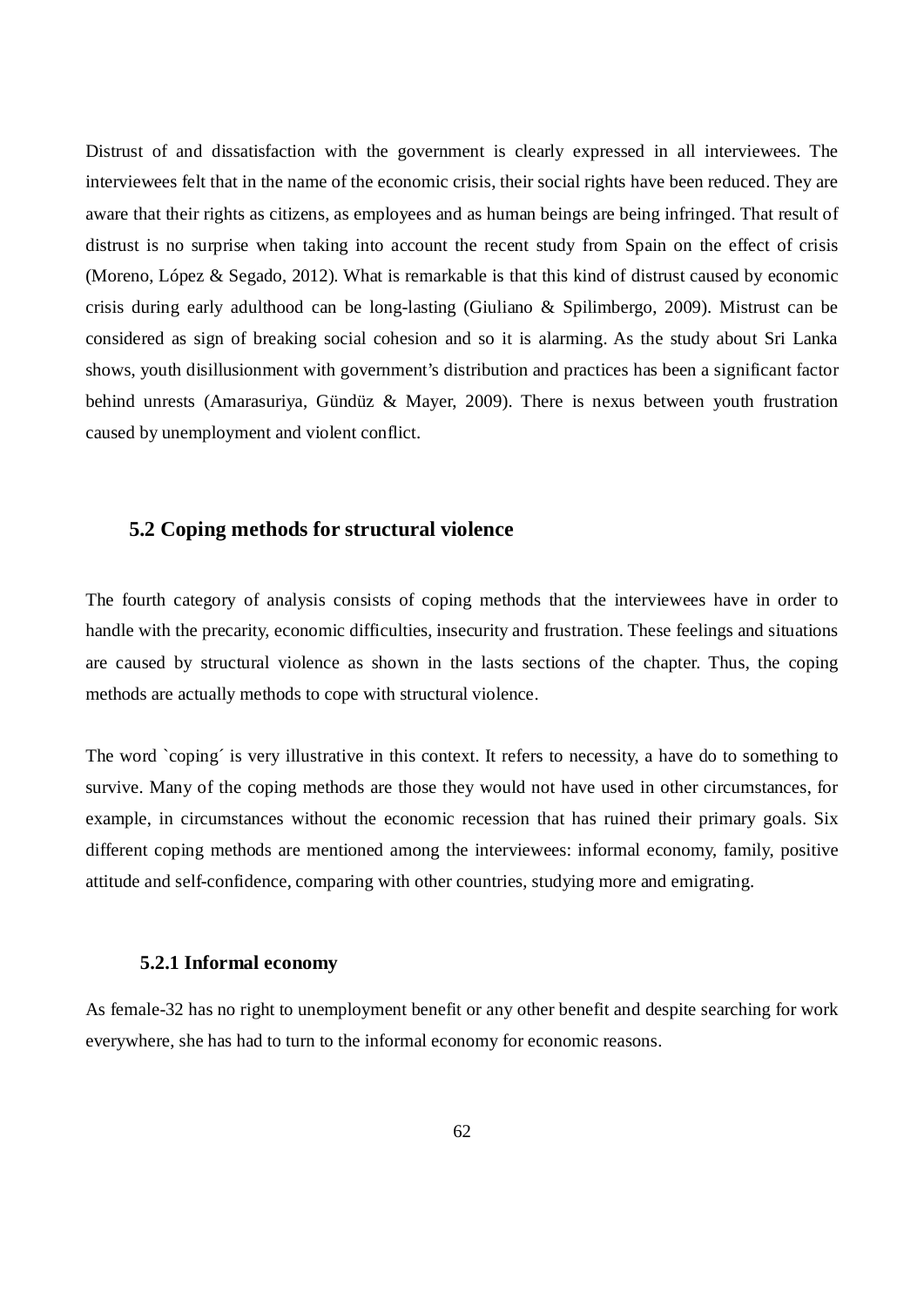Distrust of and dissatisfaction with the government is clearly expressed in all interviewees. The interviewees felt that in the name of the economic crisis, their social rights have been reduced. They are aware that their rights as citizens, as employees and as human beings are being infringed. That result of distrust is no surprise when taking into account the recent study from Spain on the effect of crisis (Moreno, López & Segado, 2012). What is remarkable is that this kind of distrust caused by economic crisis during early adulthood can be long-lasting (Giuliano & Spilimbergo, 2009). Mistrust can be considered as sign of breaking social cohesion and so it is alarming. As the study about Sri Lanka shows, youth disillusionment with government's distribution and practices has been a significant factor behind unrests (Amarasuriya, Gündüz & Mayer, 2009). There is nexus between youth frustration caused by unemployment and violent conflict.

## 5.2 Coping methods for structural violence

The fourth category of analysis consists of coping methods that the interviewees have in order to handle with the precarity, economic difficulties, insecurity and frustration. These feelings and situations are caused by structural violence as shown in the lasts sections of the chapter. Thus, the coping methods are actually methods to cope with structural violence.

The word `coping´ is very illustrative in this context. It refers to necessity, a have do to something to survive. Many of the coping methods are those they would not have used in other circumstances, for example, in circumstances without the economic recession that has ruined their primary goals. Six different coping methods are mentioned among the interviewees: informal economy, family, positive attitude and self-confidence, comparing with other countries, studying more and emigrating.

### 5.2.1 Informal economy

As female-32 has no right to unemployment benefit or any other benefit and despite searching for work everywhere, she has had to turn to the informal economy for economic reasons.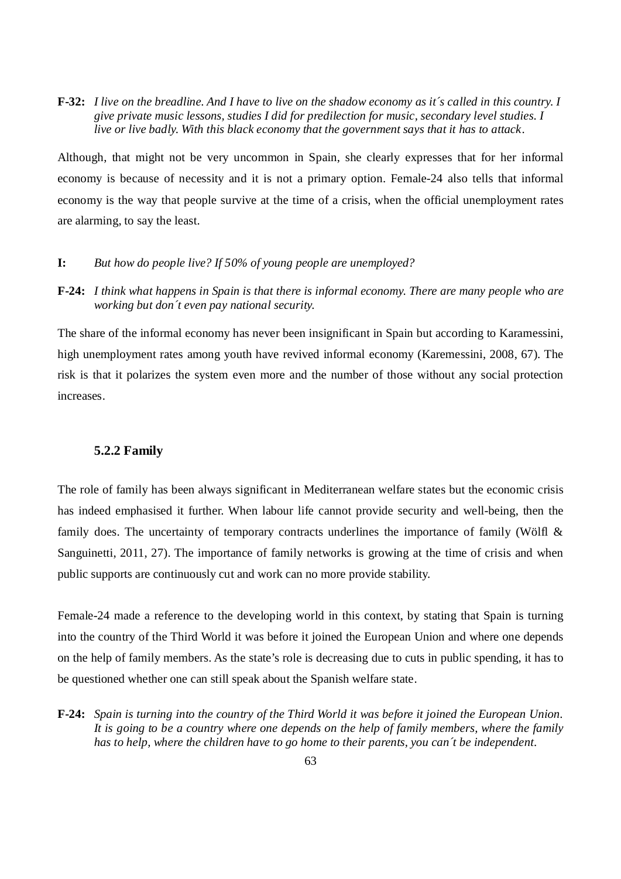**F-32:** *I live on the breadline. And I have to live on the shadow economy as it´s called in this country. I give private music lessons, studies I did for predilection for music, secondary level studies. I live or live badly. With this black economy that the government says that it has to attack*.

Although, that might not be very uncommon in Spain, she clearly expresses that for her informal economy is because of necessity and it is not a primary option. Female-24 also tells that informal economy is the way that people survive at the time of a crisis, when the official unemployment rates are alarming, to say the least.

**I:** *But how do people live? If 50% of young people are unemployed?*

**F-24:** *I think what happens in Spain is that there is informal economy. There are many people who are working but don´t even pay national security.*

The share of the informal economy has never been insignificant in Spain but according to Karamessini, high unemployment rates among youth have revived informal economy (Karemessini, 2008, 67). The risk is that it polarizes the system even more and the number of those without any social protection increases.

### 5.2.2 Family

The role of family has been always significant in Mediterranean welfare states but the economic crisis has indeed emphasised it further. When labour life cannot provide security and well-being, then the family does. The uncertainty of temporary contracts underlines the importance of family (Wölfl & Sanguinetti, 2011, 27). The importance of family networks is growing at the time of crisis and when public supports are continuously cut and work can no more provide stability.

Female-24 made a reference to the developing world in this context, by stating that Spain is turning into the country of the Third World it was before it joined the European Union and where one depends on the help of family members. As the state's role is decreasing due to cuts in public spending, it has to be questioned whether one can still speak about the Spanish welfare state.

**F-24:** *Spain is turning into the country of the Third World it was before it joined the European Union. It is going to be a country where one depends on the help of family members, where the family has to help, where the children have to go home to their parents, you can´t be independent.*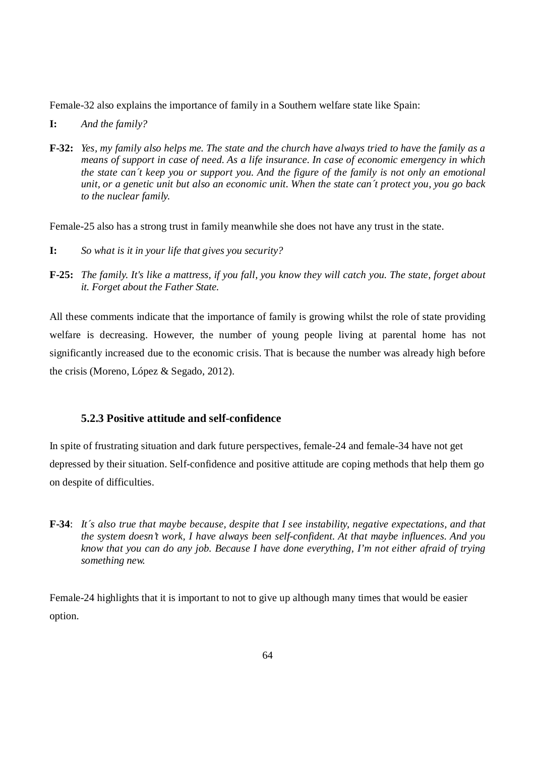Female-32 also explains the importance of family in a Southern welfare state like Spain:

**I:** *And the family?*

**F-32:** *Yes, my family also helps me. The state and the church have always tried to have the family as a means of support in case of need. As a life insurance. In case of economic emergency in which the state can´t keep you or support you. And the figure of the family is not only an emotional unit, or a genetic unit but also an economic unit. When the state can´t protect you, you go back to the nuclear family.*

Female-25 also has a strong trust in family meanwhile she does not have any trust in the state.

**I:** *So what is it in your life that gives you security?*

**F-25:** *The family. It's like a mattress, if you fall, you know they will catch you. The state, forget about it. Forget about the Father State.*

All these comments indicate that the importance of family is growing whilst the role of state providing welfare is decreasing. However, the number of young people living at parental home has not significantly increased due to the economic crisis. That is because the number was already high before the crisis (Moreno, López & Segado, 2012).

### 5.2.3 Positive attitude and self-confidence

In spite of frustrating situation and dark future perspectives, female-24 and female-34 have not get depressed by their situation. Self-confidence and positive attitude are coping methods that help them go on despite of difficulties.

**F-34**: *It´s also true that maybe because, despite that I see instability, negative expectations, and that the system doesn't work, I have always been self-confident. At that maybe influences. And you know that you can do any job. Because I have done everything, I'm not either afraid of trying something new.*

Female-24 highlights that it is important to not to give up although many times that would be easier option.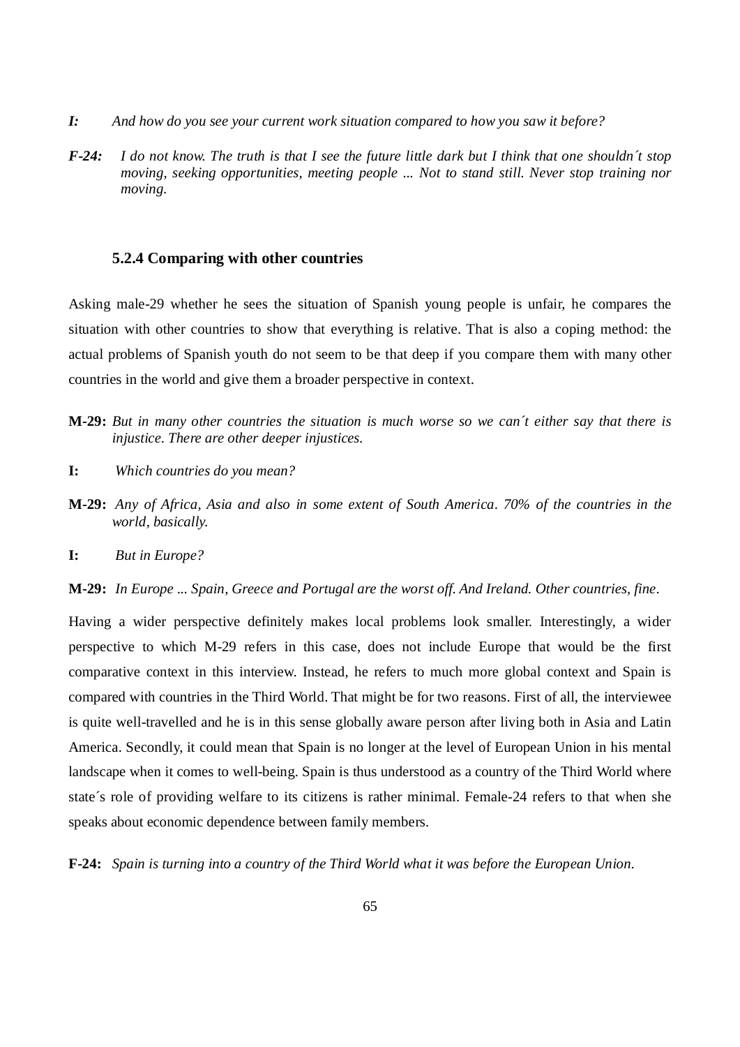*I:* *And how do you see your current work situation compared to how you saw it before?*

*F-24:* *I do not know. The truth is that I see the future little dark but I think that one shouldn´t stop moving, seeking opportunities, meeting people ... Not to stand still. Never stop training nor moving.*

### 5.2.4 Comparing with other countries

Asking male-29 whether he sees the situation of Spanish young people is unfair, he compares the situation with other countries to show that everything is relative. That is also a coping method: the actual problems of Spanish youth do not seem to be that deep if you compare them with many other countries in the world and give them a broader perspective in context.

**M-29:** *But in many other countries the situation is much worse so we can´t either say that there is injustice. There are other deeper injustices.*

**I:** *Which countries do you mean?*

**M-29:** *Any of Africa, Asia and also in some extent of South America. 70% of the countries in the world, basically.*

**I:** *But in Europe?*

**M-29:** *In Europe ... Spain, Greece and Portugal are the worst off. And Ireland. Other countries, fine.*

Having a wider perspective definitely makes local problems look smaller. Interestingly, a wider perspective to which M-29 refers in this case, does not include Europe that would be the first comparative context in this interview. Instead, he refers to much more global context and Spain is compared with countries in the Third World. That might be for two reasons. First of all, the interviewee is quite well-travelled and he is in this sense globally aware person after living both in Asia and Latin America. Secondly, it could mean that Spain is no longer at the level of European Union in his mental landscape when it comes to well-being. Spain is thus understood as a country of the Third World where state´s role of providing welfare to its citizens is rather minimal. Female-24 refers to that when she speaks about economic dependence between family members.

**F-24:** *Spain is turning into a country of the Third World what it was before the European Union.*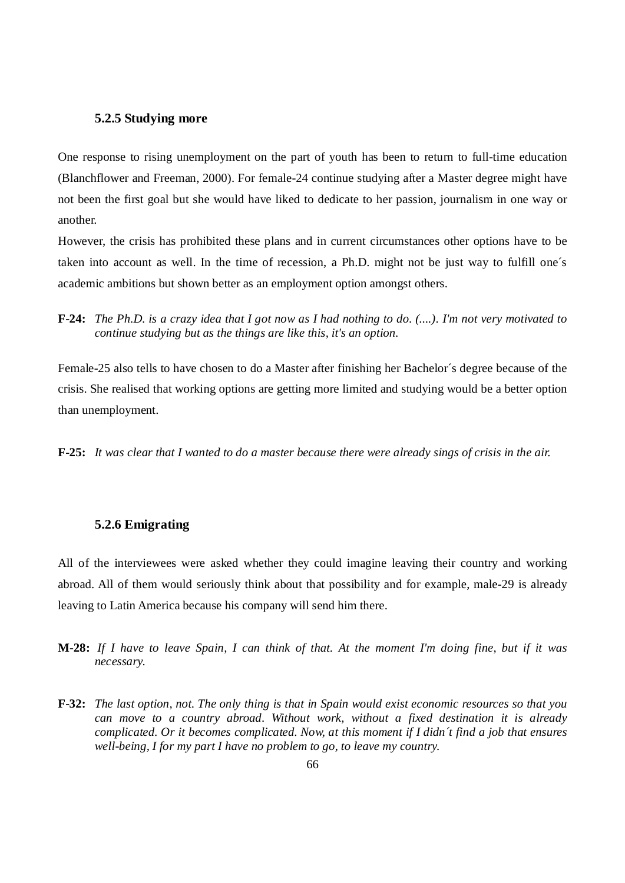### 5.2.5 Studying more

One response to rising unemployment on the part of youth has been to return to full-time education (Blanchflower and Freeman, 2000). For female-24 continue studying after a Master degree might have not been the first goal but she would have liked to dedicate to her passion, journalism in one way or another.

However, the crisis has prohibited these plans and in current circumstances other options have to be taken into account as well. In the time of recession, a Ph.D. might not be just way to fulfill one´s academic ambitions but shown better as an employment option amongst others.

**F-24:** *The Ph.D. is a crazy idea that I got now as I had nothing to do. (....). I'm not very motivated to continue studying but as the things are like this, it's an option.*

Female-25 also tells to have chosen to do a Master after finishing her Bachelor´s degree because of the crisis. She realised that working options are getting more limited and studying would be a better option than unemployment.

**F-25:** *It was clear that I wanted to do a master because there were already sings of crisis in the air.*

### 5.2.6 Emigrating

All of the interviewees were asked whether they could imagine leaving their country and working abroad. All of them would seriously think about that possibility and for example, male-29 is already leaving to Latin America because his company will send him there.

**M-28:** *If I have to leave Spain, I can think of that. At the moment I'm doing fine, but if it was necessary.*

**F-32:** *The last option, not. The only thing is that in Spain would exist economic resources so that you can move to a country abroad. Without work, without a fixed destination it is already complicated. Or it becomes complicated. Now, at this moment if I didn´t find a job that ensures well-being, I for my part I have no problem to go, to leave my country.*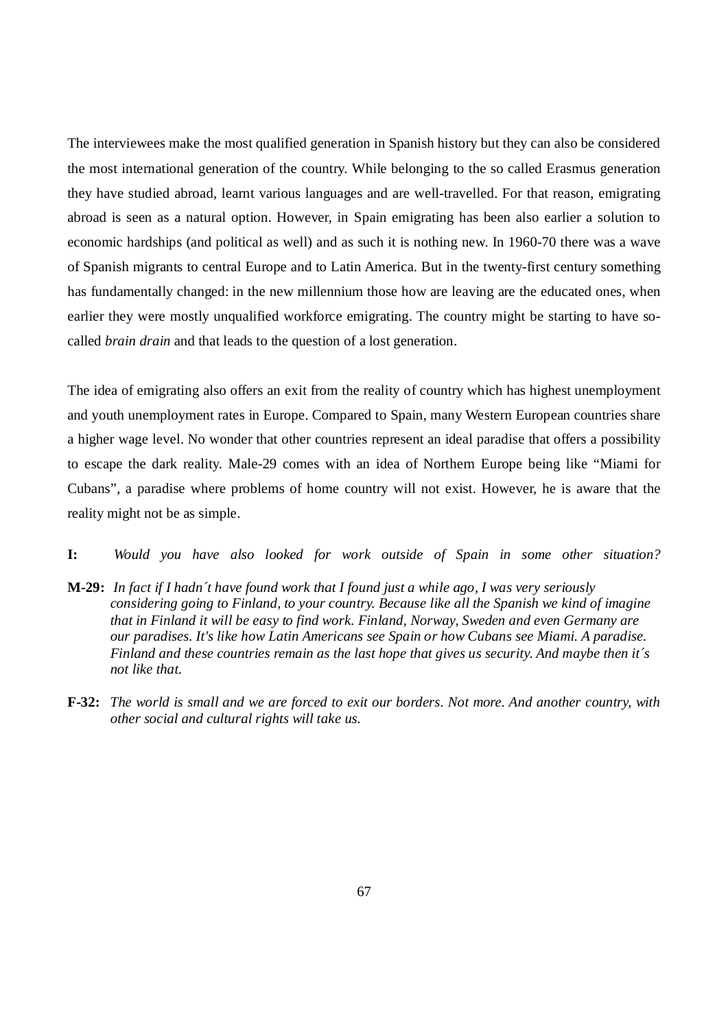The interviewees make the most qualified generation in Spanish history but they can also be considered the most international generation of the country. While belonging to the so called Erasmus generation they have studied abroad, learnt various languages and are well-travelled. For that reason, emigrating abroad is seen as a natural option. However, in Spain emigrating has been also earlier a solution to economic hardships (and political as well) and as such it is nothing new. In 1960-70 there was a wave of Spanish migrants to central Europe and to Latin America. But in the twenty-first century something has fundamentally changed: in the new millennium those how are leaving are the educated ones, when earlier they were mostly unqualified workforce emigrating. The country might be starting to have so-called *brain drain* and that leads to the question of a lost generation.

The idea of emigrating also offers an exit from the reality of country which has highest unemployment and youth unemployment rates in Europe. Compared to Spain, many Western European countries share a higher wage level. No wonder that other countries represent an ideal paradise that offers a possibility to escape the dark reality. Male-29 comes with an idea of Northern Europe being like "Miami for Cubans", a paradise where problems of home country will not exist. However, he is aware that the reality might not be as simple.

**I:** *Would you have also looked for work outside of Spain in some other situation?*

**M-29:** *In fact if I hadn´t have found work that I found just a while ago, I was very seriously considering going to Finland, to your country. Because like all the Spanish we kind of imagine that in Finland it will be easy to find work. Finland, Norway, Sweden and even Germany are our paradises. It's like how Latin Americans see Spain or how Cubans see Miami. A paradise. Finland and these countries remain as the last hope that gives us security. And maybe then it´s not like that.*

**F-32:** *The world is small and we are forced to exit our borders. Not more. And another country, with other social and cultural rights will take us.*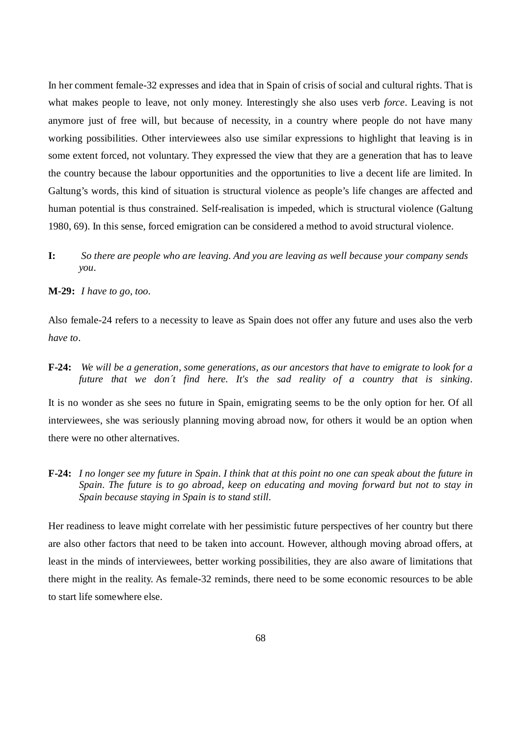In her comment female-32 expresses and idea that in Spain of crisis of social and cultural rights. That is what makes people to leave, not only money. Interestingly she also uses verb *force*. Leaving is not anymore just of free will, but because of necessity, in a country where people do not have many working possibilities. Other interviewees also use similar expressions to highlight that leaving is in some extent forced, not voluntary. They expressed the view that they are a generation that has to leave the country because the labour opportunities and the opportunities to live a decent life are limited. In Galtung's words, this kind of situation is structural violence as people's life changes are affected and human potential is thus constrained. Self-realisation is impeded, which is structural violence (Galtung 1980, 69). In this sense, forced emigration can be considered a method to avoid structural violence.

**I:** *So there are people who are leaving. And you are leaving as well because your company sends you.*

**M-29:** *I have to go, too.*

Also female-24 refers to a necessity to leave as Spain does not offer any future and uses also the verb *have to*.

**F-24:** *We will be a generation, some generations, as our ancestors that have to emigrate to look for a future that we don´t find here. It's the sad reality of a country that is sinking.*

It is no wonder as she sees no future in Spain, emigrating seems to be the only option for her. Of all interviewees, she was seriously planning moving abroad now, for others it would be an option when there were no other alternatives.

**F-24:** *I no longer see my future in Spain. I think that at this point no one can speak about the future in Spain. The future is to go abroad, keep on educating and moving forward but not to stay in Spain because staying in Spain is to stand still.*

Her readiness to leave might correlate with her pessimistic future perspectives of her country but there are also other factors that need to be taken into account. However, although moving abroad offers, at least in the minds of interviewees, better working possibilities, they are also aware of limitations that there might in the reality. As female-32 reminds, there need to be some economic resources to be able to start life somewhere else.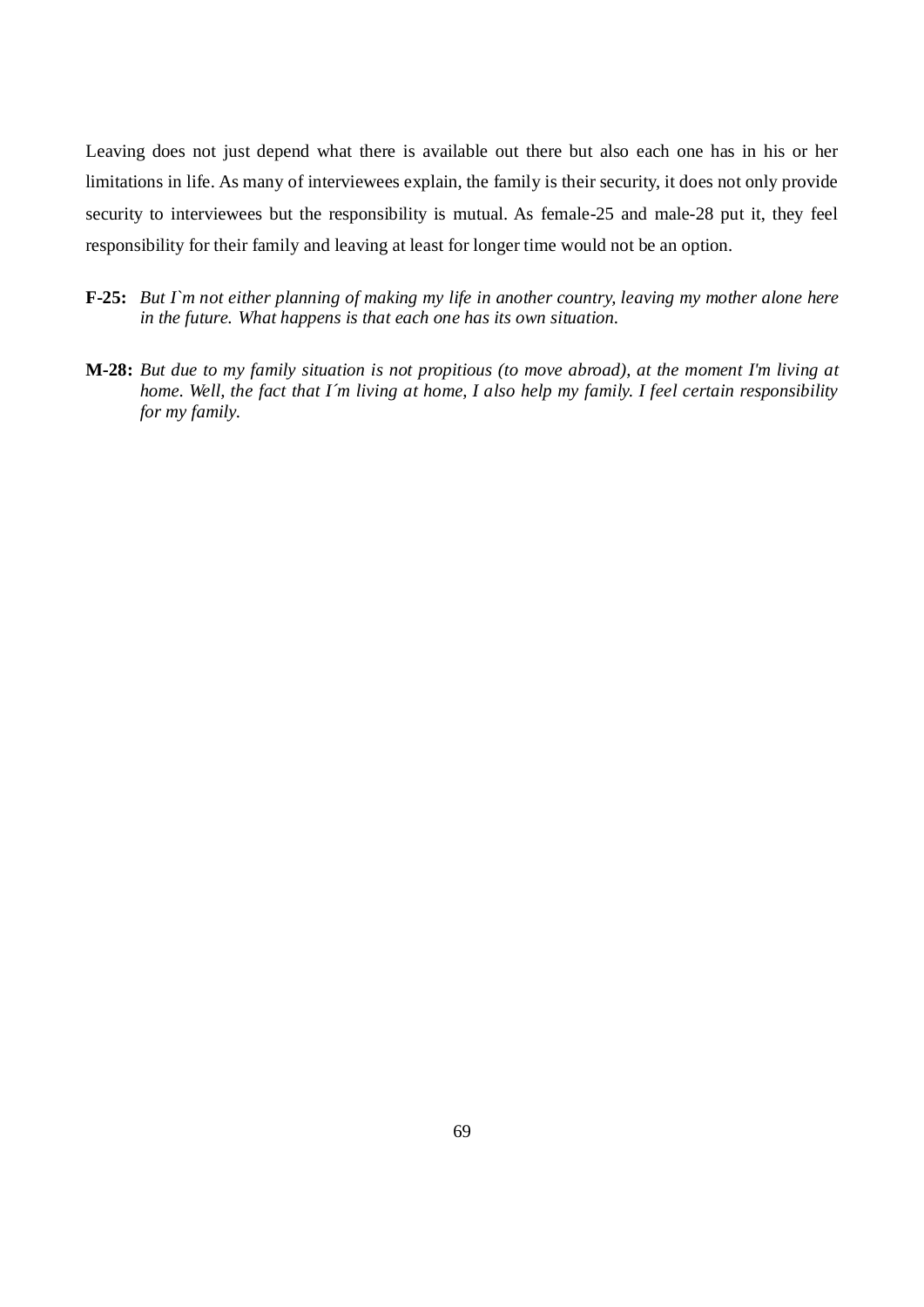Leaving does not just depend what there is available out there but also each one has in his or her limitations in life. As many of interviewees explain, the family is their security, it does not only provide security to interviewees but the responsibility is mutual. As female-25 and male-28 put it, they feel responsibility for their family and leaving at least for longer time would not be an option.

**F-25:** *But I`m not either planning of making my life in another country, leaving my mother alone here in the future. What happens is that each one has its own situation.*

**M-28:** *But due to my family situation is not propitious (to move abroad), at the moment I'm living at home. Well, the fact that I´m living at home, I also help my family. I feel certain responsibility for my family.*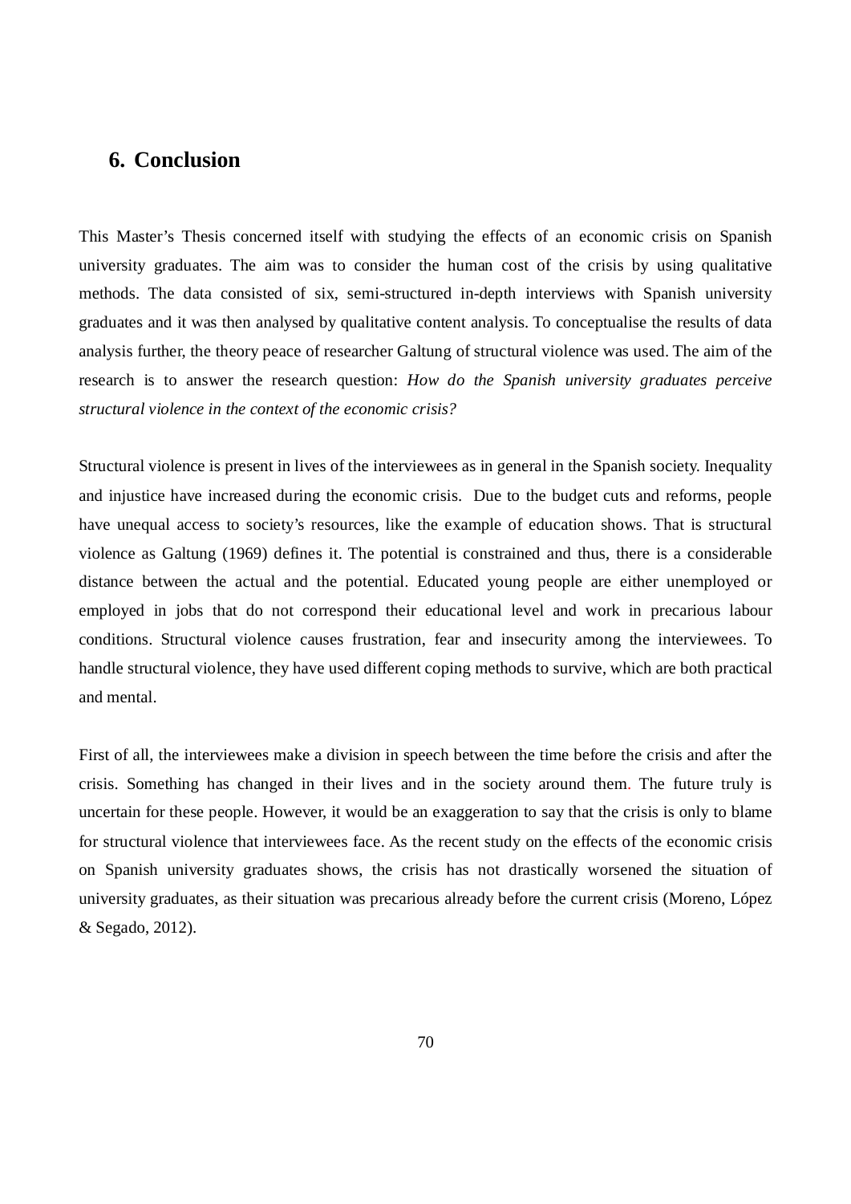## 6. Conclusion

This Master's Thesis concerned itself with studying the effects of an economic crisis on Spanish university graduates. The aim was to consider the human cost of the crisis by using qualitative methods. The data consisted of six, semi-structured in-depth interviews with Spanish university graduates and it was then analysed by qualitative content analysis. To conceptualise the results of data analysis further, the theory peace of researcher Galtung of structural violence was used. The aim of the research is to answer the research question: *How do the Spanish university graduates perceive structural violence in the context of the economic crisis?*

Structural violence is present in lives of the interviewees as in general in the Spanish society. Inequality and injustice have increased during the economic crisis. Due to the budget cuts and reforms, people have unequal access to society's resources, like the example of education shows. That is structural violence as Galtung (1969) defines it. The potential is constrained and thus, there is a considerable distance between the actual and the potential. Educated young people are either unemployed or employed in jobs that do not correspond their educational level and work in precarious labour conditions. Structural violence causes frustration, fear and insecurity among the interviewees. To handle structural violence, they have used different coping methods to survive, which are both practical and mental.

First of all, the interviewees make a division in speech between the time before the crisis and after the crisis. Something has changed in their lives and in the society around them. The future truly is uncertain for these people. However, it would be an exaggeration to say that the crisis is only to blame for structural violence that interviewees face. As the recent study on the effects of the economic crisis on Spanish university graduates shows, the crisis has not drastically worsened the situation of university graduates, as their situation was precarious already before the current crisis (Moreno, López & Segado, 2012).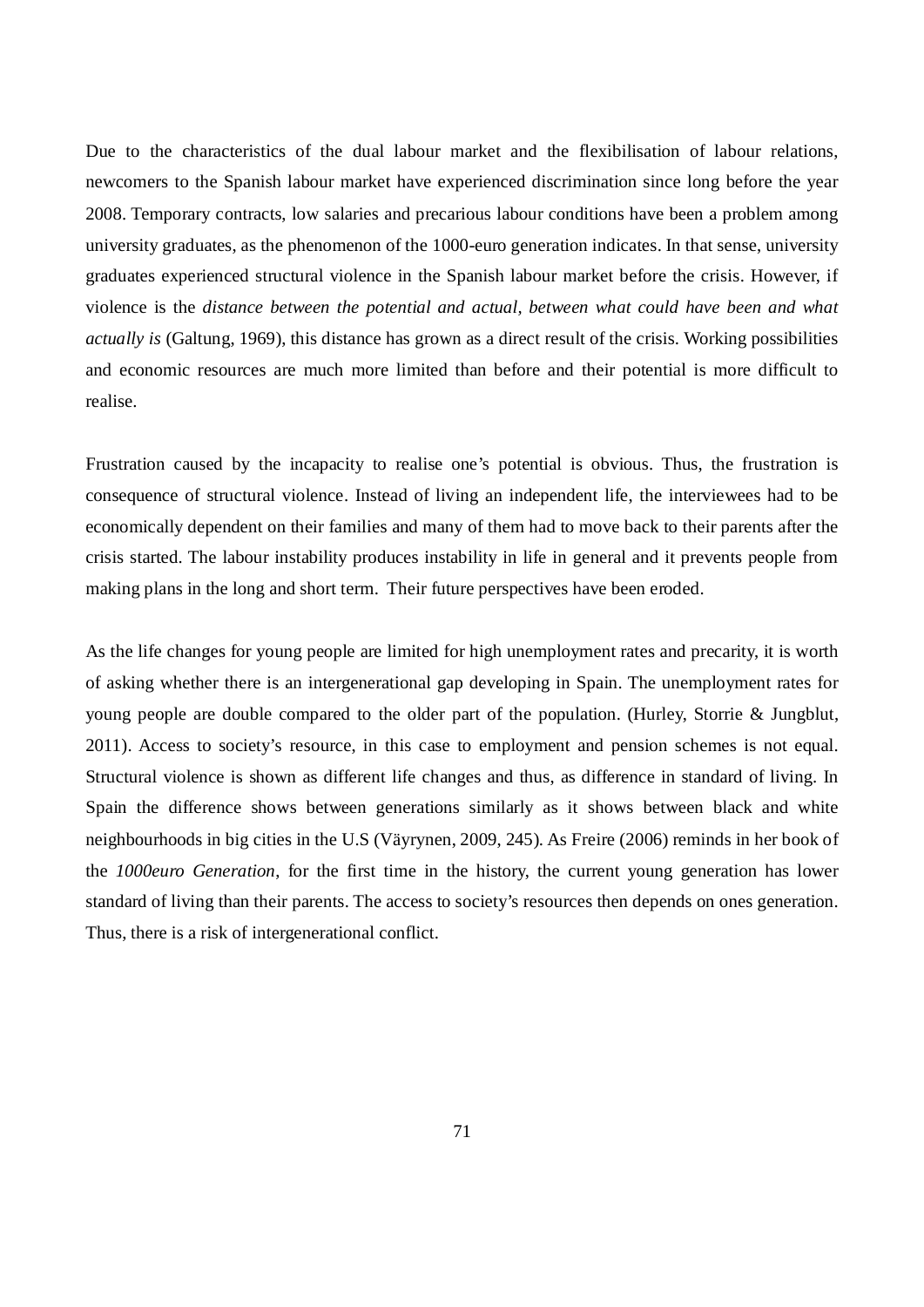Due to the characteristics of the dual labour market and the flexibilisation of labour relations, newcomers to the Spanish labour market have experienced discrimination since long before the year 2008. Temporary contracts, low salaries and precarious labour conditions have been a problem among university graduates, as the phenomenon of the 1000-euro generation indicates. In that sense, university graduates experienced structural violence in the Spanish labour market before the crisis. However, if violence is the *distance between the potential and actual, between what could have been and what actually is* (Galtung, 1969), this distance has grown as a direct result of the crisis. Working possibilities and economic resources are much more limited than before and their potential is more difficult to realise.

Frustration caused by the incapacity to realise one's potential is obvious. Thus, the frustration is consequence of structural violence. Instead of living an independent life, the interviewees had to be economically dependent on their families and many of them had to move back to their parents after the crisis started. The labour instability produces instability in life in general and it prevents people from making plans in the long and short term. Their future perspectives have been eroded.

As the life changes for young people are limited for high unemployment rates and precarity, it is worth of asking whether there is an intergenerational gap developing in Spain. The unemployment rates for young people are double compared to the older part of the population. (Hurley, Storrie & Jungblut, 2011). Access to society's resource, in this case to employment and pension schemes is not equal. Structural violence is shown as different life changes and thus, as difference in standard of living. In Spain the difference shows between generations similarly as it shows between black and white neighbourhoods in big cities in the U.S (Väyrynen, 2009, 245). As Freire (2006) reminds in her book of the *1000euro Generation*, for the first time in the history, the current young generation has lower standard of living than their parents. The access to society's resources then depends on ones generation. Thus, there is a risk of intergenerational conflict.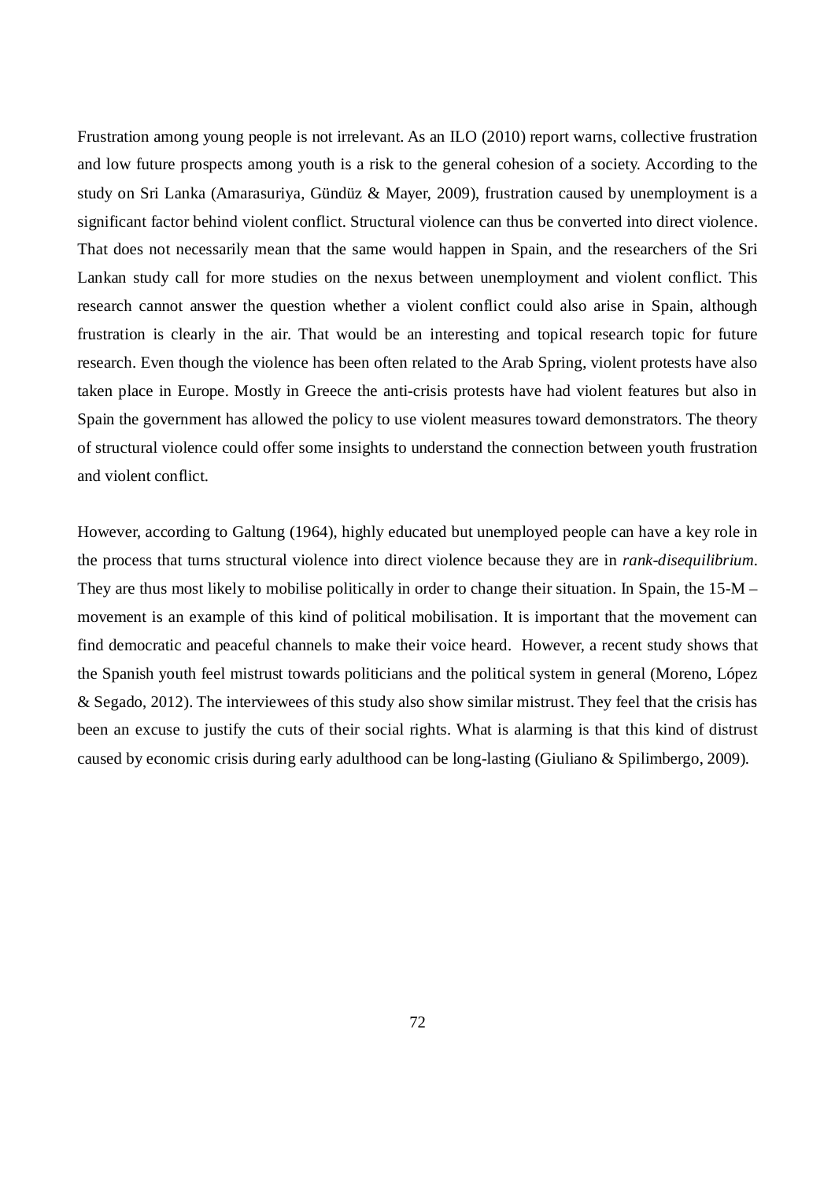Frustration among young people is not irrelevant. As an ILO (2010) report warns, collective frustration and low future prospects among youth is a risk to the general cohesion of a society. According to the study on Sri Lanka (Amarasuriya, Gündüz & Mayer, 2009), frustration caused by unemployment is a significant factor behind violent conflict. Structural violence can thus be converted into direct violence. That does not necessarily mean that the same would happen in Spain, and the researchers of the Sri Lankan study call for more studies on the nexus between unemployment and violent conflict. This research cannot answer the question whether a violent conflict could also arise in Spain, although frustration is clearly in the air. That would be an interesting and topical research topic for future research. Even though the violence has been often related to the Arab Spring, violent protests have also taken place in Europe. Mostly in Greece the anti-crisis protests have had violent features but also in Spain the government has allowed the policy to use violent measures toward demonstrators. The theory of structural violence could offer some insights to understand the connection between youth frustration and violent conflict.

However, according to Galtung (1964), highly educated but unemployed people can have a key role in the process that turns structural violence into direct violence because they are in *rank-disequilibrium*. They are thus most likely to mobilise politically in order to change their situation. In Spain, the 15-M – movement is an example of this kind of political mobilisation. It is important that the movement can find democratic and peaceful channels to make their voice heard. However, a recent study shows that the Spanish youth feel mistrust towards politicians and the political system in general (Moreno, López & Segado, 2012). The interviewees of this study also show similar mistrust. They feel that the crisis has been an excuse to justify the cuts of their social rights. What is alarming is that this kind of distrust caused by economic crisis during early adulthood can be long-lasting (Giuliano & Spilimbergo, 2009).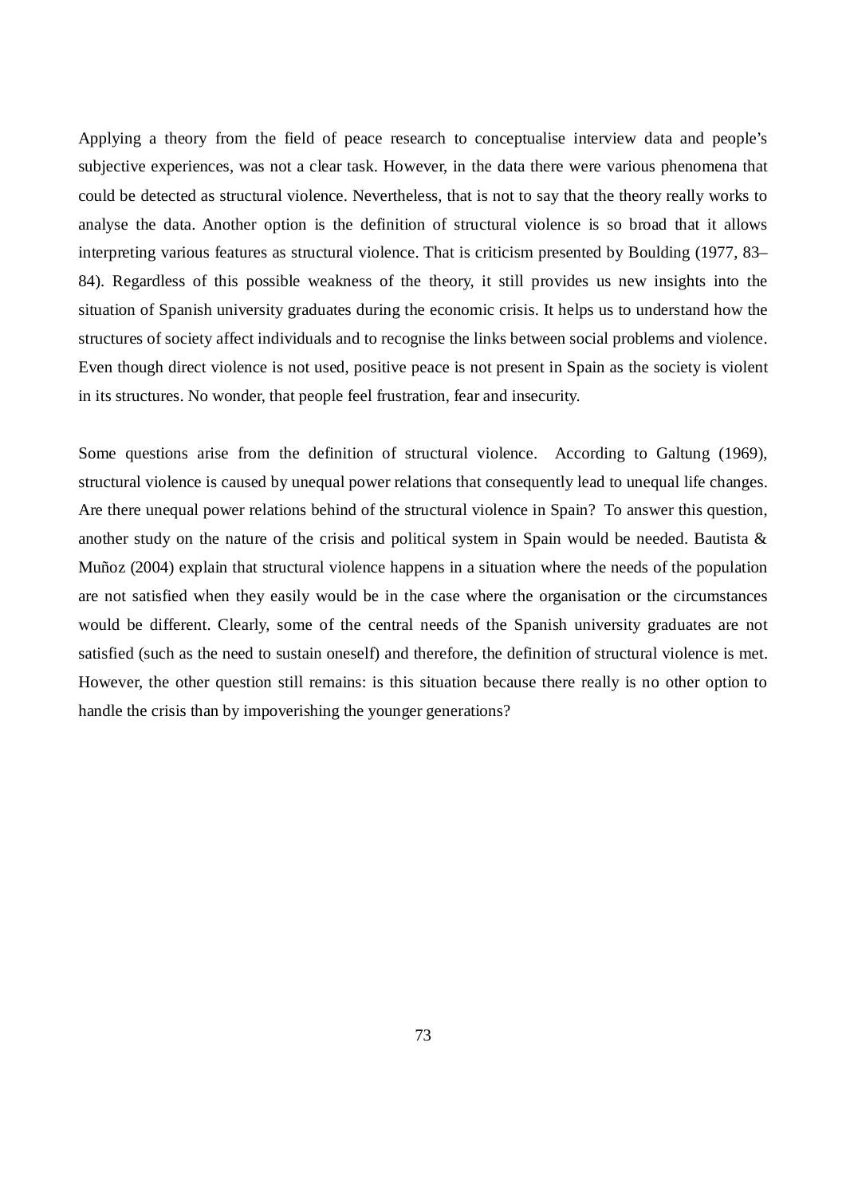Applying a theory from the field of peace research to conceptualise interview data and people's subjective experiences, was not a clear task. However, in the data there were various phenomena that could be detected as structural violence. Nevertheless, that is not to say that the theory really works to analyse the data. Another option is the definition of structural violence is so broad that it allows interpreting various features as structural violence. That is criticism presented by Boulding (1977, 83–84). Regardless of this possible weakness of the theory, it still provides us new insights into the situation of Spanish university graduates during the economic crisis. It helps us to understand how the structures of society affect individuals and to recognise the links between social problems and violence. Even though direct violence is not used, positive peace is not present in Spain as the society is violent in its structures. No wonder, that people feel frustration, fear and insecurity.

Some questions arise from the definition of structural violence. According to Galtung (1969), structural violence is caused by unequal power relations that consequently lead to unequal life changes. Are there unequal power relations behind of the structural violence in Spain? To answer this question, another study on the nature of the crisis and political system in Spain would be needed. Bautista & Muñoz (2004) explain that structural violence happens in a situation where the needs of the population are not satisfied when they easily would be in the case where the organisation or the circumstances would be different. Clearly, some of the central needs of the Spanish university graduates are not satisfied (such as the need to sustain oneself) and therefore, the definition of structural violence is met. However, the other question still remains: is this situation because there really is no other option to handle the crisis than by impoverishing the younger generations?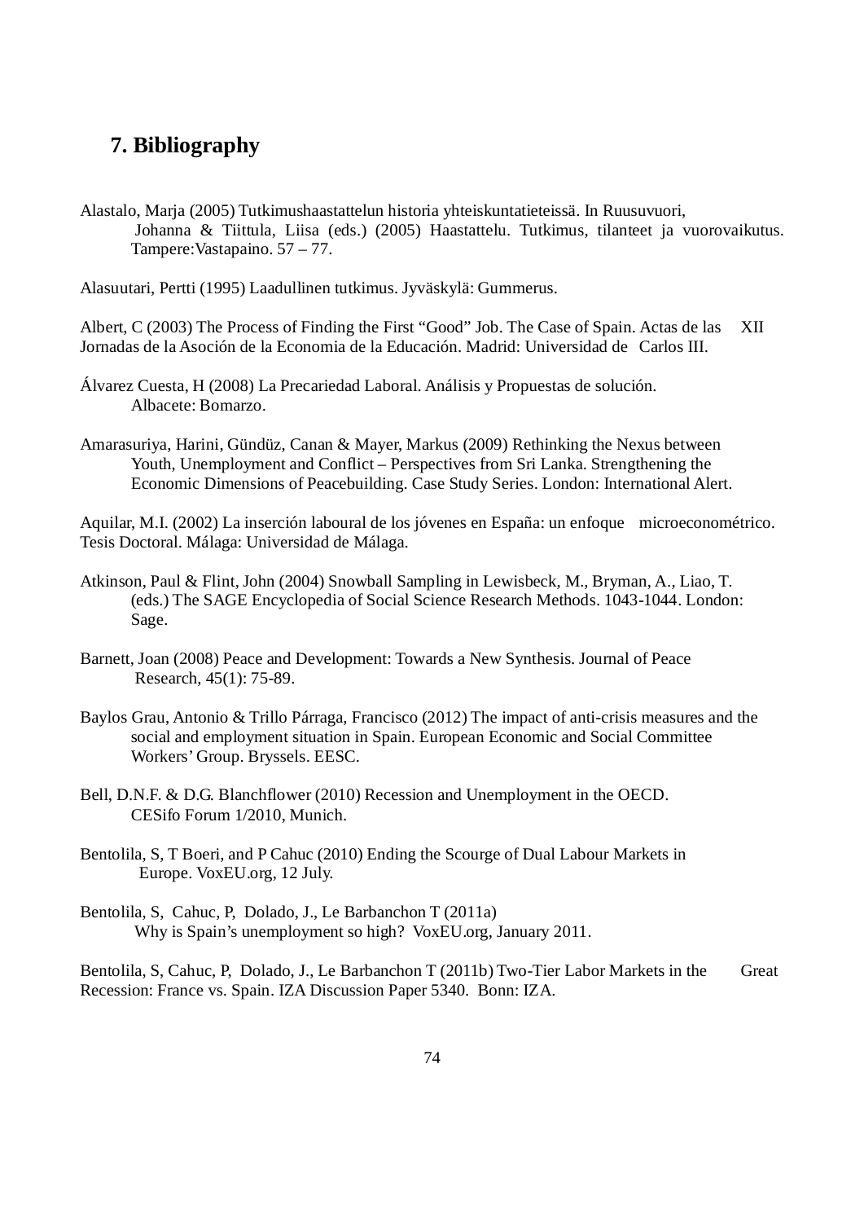## 7. Bibliography

Alastalo, Marja (2005) Tutkimushaastattelun historia yhteiskuntatieteissä. In Ruusuvuori, Johanna & Tiittula, Liisa (eds.) (2005) Haastattelu. Tutkimus, tilanteet ja vuorovaikutus. Tampere:Vastapaino. 57 – 77.

Alasuutari, Pertti (1995) Laadullinen tutkimus. Jyväskylä: Gummerus.

Albert, C (2003) The Process of Finding the First "Good" Job. The Case of Spain. Actas de las XII Jornadas de la Asoción de la Economia de la Educación. Madrid: Universidad de Carlos III.

Álvarez Cuesta, H (2008) La Precariedad Laboral. Análisis y Propuestas de solución. Albacete: Bomarzo.

Amarasuriya, Harini, Gündüz, Canan & Mayer, Markus (2009) Rethinking the Nexus between Youth, Unemployment and Conflict – Perspectives from Sri Lanka. Strengthening the Economic Dimensions of Peacebuilding. Case Study Series. London: International Alert.

Aquilar, M.I. (2002) La inserción laboural de los jóvenes en España: un enfoque microeconométrico. Tesis Doctoral. Málaga: Universidad de Málaga.

Atkinson, Paul & Flint, John (2004) Snowball Sampling in Lewisbeck, M., Bryman, A., Liao, T. (eds.) The SAGE Encyclopedia of Social Science Research Methods. 1043-1044. London: Sage.

Barnett, Joan (2008) Peace and Development: Towards a New Synthesis. Journal of Peace Research, 45(1): 75-89.

Baylos Grau, Antonio & Trillo Párraga, Francisco (2012) The impact of anti-crisis measures and the social and employment situation in Spain. European Economic and Social Committee Workers' Group. Bryssels. EESC.

Bell, D.N.F. & D.G. Blanchflower (2010) Recession and Unemployment in the OECD. CESifo Forum 1/2010, Munich.

Bentolila, S, T Boeri, and P Cahuc (2010) Ending the Scourge of Dual Labour Markets in Europe. VoxEU.org, 12 July.

Bentolila, S, Cahuc, P, Dolado, J., Le Barbanchon T (2011a) Why is Spain's unemployment so high? VoxEU.org, January 2011.

Bentolila, S, Cahuc, P, Dolado, J., Le Barbanchon T (2011b) Two-Tier Labor Markets in the Great Recession: France vs. Spain. IZA Discussion Paper 5340. Bonn: IZA.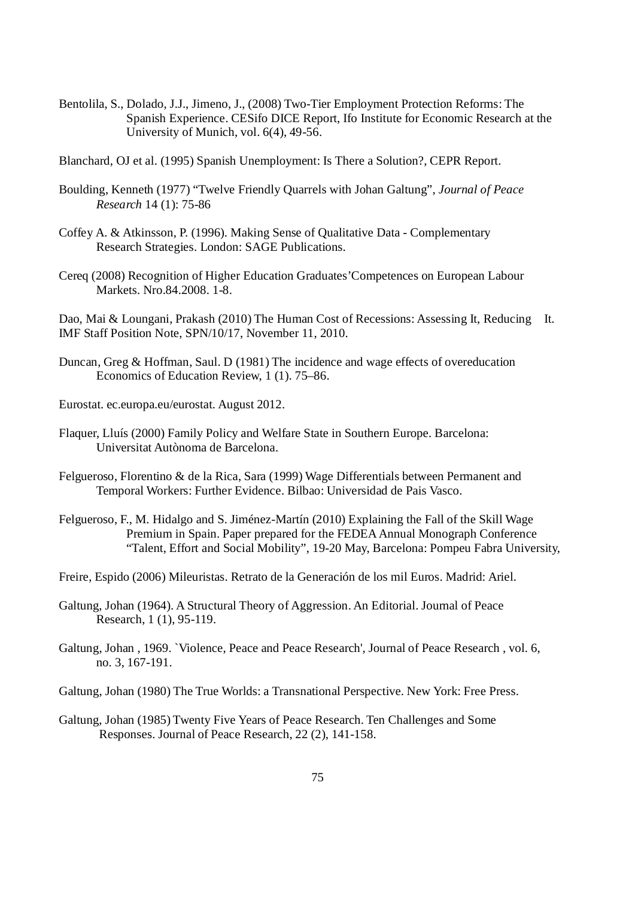Bentolila, S., Dolado, J.J., Jimeno, J., (2008) Two-Tier Employment Protection Reforms: The Spanish Experience. CESifo DICE Report, Ifo Institute for Economic Research at the University of Munich, vol. 6(4), 49-56.

Blanchard, OJ et al. (1995) Spanish Unemployment: Is There a Solution?, CEPR Report.

Boulding, Kenneth (1977) "Twelve Friendly Quarrels with Johan Galtung", *Journal of Peace Research* 14 (1): 75-86

Coffey A. & Atkinsson, P. (1996). Making Sense of Qualitative Data - Complementary Research Strategies. London: SAGE Publications.

Cereq (2008) Recognition of Higher Education Graduates'Competences on European Labour Markets. Nro.84.2008. 1-8.

Dao, Mai & Loungani, Prakash (2010) The Human Cost of Recessions: Assessing It, Reducing It. IMF Staff Position Note, SPN/10/17, November 11, 2010.

Duncan, Greg & Hoffman, Saul. D (1981) The incidence and wage effects of overeducation Economics of Education Review, 1 (1). 75–86.

Eurostat. ec.europa.eu/eurostat. August 2012.

Flaquer, Lluís (2000) Family Policy and Welfare State in Southern Europe. Barcelona: Universitat Autònoma de Barcelona.

Felgueroso, Florentino & de la Rica, Sara (1999) Wage Differentials between Permanent and Temporal Workers: Further Evidence. Bilbao: Universidad de Pais Vasco.

Felgueroso, F., M. Hidalgo and S. Jiménez-Martín (2010) Explaining the Fall of the Skill Wage Premium in Spain. Paper prepared for the FEDEA Annual Monograph Conference "Talent, Effort and Social Mobility", 19-20 May, Barcelona: Pompeu Fabra University,

Freire, Espido (2006) Mileuristas. Retrato de la Generación de los mil Euros. Madrid: Ariel.

Galtung, Johan (1964). A Structural Theory of Aggression. An Editorial. Journal of Peace Research, 1 (1), 95-119.

Galtung, Johan , 1969. `Violence, Peace and Peace Research', Journal of Peace Research , vol. 6, no. 3, 167-191.

Galtung, Johan (1980) The True Worlds: a Transnational Perspective. New York: Free Press.

Galtung, Johan (1985) Twenty Five Years of Peace Research. Ten Challenges and Some Responses. Journal of Peace Research, 22 (2), 141-158.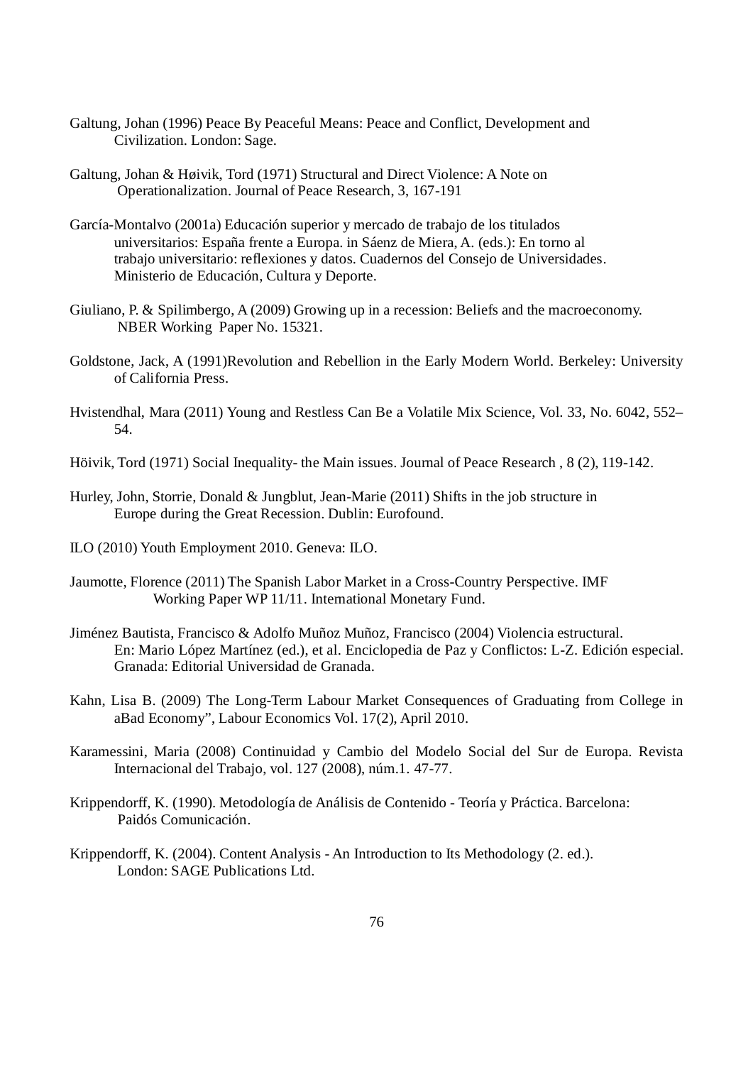Galtung, Johan (1996) Peace By Peaceful Means: Peace and Conflict, Development and Civilization. London: Sage.

Galtung, Johan & Høivik, Tord (1971) Structural and Direct Violence: A Note on Operationalization. Journal of Peace Research, 3, 167-191

García-Montalvo (2001a) Educación superior y mercado de trabajo de los titulados universitarios: España frente a Europa. in Sáenz de Miera, A. (eds.): En torno al trabajo universitario: reflexiones y datos. Cuadernos del Consejo de Universidades. Ministerio de Educación, Cultura y Deporte.

Giuliano, P. & Spilimbergo, A (2009) Growing up in a recession: Beliefs and the macroeconomy. NBER Working Paper No. 15321.

Goldstone, Jack, A (1991)Revolution and Rebellion in the Early Modern World. Berkeley: University of California Press.

Hvistendhal, Mara (2011) Young and Restless Can Be a Volatile Mix Science, Vol. 33, No. 6042, 552–54.

Höivik, Tord (1971) Social Inequality- the Main issues. Journal of Peace Research , 8 (2), 119-142.

Hurley, John, Storrie, Donald & Jungblut, Jean-Marie (2011) Shifts in the job structure in Europe during the Great Recession. Dublin: Eurofound.

ILO (2010) Youth Employment 2010. Geneva: ILO.

Jaumotte, Florence (2011) The Spanish Labor Market in a Cross-Country Perspective. IMF Working Paper WP 11/11. International Monetary Fund.

Jiménez Bautista, Francisco & Adolfo Muñoz Muñoz, Francisco (2004) Violencia estructural. En: Mario López Martínez (ed.), et al. Enciclopedia de Paz y Conflictos: L-Z. Edición especial. Granada: Editorial Universidad de Granada.

Kahn, Lisa B. (2009) The Long-Term Labour Market Consequences of Graduating from College in aBad Economy", Labour Economics Vol. 17(2), April 2010.

Karamessini, Maria (2008) Continuidad y Cambio del Modelo Social del Sur de Europa. Revista Internacional del Trabajo, vol. 127 (2008), núm.1. 47-77.

Krippendorff, K. (1990). Metodología de Análisis de Contenido - Teoría y Práctica. Barcelona: Paidós Comunicación.

Krippendorff, K. (2004). Content Analysis - An Introduction to Its Methodology (2. ed.). London: SAGE Publications Ltd.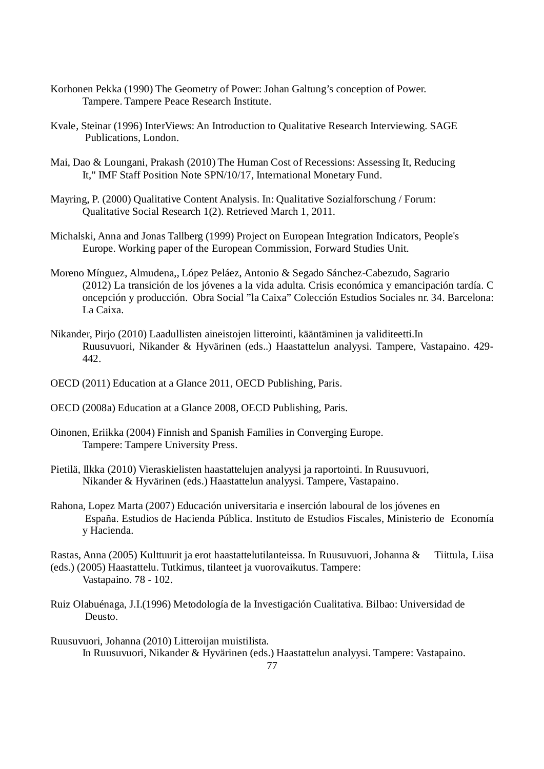Korhonen Pekka (1990) The Geometry of Power: Johan Galtung's conception of Power. Tampere. Tampere Peace Research Institute.

Kvale, Steinar (1996) InterViews: An Introduction to Qualitative Research Interviewing. SAGE Publications, London.

Mai, Dao & Loungani, Prakash (2010) The Human Cost of Recessions: Assessing It, Reducing It," IMF Staff Position Note SPN/10/17, International Monetary Fund.

Mayring, P. (2000) Qualitative Content Analysis. In: Qualitative Sozialforschung / Forum: Qualitative Social Research 1(2). Retrieved March 1, 2011.

Michalski, Anna and Jonas Tallberg (1999) Project on European Integration Indicators, People's Europe. Working paper of the European Commission, Forward Studies Unit.

Moreno Mínguez, Almudena,, López Peláez, Antonio & Segado Sánchez-Cabezudo, Sagrario (2012) La transición de los jóvenes a la vida adulta. Crisis económica y emancipación tardía. C oncepción y producción. Obra Social "la Caixa" Colección Estudios Sociales nr. 34. Barcelona: La Caixa.

Nikander, Pirjo (2010) Laadullisten aineistojen litterointi, kääntäminen ja validiteetti.In Ruusuvuori, Nikander & Hyvärinen (eds..) Haastattelun analyysi. Tampere, Vastapaino. 429-442.

OECD (2011) Education at a Glance 2011, OECD Publishing, Paris.

OECD (2008a) Education at a Glance 2008, OECD Publishing, Paris.

Oinonen, Eriikka (2004) Finnish and Spanish Families in Converging Europe. Tampere: Tampere University Press.

Pietilä, Ilkka (2010) Vieraskielisten haastattelujen analyysi ja raportointi. In Ruusuvuori, Nikander & Hyvärinen (eds.) Haastattelun analyysi. Tampere, Vastapaino.

Rahona, Lopez Marta (2007) Educación universitaria e inserción laboural de los jóvenes en España. Estudios de Hacienda Pública. Instituto de Estudios Fiscales, Ministerio de Economía y Hacienda.

Rastas, Anna (2005) Kulttuurit ja erot haastattelutilanteissa. In Ruusuvuori, Johanna & Tiittula, Liisa (eds.) (2005) Haastattelu. Tutkimus, tilanteet ja vuorovaikutus. Tampere: Vastapaino. 78 - 102.

Ruiz Olabuénaga, J.I.(1996) Metodología de la Investigación Cualitativa. Bilbao: Universidad de Deusto.

Ruusuvuori, Johanna (2010) Litteroijan muistilista. In Ruusuvuori, Nikander & Hyvärinen (eds.) Haastattelun analyysi. Tampere: Vastapaino.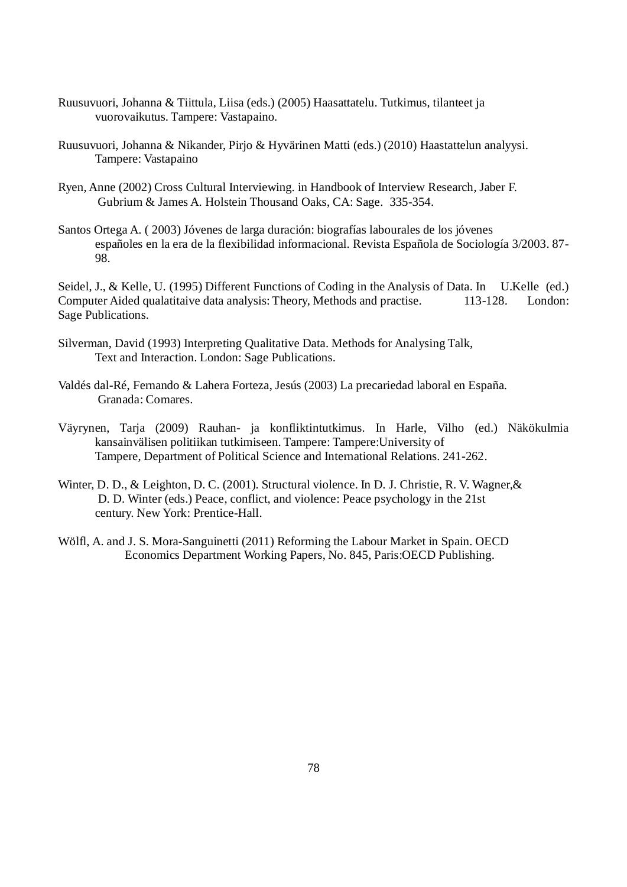Ruusuvuori, Johanna & Tiittula, Liisa (eds.) (2005) Haasattatelu. Tutkimus, tilanteet ja vuorovaikutus. Tampere: Vastapaino.

Ruusuvuori, Johanna & Nikander, Pirjo & Hyvärinen Matti (eds.) (2010) Haastattelun analyysi. Tampere: Vastapaino

Ryen, Anne (2002) Cross Cultural Interviewing. in Handbook of Interview Research, Jaber F. Gubrium & James A. Holstein Thousand Oaks, CA: Sage. 335-354.

Santos Ortega A. ( 2003) Jóvenes de larga duración: biografías labourales de los jóvenes españoles en la era de la flexibilidad informacional. Revista Española de Sociología 3/2003. 87-98.

Seidel, J., & Kelle, U. (1995) Different Functions of Coding in the Analysis of Data. In U.Kelle (ed.) Computer Aided qualatitaive data analysis: Theory, Methods and practise. 113-128. London: Sage Publications.

Silverman, David (1993) Interpreting Qualitative Data. Methods for Analysing Talk, Text and Interaction. London: Sage Publications.

Valdés dal-Ré, Fernando & Lahera Forteza, Jesús (2003) La precariedad laboral en España. Granada: Comares.

Väyrynen, Tarja (2009) Rauhan- ja konfliktintutkimus. In Harle, Vilho (ed.) Näkökulmia kansainvälisen politiikan tutkimiseen. Tampere: Tampere:University of Tampere, Department of Political Science and International Relations. 241-262.

Winter, D. D., & Leighton, D. C. (2001). Structural violence. In D. J. Christie, R. V. Wagner,& D. D. Winter (eds.) Peace, conflict, and violence: Peace psychology in the 21st century. New York: Prentice-Hall.

Wölfl, A. and J. S. Mora-Sanguinetti (2011) Reforming the Labour Market in Spain. OECD Economics Department Working Papers, No. 845, Paris:OECD Publishing.